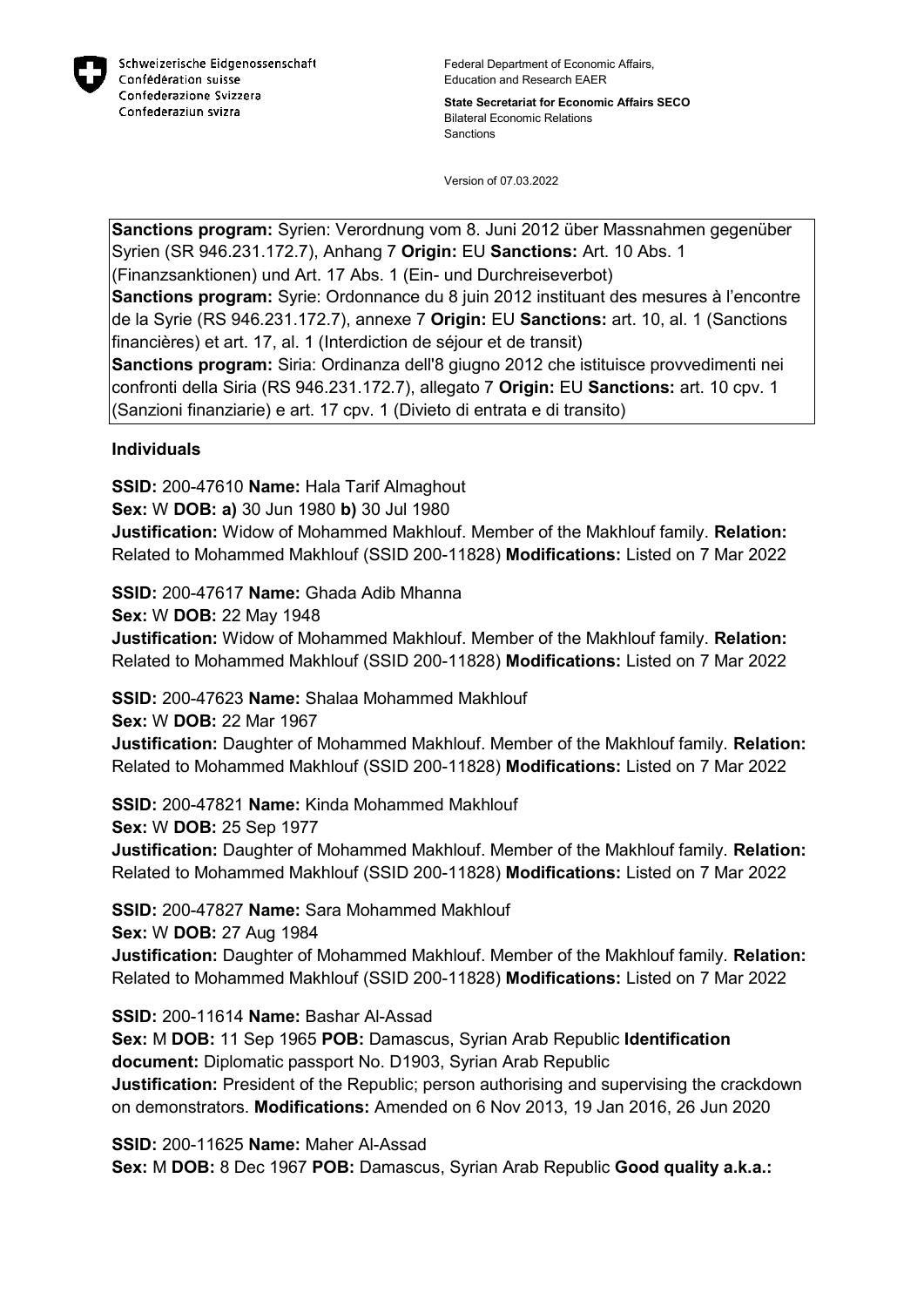Schweizerische Eidgenossenschaft
Confédération suisse
Confederazione Svizzera
Confederaziun svizra

Federal Department of Economic Affairs, Education and Research EAER

**State Secretariat for Economic Affairs SECO**
Bilateral Economic Relations
Sanctions

Version of 07.03.2022

**Sanctions program:** Syrien: Verordnung vom 8. Juni 2012 über Massnahmen gegenüber Syrien (SR 946.231.172.7), Anhang 7 **Origin:** EU **Sanctions:** Art. 10 Abs. 1 (Finanzsanktionen) und Art. 17 Abs. 1 (Ein- und Durchreiseverbot)
**Sanctions program:** Syrie: Ordonnance du 8 juin 2012 instituant des mesures à l'encontre de la Syrie (RS 946.231.172.7), annexe 7 **Origin:** EU **Sanctions:** art. 10, al. 1 (Sanctions financières) et art. 17, al. 1 (Interdiction de séjour et de transit)
**Sanctions program:** Siria: Ordinanza dell'8 giugno 2012 che istituisce provvedimenti nei confronti della Siria (RS 946.231.172.7), allegato 7 **Origin:** EU **Sanctions:** art. 10 cpv. 1 (Sanzioni finanziarie) e art. 17 cpv. 1 (Divieto di entrata e di transito)

## Individuals

**SSID:** 200-47610 **Name:** Hala Tarif Almaghout
**Sex:** W **DOB:** **a)** 30 Jun 1980 **b)** 30 Jul 1980
**Justification:** Widow of Mohammed Makhlouf. Member of the Makhlouf family. **Relation:** Related to Mohammed Makhlouf (SSID 200-11828) **Modifications:** Listed on 7 Mar 2022

**SSID:** 200-47617 **Name:** Ghada Adib Mhanna
**Sex:** W **DOB:** 22 May 1948
**Justification:** Widow of Mohammed Makhlouf. Member of the Makhlouf family. **Relation:** Related to Mohammed Makhlouf (SSID 200-11828) **Modifications:** Listed on 7 Mar 2022

**SSID:** 200-47623 **Name:** Shalaa Mohammed Makhlouf
**Sex:** W **DOB:** 22 Mar 1967
**Justification:** Daughter of Mohammed Makhlouf. Member of the Makhlouf family. **Relation:** Related to Mohammed Makhlouf (SSID 200-11828) **Modifications:** Listed on 7 Mar 2022

**SSID:** 200-47821 **Name:** Kinda Mohammed Makhlouf
**Sex:** W **DOB:** 25 Sep 1977
**Justification:** Daughter of Mohammed Makhlouf. Member of the Makhlouf family. **Relation:** Related to Mohammed Makhlouf (SSID 200-11828) **Modifications:** Listed on 7 Mar 2022

**SSID:** 200-47827 **Name:** Sara Mohammed Makhlouf
**Sex:** W **DOB:** 27 Aug 1984
**Justification:** Daughter of Mohammed Makhlouf. Member of the Makhlouf family. **Relation:** Related to Mohammed Makhlouf (SSID 200-11828) **Modifications:** Listed on 7 Mar 2022

**SSID:** 200-11614 **Name:** Bashar Al-Assad
**Sex:** M **DOB:** 11 Sep 1965 **POB:** Damascus, Syrian Arab Republic **Identification document:** Diplomatic passport No. D1903, Syrian Arab Republic
**Justification:** President of the Republic; person authorising and supervising the crackdown on demonstrators. **Modifications:** Amended on 6 Nov 2013, 19 Jan 2016, 26 Jun 2020

**SSID:** 200-11625 **Name:** Maher Al-Assad
**Sex:** M **DOB:** 8 Dec 1967 **POB:** Damascus, Syrian Arab Republic **Good quality a.k.a.:**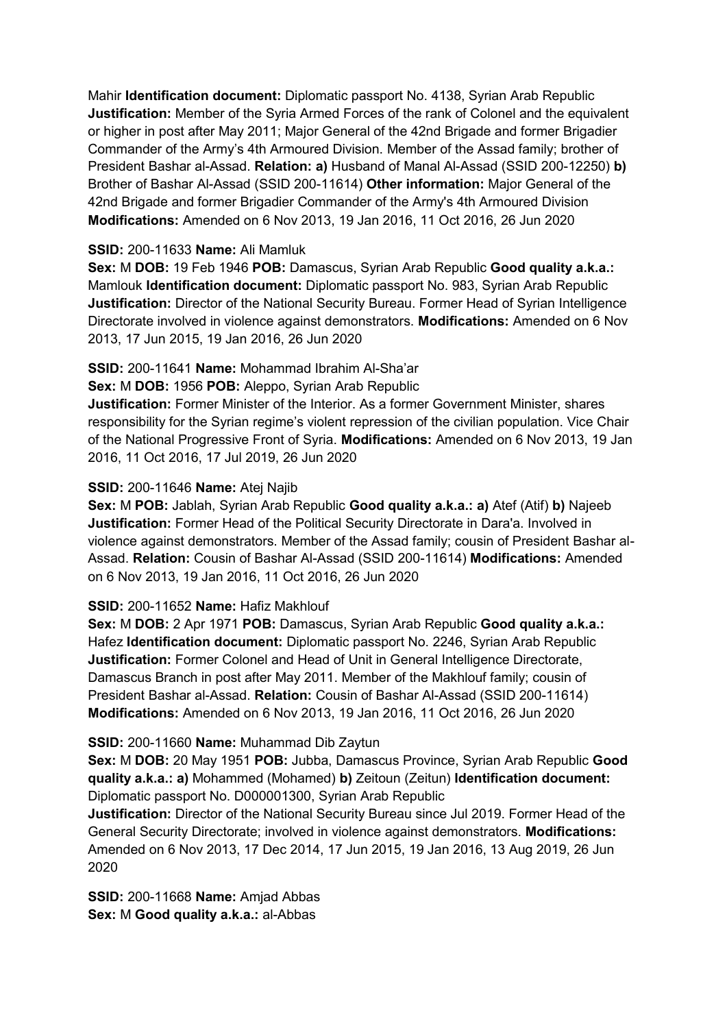Mahir **Identification document:** Diplomatic passport No. 4138, Syrian Arab Republic **Justification:** Member of the Syria Armed Forces of the rank of Colonel and the equivalent or higher in post after May 2011; Major General of the 42nd Brigade and former Brigadier Commander of the Army's 4th Armoured Division. Member of the Assad family; brother of President Bashar al-Assad. **Relation: a)** Husband of Manal Al-Assad (SSID 200-12250) **b)** Brother of Bashar Al-Assad (SSID 200-11614) **Other information:** Major General of the 42nd Brigade and former Brigadier Commander of the Army's 4th Armoured Division **Modifications:** Amended on 6 Nov 2013, 19 Jan 2016, 11 Oct 2016, 26 Jun 2020

**SSID:** 200-11633 **Name:** Ali Mamluk
**Sex:** M **DOB:** 19 Feb 1946 **POB:** Damascus, Syrian Arab Republic **Good quality a.k.a.:** Mamlouk **Identification document:** Diplomatic passport No. 983, Syrian Arab Republic **Justification:** Director of the National Security Bureau. Former Head of Syrian Intelligence Directorate involved in violence against demonstrators. **Modifications:** Amended on 6 Nov 2013, 17 Jun 2015, 19 Jan 2016, 26 Jun 2020

**SSID:** 200-11641 **Name:** Mohammad Ibrahim Al-Sha'ar
**Sex:** M **DOB:** 1956 **POB:** Aleppo, Syrian Arab Republic
**Justification:** Former Minister of the Interior. As a former Government Minister, shares responsibility for the Syrian regime's violent repression of the civilian population. Vice Chair of the National Progressive Front of Syria. **Modifications:** Amended on 6 Nov 2013, 19 Jan 2016, 11 Oct 2016, 17 Jul 2019, 26 Jun 2020

**SSID:** 200-11646 **Name:** Atej Najib
**Sex:** M **POB:** Jablah, Syrian Arab Republic **Good quality a.k.a.: a)** Atef (Atif) **b)** Najeeb **Justification:** Former Head of the Political Security Directorate in Dara'a. Involved in violence against demonstrators. Member of the Assad family; cousin of President Bashar al-Assad. **Relation:** Cousin of Bashar Al-Assad (SSID 200-11614) **Modifications:** Amended on 6 Nov 2013, 19 Jan 2016, 11 Oct 2016, 26 Jun 2020

**SSID:** 200-11652 **Name:** Hafiz Makhlouf
**Sex:** M **DOB:** 2 Apr 1971 **POB:** Damascus, Syrian Arab Republic **Good quality a.k.a.:** Hafez **Identification document:** Diplomatic passport No. 2246, Syrian Arab Republic **Justification:** Former Colonel and Head of Unit in General Intelligence Directorate, Damascus Branch in post after May 2011. Member of the Makhlouf family; cousin of President Bashar al-Assad. **Relation:** Cousin of Bashar Al-Assad (SSID 200-11614) **Modifications:** Amended on 6 Nov 2013, 19 Jan 2016, 11 Oct 2016, 26 Jun 2020

**SSID:** 200-11660 **Name:** Muhammad Dib Zaytun
**Sex:** M **DOB:** 20 May 1951 **POB:** Jubba, Damascus Province, Syrian Arab Republic **Good quality a.k.a.: a)** Mohammed (Mohamed) **b)** Zeitoun (Zeitun) **Identification document:** Diplomatic passport No. D000001300, Syrian Arab Republic
**Justification:** Director of the National Security Bureau since Jul 2019. Former Head of the General Security Directorate; involved in violence against demonstrators. **Modifications:** Amended on 6 Nov 2013, 17 Dec 2014, 17 Jun 2015, 19 Jan 2016, 13 Aug 2019, 26 Jun 2020

**SSID:** 200-11668 **Name:** Amjad Abbas
**Sex:** M **Good quality a.k.a.:** al-Abbas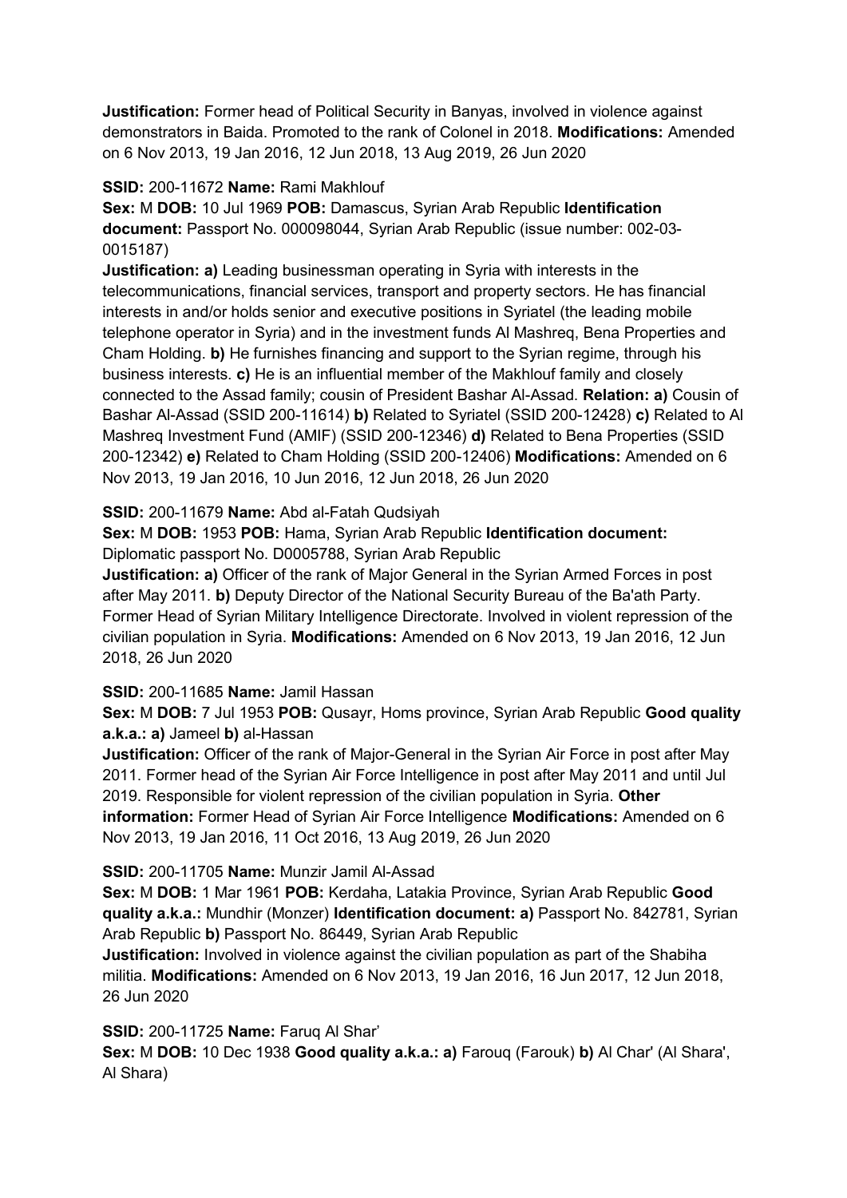**Justification:** Former head of Political Security in Banyas, involved in violence against demonstrators in Baida. Promoted to the rank of Colonel in 2018. **Modifications:** Amended on 6 Nov 2013, 19 Jan 2016, 12 Jun 2018, 13 Aug 2019, 26 Jun 2020

**SSID:** 200-11672 **Name:** Rami Makhlouf

**Sex:** M **DOB:** 10 Jul 1969 **POB:** Damascus, Syrian Arab Republic **Identification document:** Passport No. 000098044, Syrian Arab Republic (issue number: 002-03-0015187)

**Justification: a)** Leading businessman operating in Syria with interests in the telecommunications, financial services, transport and property sectors. He has financial interests in and/or holds senior and executive positions in Syriatel (the leading mobile telephone operator in Syria) and in the investment funds Al Mashreq, Bena Properties and Cham Holding. **b)** He furnishes financing and support to the Syrian regime, through his business interests. **c)** He is an influential member of the Makhlouf family and closely connected to the Assad family; cousin of President Bashar Al-Assad. **Relation: a)** Cousin of Bashar Al-Assad (SSID 200-11614) **b)** Related to Syriatel (SSID 200-12428) **c)** Related to Al Mashreq Investment Fund (AMIF) (SSID 200-12346) **d)** Related to Bena Properties (SSID 200-12342) **e)** Related to Cham Holding (SSID 200-12406) **Modifications:** Amended on 6 Nov 2013, 19 Jan 2016, 10 Jun 2016, 12 Jun 2018, 26 Jun 2020

**SSID:** 200-11679 **Name:** Abd al-Fatah Qudsiyah

**Sex:** M **DOB:** 1953 **POB:** Hama, Syrian Arab Republic **Identification document:** Diplomatic passport No. D0005788, Syrian Arab Republic

**Justification: a)** Officer of the rank of Major General in the Syrian Armed Forces in post after May 2011. **b)** Deputy Director of the National Security Bureau of the Ba'ath Party. Former Head of Syrian Military Intelligence Directorate. Involved in violent repression of the civilian population in Syria. **Modifications:** Amended on 6 Nov 2013, 19 Jan 2016, 12 Jun 2018, 26 Jun 2020

**SSID:** 200-11685 **Name:** Jamil Hassan

**Sex:** M **DOB:** 7 Jul 1953 **POB:** Qusayr, Homs province, Syrian Arab Republic **Good quality a.k.a.: a)** Jameel **b)** al-Hassan

**Justification:** Officer of the rank of Major-General in the Syrian Air Force in post after May 2011. Former head of the Syrian Air Force Intelligence in post after May 2011 and until Jul 2019. Responsible for violent repression of the civilian population in Syria. **Other information:** Former Head of Syrian Air Force Intelligence **Modifications:** Amended on 6 Nov 2013, 19 Jan 2016, 11 Oct 2016, 13 Aug 2019, 26 Jun 2020

**SSID:** 200-11705 **Name:** Munzir Jamil Al-Assad

**Sex:** M **DOB:** 1 Mar 1961 **POB:** Kerdaha, Latakia Province, Syrian Arab Republic **Good quality a.k.a.:** Mundhir (Monzer) **Identification document: a)** Passport No. 842781, Syrian Arab Republic **b)** Passport No. 86449, Syrian Arab Republic

**Justification:** Involved in violence against the civilian population as part of the Shabiha militia. **Modifications:** Amended on 6 Nov 2013, 19 Jan 2016, 16 Jun 2017, 12 Jun 2018, 26 Jun 2020

**SSID:** 200-11725 **Name:** Faruq Al Shar'

**Sex:** M **DOB:** 10 Dec 1938 **Good quality a.k.a.: a)** Farouq (Farouk) **b)** Al Char' (Al Shara', Al Shara)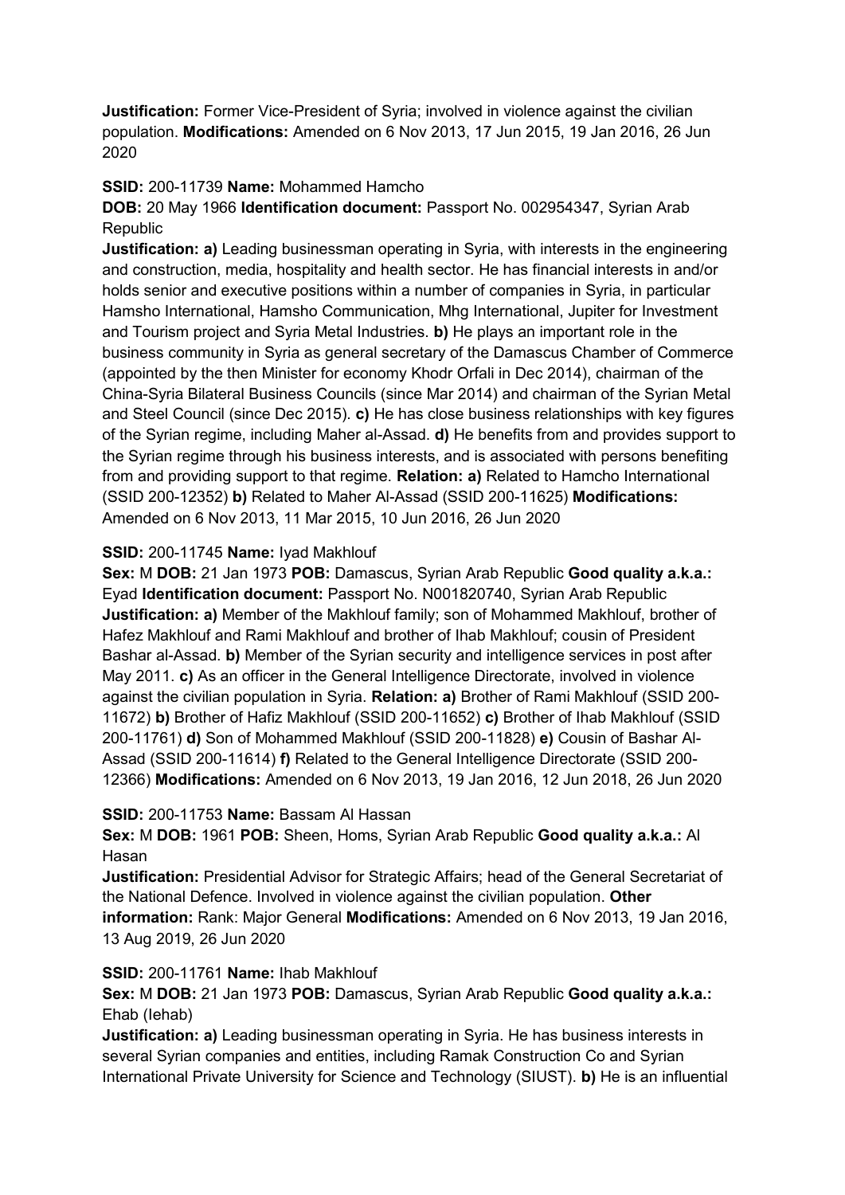**Justification:** Former Vice-President of Syria; involved in violence against the civilian population. **Modifications:** Amended on 6 Nov 2013, 17 Jun 2015, 19 Jan 2016, 26 Jun 2020

**SSID:** 200-11739 **Name:** Mohammed Hamcho

**DOB:** 20 May 1966 **Identification document:** Passport No. 002954347, Syrian Arab Republic

**Justification: a)** Leading businessman operating in Syria, with interests in the engineering and construction, media, hospitality and health sector. He has financial interests in and/or holds senior and executive positions within a number of companies in Syria, in particular Hamsho International, Hamsho Communication, Mhg International, Jupiter for Investment and Tourism project and Syria Metal Industries. **b)** He plays an important role in the business community in Syria as general secretary of the Damascus Chamber of Commerce (appointed by the then Minister for economy Khodr Orfali in Dec 2014), chairman of the China-Syria Bilateral Business Councils (since Mar 2014) and chairman of the Syrian Metal and Steel Council (since Dec 2015). **c)** He has close business relationships with key figures of the Syrian regime, including Maher al-Assad. **d)** He benefits from and provides support to the Syrian regime through his business interests, and is associated with persons benefiting from and providing support to that regime. **Relation: a)** Related to Hamcho International (SSID 200-12352) **b)** Related to Maher Al-Assad (SSID 200-11625) **Modifications:** Amended on 6 Nov 2013, 11 Mar 2015, 10 Jun 2016, 26 Jun 2020

**SSID:** 200-11745 **Name:** Iyad Makhlouf

**Sex:** M **DOB:** 21 Jan 1973 **POB:** Damascus, Syrian Arab Republic **Good quality a.k.a.:** Eyad **Identification document:** Passport No. N001820740, Syrian Arab Republic

**Justification: a)** Member of the Makhlouf family; son of Mohammed Makhlouf, brother of Hafez Makhlouf and Rami Makhlouf and brother of Ihab Makhlouf; cousin of President Bashar al-Assad. **b)** Member of the Syrian security and intelligence services in post after May 2011. **c)** As an officer in the General Intelligence Directorate, involved in violence against the civilian population in Syria. **Relation: a)** Brother of Rami Makhlouf (SSID 200-11672) **b)** Brother of Hafiz Makhlouf (SSID 200-11652) **c)** Brother of Ihab Makhlouf (SSID 200-11761) **d)** Son of Mohammed Makhlouf (SSID 200-11828) **e)** Cousin of Bashar Al-Assad (SSID 200-11614) **f)** Related to the General Intelligence Directorate (SSID 200-12366) **Modifications:** Amended on 6 Nov 2013, 19 Jan 2016, 12 Jun 2018, 26 Jun 2020

**SSID:** 200-11753 **Name:** Bassam Al Hassan

**Sex:** M **DOB:** 1961 **POB:** Sheen, Homs, Syrian Arab Republic **Good quality a.k.a.:** Al Hasan

**Justification:** Presidential Advisor for Strategic Affairs; head of the General Secretariat of the National Defence. Involved in violence against the civilian population. **Other information:** Rank: Major General **Modifications:** Amended on 6 Nov 2013, 19 Jan 2016, 13 Aug 2019, 26 Jun 2020

**SSID:** 200-11761 **Name:** Ihab Makhlouf

**Sex:** M **DOB:** 21 Jan 1973 **POB:** Damascus, Syrian Arab Republic **Good quality a.k.a.:** Ehab (Iehab)

**Justification: a)** Leading businessman operating in Syria. He has business interests in several Syrian companies and entities, including Ramak Construction Co and Syrian International Private University for Science and Technology (SIUST). **b)** He is an influential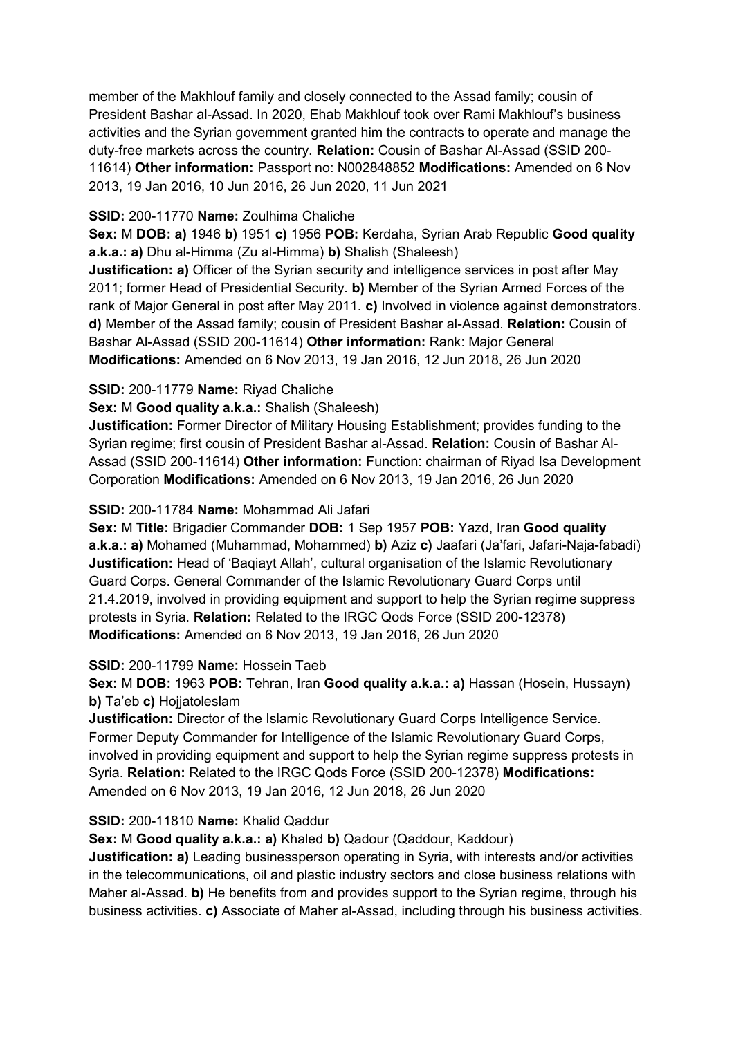member of the Makhlouf family and closely connected to the Assad family; cousin of President Bashar al-Assad. In 2020, Ehab Makhlouf took over Rami Makhlouf's business activities and the Syrian government granted him the contracts to operate and manage the duty-free markets across the country. **Relation:** Cousin of Bashar Al-Assad (SSID 200-11614) **Other information:** Passport no: N002848852 **Modifications:** Amended on 6 Nov 2013, 19 Jan 2016, 10 Jun 2016, 26 Jun 2020, 11 Jun 2021

**SSID:** 200-11770 **Name:** Zoulhima Chaliche

**Sex:** M **DOB: a)** 1946 **b)** 1951 **c)** 1956 **POB:** Kerdaha, Syrian Arab Republic **Good quality a.k.a.: a)** Dhu al-Himma (Zu al-Himma) **b)** Shalish (Shaleesh)

**Justification: a)** Officer of the Syrian security and intelligence services in post after May 2011; former Head of Presidential Security. **b)** Member of the Syrian Armed Forces of the rank of Major General in post after May 2011. **c)** Involved in violence against demonstrators. **d)** Member of the Assad family; cousin of President Bashar al-Assad. **Relation:** Cousin of Bashar Al-Assad (SSID 200-11614) **Other information:** Rank: Major General **Modifications:** Amended on 6 Nov 2013, 19 Jan 2016, 12 Jun 2018, 26 Jun 2020

**SSID:** 200-11779 **Name:** Riyad Chaliche

**Sex:** M **Good quality a.k.a.:** Shalish (Shaleesh)

**Justification:** Former Director of Military Housing Establishment; provides funding to the Syrian regime; first cousin of President Bashar al-Assad. **Relation:** Cousin of Bashar Al-Assad (SSID 200-11614) **Other information:** Function: chairman of Riyad Isa Development Corporation **Modifications:** Amended on 6 Nov 2013, 19 Jan 2016, 26 Jun 2020

**SSID:** 200-11784 **Name:** Mohammad Ali Jafari

**Sex:** M **Title:** Brigadier Commander **DOB:** 1 Sep 1957 **POB:** Yazd, Iran **Good quality a.k.a.: a)** Mohamed (Muhammad, Mohammed) **b)** Aziz **c)** Jaafari (Ja'fari, Jafari-Naja-fabadi)

**Justification:** Head of 'Baqiayt Allah', cultural organisation of the Islamic Revolutionary Guard Corps. General Commander of the Islamic Revolutionary Guard Corps until 21.4.2019, involved in providing equipment and support to help the Syrian regime suppress protests in Syria. **Relation:** Related to the IRGC Qods Force (SSID 200-12378) **Modifications:** Amended on 6 Nov 2013, 19 Jan 2016, 26 Jun 2020

**SSID:** 200-11799 **Name:** Hossein Taeb

**Sex:** M **DOB:** 1963 **POB:** Tehran, Iran **Good quality a.k.a.: a)** Hassan (Hosein, Hussayn) **b)** Ta'eb **c)** Hojjatoleslam

**Justification:** Director of the Islamic Revolutionary Guard Corps Intelligence Service. Former Deputy Commander for Intelligence of the Islamic Revolutionary Guard Corps, involved in providing equipment and support to help the Syrian regime suppress protests in Syria. **Relation:** Related to the IRGC Qods Force (SSID 200-12378) **Modifications:** Amended on 6 Nov 2013, 19 Jan 2016, 12 Jun 2018, 26 Jun 2020

**SSID:** 200-11810 **Name:** Khalid Qaddur

**Sex:** M **Good quality a.k.a.: a)** Khaled **b)** Qadour (Qaddour, Kaddour)

**Justification: a)** Leading businessperson operating in Syria, with interests and/or activities in the telecommunications, oil and plastic industry sectors and close business relations with Maher al-Assad. **b)** He benefits from and provides support to the Syrian regime, through his business activities. **c)** Associate of Maher al-Assad, including through his business activities.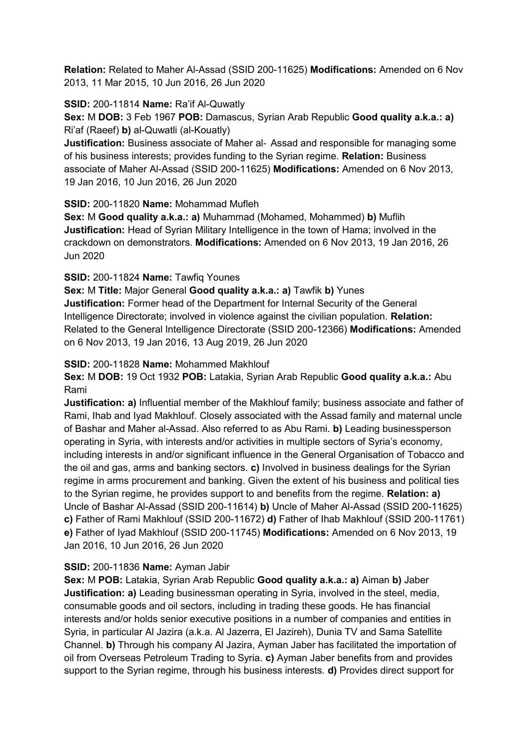**Relation:** Related to Maher Al-Assad (SSID 200-11625) **Modifications:** Amended on 6 Nov 2013, 11 Mar 2015, 10 Jun 2016, 26 Jun 2020

**SSID:** 200-11814 **Name:** Ra'if Al-Quwatly

**Sex:** M **DOB:** 3 Feb 1967 **POB:** Damascus, Syrian Arab Republic **Good quality a.k.a.: a)** Ri'af (Raeef) **b)** al-Quwatli (al-Kouatly)

**Justification:** Business associate of Maher al- Assad and responsible for managing some of his business interests; provides funding to the Syrian regime. **Relation:** Business associate of Maher Al-Assad (SSID 200-11625) **Modifications:** Amended on 6 Nov 2013, 19 Jan 2016, 10 Jun 2016, 26 Jun 2020

**SSID:** 200-11820 **Name:** Mohammad Mufleh

**Sex:** M **Good quality a.k.a.: a)** Muhammad (Mohamed, Mohammed) **b)** Muflih

**Justification:** Head of Syrian Military Intelligence in the town of Hama; involved in the crackdown on demonstrators. **Modifications:** Amended on 6 Nov 2013, 19 Jan 2016, 26 Jun 2020

**SSID:** 200-11824 **Name:** Tawfiq Younes

**Sex:** M **Title:** Major General **Good quality a.k.a.: a)** Tawfik **b)** Yunes

**Justification:** Former head of the Department for Internal Security of the General Intelligence Directorate; involved in violence against the civilian population. **Relation:** Related to the General Intelligence Directorate (SSID 200-12366) **Modifications:** Amended on 6 Nov 2013, 19 Jan 2016, 13 Aug 2019, 26 Jun 2020

**SSID:** 200-11828 **Name:** Mohammed Makhlouf

**Sex:** M **DOB:** 19 Oct 1932 **POB:** Latakia, Syrian Arab Republic **Good quality a.k.a.:** Abu Rami

**Justification: a)** Influential member of the Makhlouf family; business associate and father of Rami, Ihab and Iyad Makhlouf. Closely associated with the Assad family and maternal uncle of Bashar and Maher al-Assad. Also referred to as Abu Rami. **b)** Leading businessperson operating in Syria, with interests and/or activities in multiple sectors of Syria's economy, including interests in and/or significant influence in the General Organisation of Tobacco and the oil and gas, arms and banking sectors. **c)** Involved in business dealings for the Syrian regime in arms procurement and banking. Given the extent of his business and political ties to the Syrian regime, he provides support to and benefits from the regime. **Relation: a)** Uncle of Bashar Al-Assad (SSID 200-11614) **b)** Uncle of Maher Al-Assad (SSID 200-11625) **c)** Father of Rami Makhlouf (SSID 200-11672) **d)** Father of Ihab Makhlouf (SSID 200-11761) **e)** Father of Iyad Makhlouf (SSID 200-11745) **Modifications:** Amended on 6 Nov 2013, 19 Jan 2016, 10 Jun 2016, 26 Jun 2020

**SSID:** 200-11836 **Name:** Ayman Jabir

**Sex:** M **POB:** Latakia, Syrian Arab Republic **Good quality a.k.a.: a)** Aiman **b)** Jaber

**Justification: a)** Leading businessman operating in Syria, involved in the steel, media, consumable goods and oil sectors, including in trading these goods. He has financial interests and/or holds senior executive positions in a number of companies and entities in Syria, in particular Al Jazira (a.k.a. Al Jazerra, El Jazireh), Dunia TV and Sama Satellite Channel. **b)** Through his company Al Jazira, Ayman Jaber has facilitated the importation of oil from Overseas Petroleum Trading to Syria. **c)** Ayman Jaber benefits from and provides support to the Syrian regime, through his business interests. **d)** Provides direct support for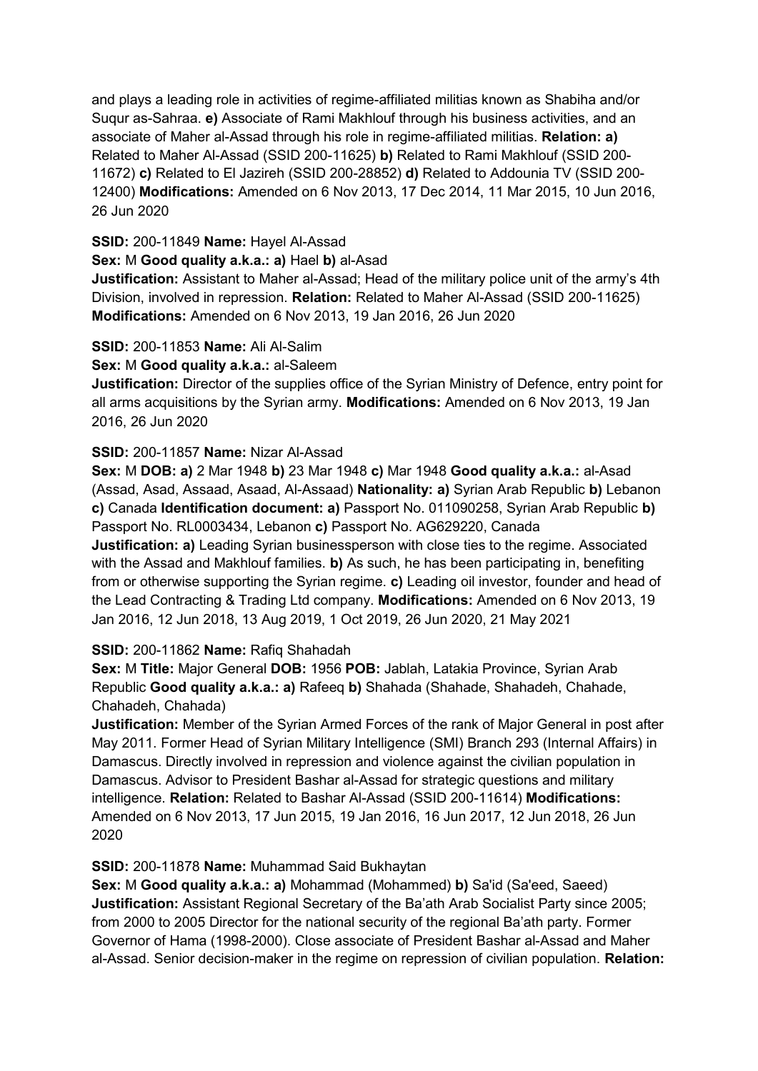and plays a leading role in activities of regime-affiliated militias known as Shabiha and/or Suqur as-Sahraa. **e)** Associate of Rami Makhlouf through his business activities, and an associate of Maher al-Assad through his role in regime-affiliated militias. **Relation: a)** Related to Maher Al-Assad (SSID 200-11625) **b)** Related to Rami Makhlouf (SSID 200-11672) **c)** Related to El Jazireh (SSID 200-28852) **d)** Related to Addounia TV (SSID 200-12400) **Modifications:** Amended on 6 Nov 2013, 17 Dec 2014, 11 Mar 2015, 10 Jun 2016, 26 Jun 2020

**SSID:** 200-11849 **Name:** Hayel Al-Assad
**Sex:** M **Good quality a.k.a.: a)** Hael **b)** al-Asad
**Justification:** Assistant to Maher al-Assad; Head of the military police unit of the army's 4th Division, involved in repression. **Relation:** Related to Maher Al-Assad (SSID 200-11625) **Modifications:** Amended on 6 Nov 2013, 19 Jan 2016, 26 Jun 2020

**SSID:** 200-11853 **Name:** Ali Al-Salim
**Sex:** M **Good quality a.k.a.:** al-Saleem
**Justification:** Director of the supplies office of the Syrian Ministry of Defence, entry point for all arms acquisitions by the Syrian army. **Modifications:** Amended on 6 Nov 2013, 19 Jan 2016, 26 Jun 2020

**SSID:** 200-11857 **Name:** Nizar Al-Assad
**Sex:** M **DOB: a)** 2 Mar 1948 **b)** 23 Mar 1948 **c)** Mar 1948 **Good quality a.k.a.:** al-Asad (Assad, Asad, Assaad, Asaad, Al-Assaad) **Nationality: a)** Syrian Arab Republic **b)** Lebanon **c)** Canada **Identification document: a)** Passport No. 011090258, Syrian Arab Republic **b)** Passport No. RL0003434, Lebanon **c)** Passport No. AG629220, Canada
**Justification: a)** Leading Syrian businessperson with close ties to the regime. Associated with the Assad and Makhlouf families. **b)** As such, he has been participating in, benefiting from or otherwise supporting the Syrian regime. **c)** Leading oil investor, founder and head of the Lead Contracting & Trading Ltd company. **Modifications:** Amended on 6 Nov 2013, 19 Jan 2016, 12 Jun 2018, 13 Aug 2019, 1 Oct 2019, 26 Jun 2020, 21 May 2021

**SSID:** 200-11862 **Name:** Rafiq Shahadah
**Sex:** M **Title:** Major General **DOB:** 1956 **POB:** Jablah, Latakia Province, Syrian Arab Republic **Good quality a.k.a.: a)** Rafeeq **b)** Shahada (Shahade, Shahadeh, Chahade, Chahadeh, Chahada)
**Justification:** Member of the Syrian Armed Forces of the rank of Major General in post after May 2011. Former Head of Syrian Military Intelligence (SMI) Branch 293 (Internal Affairs) in Damascus. Directly involved in repression and violence against the civilian population in Damascus. Advisor to President Bashar al-Assad for strategic questions and military intelligence. **Relation:** Related to Bashar Al-Assad (SSID 200-11614) **Modifications:** Amended on 6 Nov 2013, 17 Jun 2015, 19 Jan 2016, 16 Jun 2017, 12 Jun 2018, 26 Jun 2020

**SSID:** 200-11878 **Name:** Muhammad Said Bukhaytan
**Sex:** M **Good quality a.k.a.: a)** Mohammad (Mohammed) **b)** Sa'id (Sa'eed, Saeed)
**Justification:** Assistant Regional Secretary of the Ba'ath Arab Socialist Party since 2005; from 2000 to 2005 Director for the national security of the regional Ba'ath party. Former Governor of Hama (1998-2000). Close associate of President Bashar al-Assad and Maher al-Assad. Senior decision-maker in the regime on repression of civilian population. **Relation:**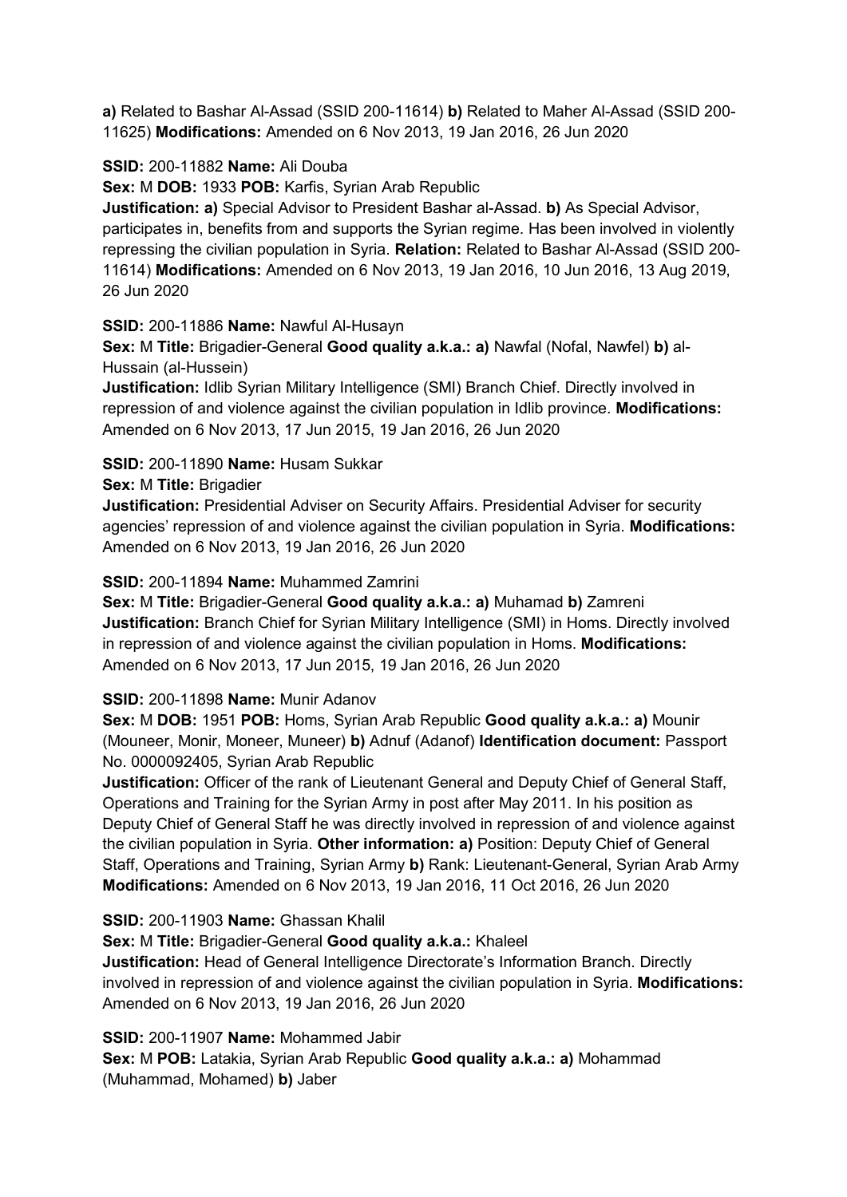**a)** Related to Bashar Al-Assad (SSID 200-11614) **b)** Related to Maher Al-Assad (SSID 200-11625) **Modifications:** Amended on 6 Nov 2013, 19 Jan 2016, 26 Jun 2020

**SSID:** 200-11882 **Name:** Ali Douba
**Sex:** M **DOB:** 1933 **POB:** Karfis, Syrian Arab Republic
**Justification: a)** Special Advisor to President Bashar al-Assad. **b)** As Special Advisor, participates in, benefits from and supports the Syrian regime. Has been involved in violently repressing the civilian population in Syria. **Relation:** Related to Bashar Al-Assad (SSID 200-11614) **Modifications:** Amended on 6 Nov 2013, 19 Jan 2016, 10 Jun 2016, 13 Aug 2019, 26 Jun 2020

**SSID:** 200-11886 **Name:** Nawful Al-Husayn
**Sex:** M **Title:** Brigadier-General **Good quality a.k.a.: a)** Nawfal (Nofal, Nawfel) **b)** al-Hussain (al-Hussein)
**Justification:** Idlib Syrian Military Intelligence (SMI) Branch Chief. Directly involved in repression of and violence against the civilian population in Idlib province. **Modifications:** Amended on 6 Nov 2013, 17 Jun 2015, 19 Jan 2016, 26 Jun 2020

**SSID:** 200-11890 **Name:** Husam Sukkar
**Sex:** M **Title:** Brigadier
**Justification:** Presidential Adviser on Security Affairs. Presidential Adviser for security agencies' repression of and violence against the civilian population in Syria. **Modifications:** Amended on 6 Nov 2013, 19 Jan 2016, 26 Jun 2020

**SSID:** 200-11894 **Name:** Muhammed Zamrini
**Sex:** M **Title:** Brigadier-General **Good quality a.k.a.: a)** Muhamad **b)** Zamreni
**Justification:** Branch Chief for Syrian Military Intelligence (SMI) in Homs. Directly involved in repression of and violence against the civilian population in Homs. **Modifications:** Amended on 6 Nov 2013, 17 Jun 2015, 19 Jan 2016, 26 Jun 2020

**SSID:** 200-11898 **Name:** Munir Adanov
**Sex:** M **DOB:** 1951 **POB:** Homs, Syrian Arab Republic **Good quality a.k.a.: a)** Mounir (Mouneer, Monir, Moneer, Muneer) **b)** Adnuf (Adanof) **Identification document:** Passport No. 0000092405, Syrian Arab Republic
**Justification:** Officer of the rank of Lieutenant General and Deputy Chief of General Staff, Operations and Training for the Syrian Army in post after May 2011. In his position as Deputy Chief of General Staff he was directly involved in repression of and violence against the civilian population in Syria. **Other information: a)** Position: Deputy Chief of General Staff, Operations and Training, Syrian Army **b)** Rank: Lieutenant-General, Syrian Arab Army **Modifications:** Amended on 6 Nov 2013, 19 Jan 2016, 11 Oct 2016, 26 Jun 2020

**SSID:** 200-11903 **Name:** Ghassan Khalil
**Sex:** M **Title:** Brigadier-General **Good quality a.k.a.:** Khaleel
**Justification:** Head of General Intelligence Directorate's Information Branch. Directly involved in repression of and violence against the civilian population in Syria. **Modifications:** Amended on 6 Nov 2013, 19 Jan 2016, 26 Jun 2020

**SSID:** 200-11907 **Name:** Mohammed Jabir
**Sex:** M **POB:** Latakia, Syrian Arab Republic **Good quality a.k.a.: a)** Mohammad (Muhammad, Mohamed) **b)** Jaber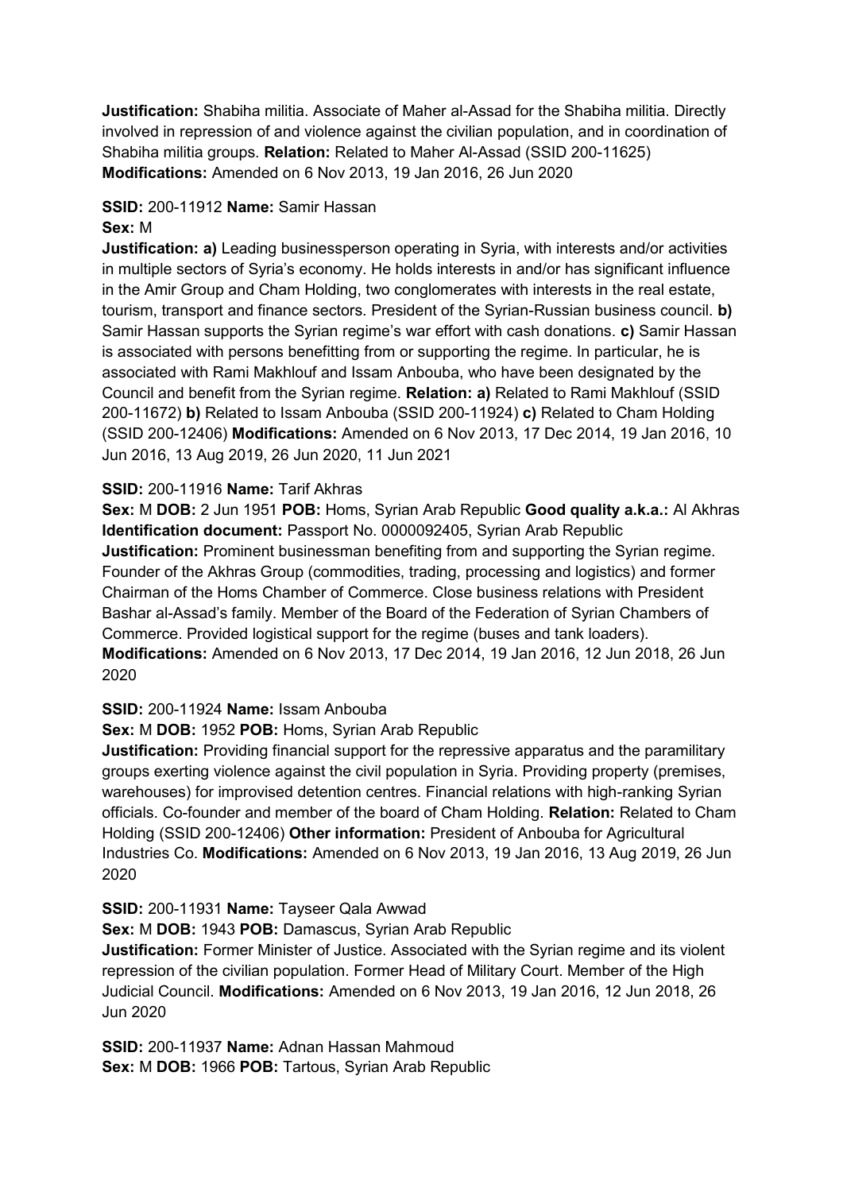**Justification:** Shabiha militia. Associate of Maher al-Assad for the Shabiha militia. Directly involved in repression of and violence against the civilian population, and in coordination of Shabiha militia groups. **Relation:** Related to Maher Al-Assad (SSID 200-11625) **Modifications:** Amended on 6 Nov 2013, 19 Jan 2016, 26 Jun 2020

**SSID:** 200-11912 **Name:** Samir Hassan
**Sex:** M
**Justification:** **a)** Leading businessperson operating in Syria, with interests and/or activities in multiple sectors of Syria's economy. He holds interests in and/or has significant influence in the Amir Group and Cham Holding, two conglomerates with interests in the real estate, tourism, transport and finance sectors. President of the Syrian-Russian business council. **b)** Samir Hassan supports the Syrian regime's war effort with cash donations. **c)** Samir Hassan is associated with persons benefitting from or supporting the regime. In particular, he is associated with Rami Makhlouf and Issam Anbouba, who have been designated by the Council and benefit from the Syrian regime. **Relation: a)** Related to Rami Makhlouf (SSID 200-11672) **b)** Related to Issam Anbouba (SSID 200-11924) **c)** Related to Cham Holding (SSID 200-12406) **Modifications:** Amended on 6 Nov 2013, 17 Dec 2014, 19 Jan 2016, 10 Jun 2016, 13 Aug 2019, 26 Jun 2020, 11 Jun 2021

**SSID:** 200-11916 **Name:** Tarif Akhras
**Sex:** M **DOB:** 2 Jun 1951 **POB:** Homs, Syrian Arab Republic **Good quality a.k.a.:** Al Akhras **Identification document:** Passport No. 0000092405, Syrian Arab Republic
**Justification:** Prominent businessman benefiting from and supporting the Syrian regime. Founder of the Akhras Group (commodities, trading, processing and logistics) and former Chairman of the Homs Chamber of Commerce. Close business relations with President Bashar al-Assad's family. Member of the Board of the Federation of Syrian Chambers of Commerce. Provided logistical support for the regime (buses and tank loaders). **Modifications:** Amended on 6 Nov 2013, 17 Dec 2014, 19 Jan 2016, 12 Jun 2018, 26 Jun 2020

**SSID:** 200-11924 **Name:** Issam Anbouba
**Sex:** M **DOB:** 1952 **POB:** Homs, Syrian Arab Republic
**Justification:** Providing financial support for the repressive apparatus and the paramilitary groups exerting violence against the civil population in Syria. Providing property (premises, warehouses) for improvised detention centres. Financial relations with high-ranking Syrian officials. Co-founder and member of the board of Cham Holding. **Relation:** Related to Cham Holding (SSID 200-12406) **Other information:** President of Anbouba for Agricultural Industries Co. **Modifications:** Amended on 6 Nov 2013, 19 Jan 2016, 13 Aug 2019, 26 Jun 2020

**SSID:** 200-11931 **Name:** Tayseer Qala Awwad
**Sex:** M **DOB:** 1943 **POB:** Damascus, Syrian Arab Republic
**Justification:** Former Minister of Justice. Associated with the Syrian regime and its violent repression of the civilian population. Former Head of Military Court. Member of the High Judicial Council. **Modifications:** Amended on 6 Nov 2013, 19 Jan 2016, 12 Jun 2018, 26 Jun 2020

**SSID:** 200-11937 **Name:** Adnan Hassan Mahmoud
**Sex:** M **DOB:** 1966 **POB:** Tartous, Syrian Arab Republic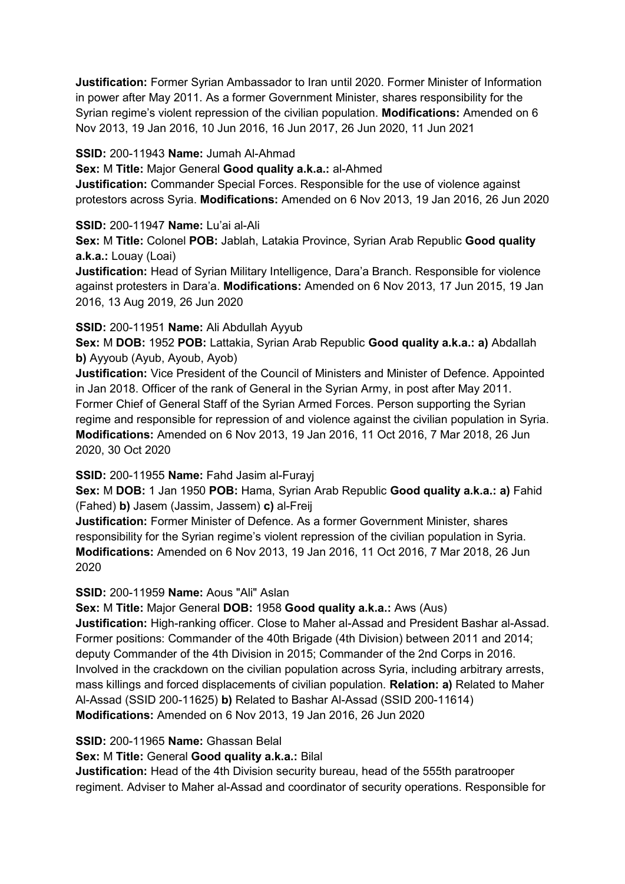**Justification:** Former Syrian Ambassador to Iran until 2020. Former Minister of Information in power after May 2011. As a former Government Minister, shares responsibility for the Syrian regime's violent repression of the civilian population. **Modifications:** Amended on 6 Nov 2013, 19 Jan 2016, 10 Jun 2016, 16 Jun 2017, 26 Jun 2020, 11 Jun 2021

**SSID:** 200-11943 **Name:** Jumah Al-Ahmad
**Sex:** M **Title:** Major General **Good quality a.k.a.:** al-Ahmed
**Justification:** Commander Special Forces. Responsible for the use of violence against protestors across Syria. **Modifications:** Amended on 6 Nov 2013, 19 Jan 2016, 26 Jun 2020

**SSID:** 200-11947 **Name:** Lu'ai al-Ali
**Sex:** M **Title:** Colonel **POB:** Jablah, Latakia Province, Syrian Arab Republic **Good quality a.k.a.:** Louay (Loai)
**Justification:** Head of Syrian Military Intelligence, Dara'a Branch. Responsible for violence against protesters in Dara'a. **Modifications:** Amended on 6 Nov 2013, 17 Jun 2015, 19 Jan 2016, 13 Aug 2019, 26 Jun 2020

**SSID:** 200-11951 **Name:** Ali Abdullah Ayyub
**Sex:** M **DOB:** 1952 **POB:** Lattakia, Syrian Arab Republic **Good quality a.k.a.: a)** Abdallah **b)** Ayyoub (Ayub, Ayoub, Ayob)
**Justification:** Vice President of the Council of Ministers and Minister of Defence. Appointed in Jan 2018. Officer of the rank of General in the Syrian Army, in post after May 2011. Former Chief of General Staff of the Syrian Armed Forces. Person supporting the Syrian regime and responsible for repression of and violence against the civilian population in Syria. **Modifications:** Amended on 6 Nov 2013, 19 Jan 2016, 11 Oct 2016, 7 Mar 2018, 26 Jun 2020, 30 Oct 2020

**SSID:** 200-11955 **Name:** Fahd Jasim al-Furayj
**Sex:** M **DOB:** 1 Jan 1950 **POB:** Hama, Syrian Arab Republic **Good quality a.k.a.: a)** Fahid (Fahed) **b)** Jasem (Jassim, Jassem) **c)** al-Freij
**Justification:** Former Minister of Defence. As a former Government Minister, shares responsibility for the Syrian regime's violent repression of the civilian population in Syria. **Modifications:** Amended on 6 Nov 2013, 19 Jan 2016, 11 Oct 2016, 7 Mar 2018, 26 Jun 2020

**SSID:** 200-11959 **Name:** Aous "Ali" Aslan
**Sex:** M **Title:** Major General **DOB:** 1958 **Good quality a.k.a.:** Aws (Aus)
**Justification:** High-ranking officer. Close to Maher al-Assad and President Bashar al-Assad. Former positions: Commander of the 40th Brigade (4th Division) between 2011 and 2014; deputy Commander of the 4th Division in 2015; Commander of the 2nd Corps in 2016. Involved in the crackdown on the civilian population across Syria, including arbitrary arrests, mass killings and forced displacements of civilian population. **Relation: a)** Related to Maher Al-Assad (SSID 200-11625) **b)** Related to Bashar Al-Assad (SSID 200-11614) **Modifications:** Amended on 6 Nov 2013, 19 Jan 2016, 26 Jun 2020

**SSID:** 200-11965 **Name:** Ghassan Belal
**Sex:** M **Title:** General **Good quality a.k.a.:** Bilal
**Justification:** Head of the 4th Division security bureau, head of the 555th paratrooper regiment. Adviser to Maher al-Assad and coordinator of security operations. Responsible for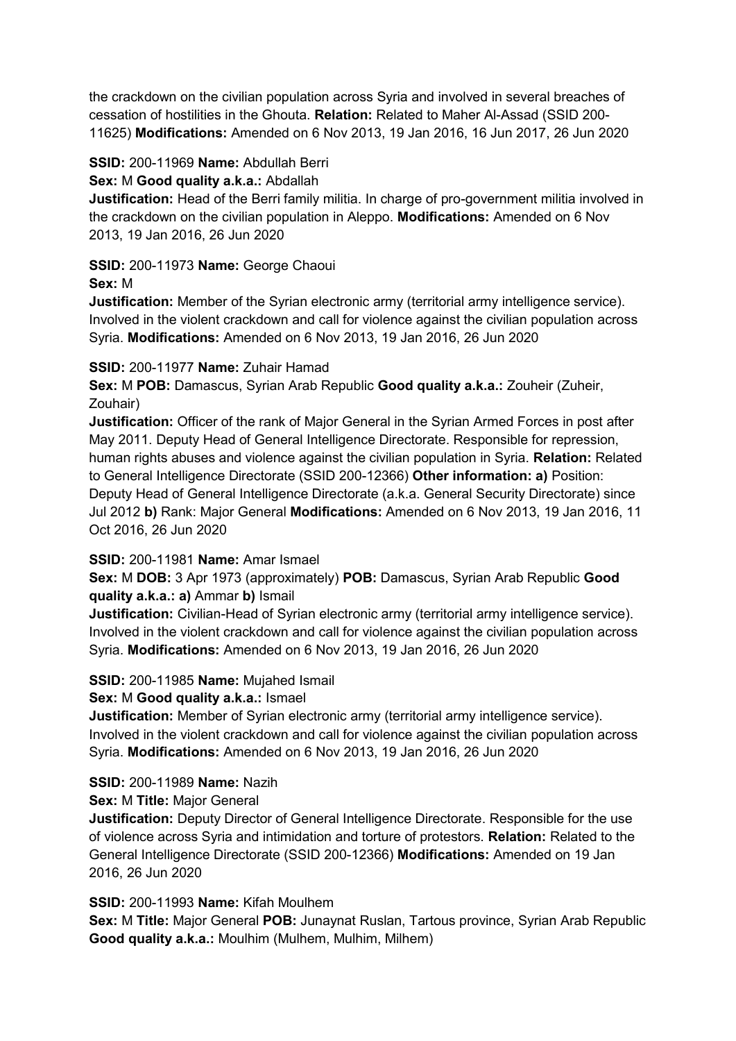the crackdown on the civilian population across Syria and involved in several breaches of cessation of hostilities in the Ghouta. **Relation:** Related to Maher Al-Assad (SSID 200-11625) **Modifications:** Amended on 6 Nov 2013, 19 Jan 2016, 16 Jun 2017, 26 Jun 2020

**SSID:** 200-11969 **Name:** Abdullah Berri
**Sex:** M **Good quality a.k.a.:** Abdallah
**Justification:** Head of the Berri family militia. In charge of pro-government militia involved in the crackdown on the civilian population in Aleppo. **Modifications:** Amended on 6 Nov 2013, 19 Jan 2016, 26 Jun 2020

**SSID:** 200-11973 **Name:** George Chaoui
**Sex:** M
**Justification:** Member of the Syrian electronic army (territorial army intelligence service). Involved in the violent crackdown and call for violence against the civilian population across Syria. **Modifications:** Amended on 6 Nov 2013, 19 Jan 2016, 26 Jun 2020

**SSID:** 200-11977 **Name:** Zuhair Hamad
**Sex:** M **POB:** Damascus, Syrian Arab Republic **Good quality a.k.a.:** Zouheir (Zuheir, Zouhair)
**Justification:** Officer of the rank of Major General in the Syrian Armed Forces in post after May 2011. Deputy Head of General Intelligence Directorate. Responsible for repression, human rights abuses and violence against the civilian population in Syria. **Relation:** Related to General Intelligence Directorate (SSID 200-12366) **Other information: a)** Position: Deputy Head of General Intelligence Directorate (a.k.a. General Security Directorate) since Jul 2012 **b)** Rank: Major General **Modifications:** Amended on 6 Nov 2013, 19 Jan 2016, 11 Oct 2016, 26 Jun 2020

**SSID:** 200-11981 **Name:** Amar Ismael
**Sex:** M **DOB:** 3 Apr 1973 (approximately) **POB:** Damascus, Syrian Arab Republic **Good quality a.k.a.: a)** Ammar **b)** Ismail
**Justification:** Civilian-Head of Syrian electronic army (territorial army intelligence service). Involved in the violent crackdown and call for violence against the civilian population across Syria. **Modifications:** Amended on 6 Nov 2013, 19 Jan 2016, 26 Jun 2020

**SSID:** 200-11985 **Name:** Mujahed Ismail
**Sex:** M **Good quality a.k.a.:** Ismael
**Justification:** Member of Syrian electronic army (territorial army intelligence service). Involved in the violent crackdown and call for violence against the civilian population across Syria. **Modifications:** Amended on 6 Nov 2013, 19 Jan 2016, 26 Jun 2020

**SSID:** 200-11989 **Name:** Nazih
**Sex:** M **Title:** Major General
**Justification:** Deputy Director of General Intelligence Directorate. Responsible for the use of violence across Syria and intimidation and torture of protestors. **Relation:** Related to the General Intelligence Directorate (SSID 200-12366) **Modifications:** Amended on 19 Jan 2016, 26 Jun 2020

**SSID:** 200-11993 **Name:** Kifah Moulhem
**Sex:** M **Title:** Major General **POB:** Junaynat Ruslan, Tartous province, Syrian Arab Republic **Good quality a.k.a.:** Moulhim (Mulhem, Mulhim, Milhem)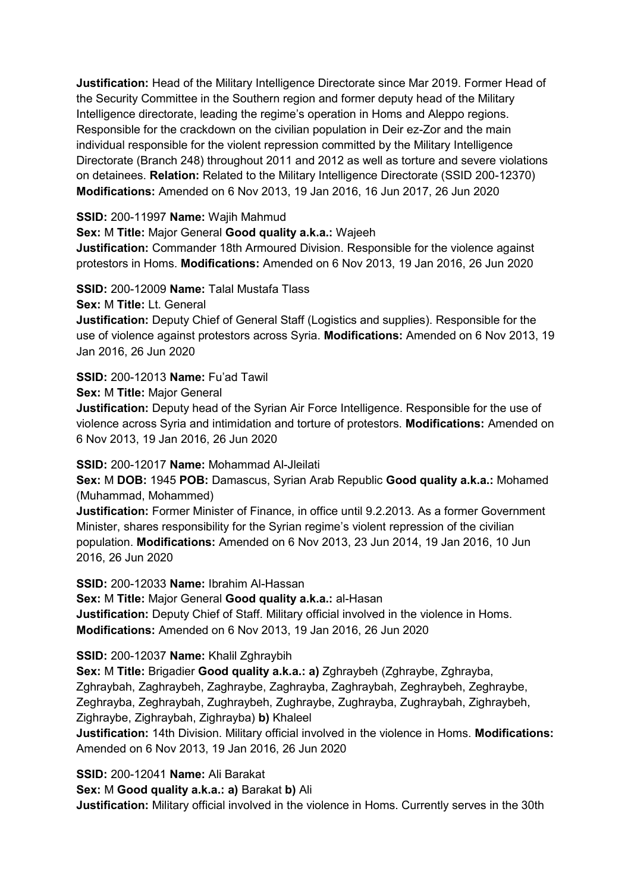**Justification:** Head of the Military Intelligence Directorate since Mar 2019. Former Head of the Security Committee in the Southern region and former deputy head of the Military Intelligence directorate, leading the regime's operation in Homs and Aleppo regions. Responsible for the crackdown on the civilian population in Deir ez-Zor and the main individual responsible for the violent repression committed by the Military Intelligence Directorate (Branch 248) throughout 2011 and 2012 as well as torture and severe violations on detainees. **Relation:** Related to the Military Intelligence Directorate (SSID 200-12370) **Modifications:** Amended on 6 Nov 2013, 19 Jan 2016, 16 Jun 2017, 26 Jun 2020

**SSID:** 200-11997 **Name:** Wajih Mahmud
**Sex:** M **Title:** Major General **Good quality a.k.a.:** Wajeeh
**Justification:** Commander 18th Armoured Division. Responsible for the violence against protestors in Homs. **Modifications:** Amended on 6 Nov 2013, 19 Jan 2016, 26 Jun 2020

**SSID:** 200-12009 **Name:** Talal Mustafa Tlass
**Sex:** M **Title:** Lt. General
**Justification:** Deputy Chief of General Staff (Logistics and supplies). Responsible for the use of violence against protestors across Syria. **Modifications:** Amended on 6 Nov 2013, 19 Jan 2016, 26 Jun 2020

**SSID:** 200-12013 **Name:** Fu'ad Tawil
**Sex:** M **Title:** Major General
**Justification:** Deputy head of the Syrian Air Force Intelligence. Responsible for the use of violence across Syria and intimidation and torture of protestors. **Modifications:** Amended on 6 Nov 2013, 19 Jan 2016, 26 Jun 2020

**SSID:** 200-12017 **Name:** Mohammad Al-Jleilati
**Sex:** M **DOB:** 1945 **POB:** Damascus, Syrian Arab Republic **Good quality a.k.a.:** Mohamed (Muhammad, Mohammed)
**Justification:** Former Minister of Finance, in office until 9.2.2013. As a former Government Minister, shares responsibility for the Syrian regime's violent repression of the civilian population. **Modifications:** Amended on 6 Nov 2013, 23 Jun 2014, 19 Jan 2016, 10 Jun 2016, 26 Jun 2020

**SSID:** 200-12033 **Name:** Ibrahim Al-Hassan
**Sex:** M **Title:** Major General **Good quality a.k.a.:** al-Hasan
**Justification:** Deputy Chief of Staff. Military official involved in the violence in Homs. **Modifications:** Amended on 6 Nov 2013, 19 Jan 2016, 26 Jun 2020

**SSID:** 200-12037 **Name:** Khalil Zghraybih
**Sex:** M **Title:** Brigadier **Good quality a.k.a.: a)** Zghraybeh (Zghraybe, Zghrayba, Zghraybah, Zaghraybeh, Zaghraybe, Zaghrayba, Zaghraybah, Zeghraybeh, Zeghraybe, Zeghrayba, Zeghraybah, Zughraybeh, Zughraybe, Zughrayba, Zughraybah, Zighraybeh, Zighraybe, Zighraybah, Zighrayba) **b)** Khaleel
**Justification:** 14th Division. Military official involved in the violence in Homs. **Modifications:** Amended on 6 Nov 2013, 19 Jan 2016, 26 Jun 2020

**SSID:** 200-12041 **Name:** Ali Barakat
**Sex:** M **Good quality a.k.a.: a)** Barakat **b)** Ali
**Justification:** Military official involved in the violence in Homs. Currently serves in the 30th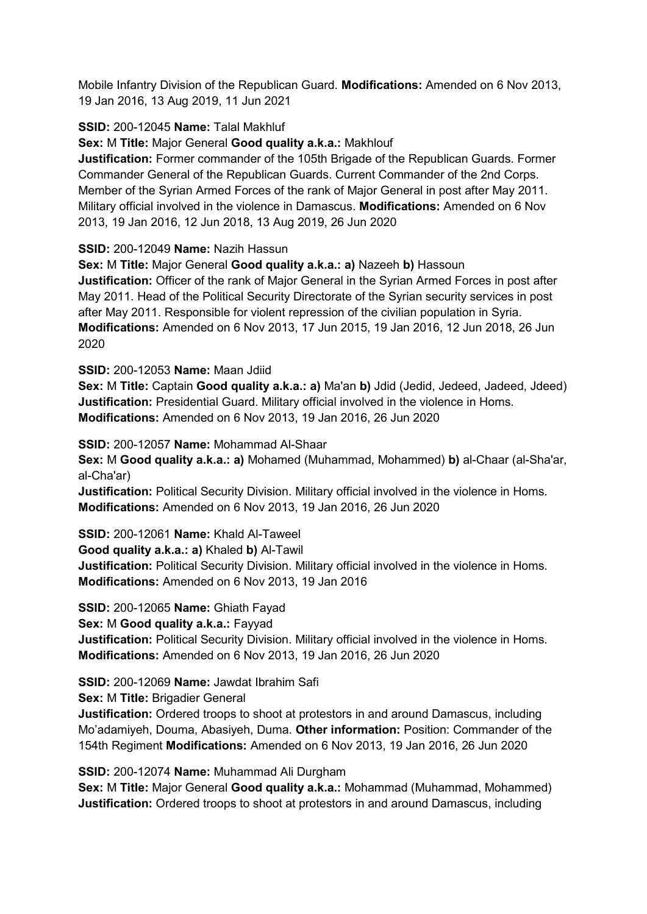Mobile Infantry Division of the Republican Guard. **Modifications:** Amended on 6 Nov 2013, 19 Jan 2016, 13 Aug 2019, 11 Jun 2021

**SSID:** 200-12045 **Name:** Talal Makhluf

**Sex:** M **Title:** Major General **Good quality a.k.a.:** Makhlouf

**Justification:** Former commander of the 105th Brigade of the Republican Guards. Former Commander General of the Republican Guards. Current Commander of the 2nd Corps. Member of the Syrian Armed Forces of the rank of Major General in post after May 2011. Military official involved in the violence in Damascus. **Modifications:** Amended on 6 Nov 2013, 19 Jan 2016, 12 Jun 2018, 13 Aug 2019, 26 Jun 2020

**SSID:** 200-12049 **Name:** Nazih Hassun

**Sex:** M **Title:** Major General **Good quality a.k.a.: a)** Nazeeh **b)** Hassoun

**Justification:** Officer of the rank of Major General in the Syrian Armed Forces in post after May 2011. Head of the Political Security Directorate of the Syrian security services in post after May 2011. Responsible for violent repression of the civilian population in Syria. **Modifications:** Amended on 6 Nov 2013, 17 Jun 2015, 19 Jan 2016, 12 Jun 2018, 26 Jun 2020

**SSID:** 200-12053 **Name:** Maan Jdiid

**Sex:** M **Title:** Captain **Good quality a.k.a.: a)** Ma'an **b)** Jdid (Jedid, Jedeed, Jadeed, Jdeed)

**Justification:** Presidential Guard. Military official involved in the violence in Homs. **Modifications:** Amended on 6 Nov 2013, 19 Jan 2016, 26 Jun 2020

**SSID:** 200-12057 **Name:** Mohammad Al-Shaar

**Sex:** M **Good quality a.k.a.: a)** Mohamed (Muhammad, Mohammed) **b)** al-Chaar (al-Sha'ar, al-Cha'ar)

**Justification:** Political Security Division. Military official involved in the violence in Homs. **Modifications:** Amended on 6 Nov 2013, 19 Jan 2016, 26 Jun 2020

**SSID:** 200-12061 **Name:** Khald Al-Taweel

**Good quality a.k.a.: a)** Khaled **b)** Al-Tawil

**Justification:** Political Security Division. Military official involved in the violence in Homs. **Modifications:** Amended on 6 Nov 2013, 19 Jan 2016

**SSID:** 200-12065 **Name:** Ghiath Fayad

**Sex:** M **Good quality a.k.a.:** Fayyad

**Justification:** Political Security Division. Military official involved in the violence in Homs. **Modifications:** Amended on 6 Nov 2013, 19 Jan 2016, 26 Jun 2020

**SSID:** 200-12069 **Name:** Jawdat Ibrahim Safi

**Sex:** M **Title:** Brigadier General

**Justification:** Ordered troops to shoot at protestors in and around Damascus, including Mo'adamiyeh, Douma, Abasiyeh, Duma. **Other information:** Position: Commander of the 154th Regiment **Modifications:** Amended on 6 Nov 2013, 19 Jan 2016, 26 Jun 2020

**SSID:** 200-12074 **Name:** Muhammad Ali Durgham

**Sex:** M **Title:** Major General **Good quality a.k.a.:** Mohammad (Muhammad, Mohammed)

**Justification:** Ordered troops to shoot at protestors in and around Damascus, including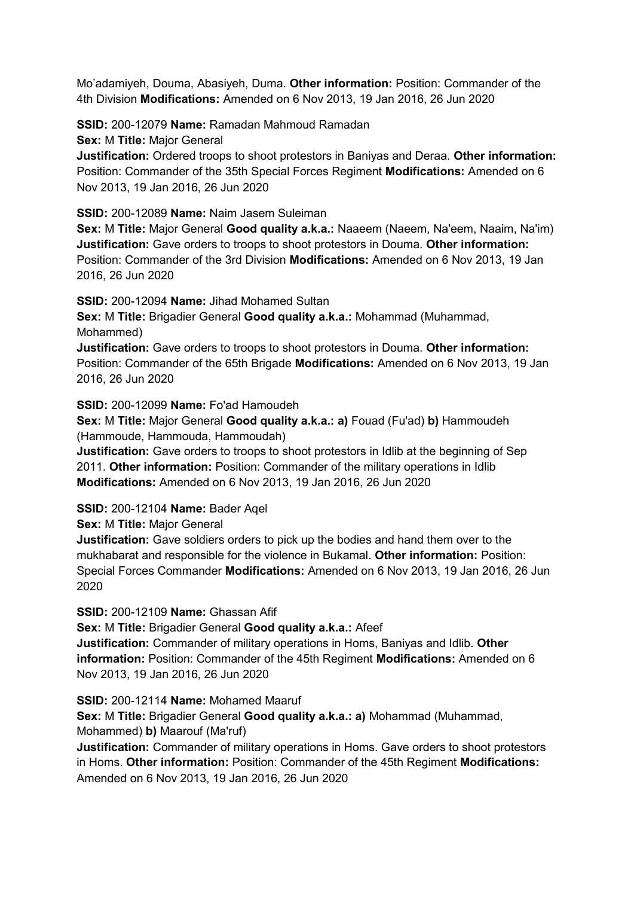Mo'adamiyeh, Douma, Abasiyeh, Duma. **Other information:** Position: Commander of the 4th Division **Modifications:** Amended on 6 Nov 2013, 19 Jan 2016, 26 Jun 2020

**SSID:** 200-12079 **Name:** Ramadan Mahmoud Ramadan
**Sex:** M **Title:** Major General
**Justification:** Ordered troops to shoot protestors in Baniyas and Deraa. **Other information:** Position: Commander of the 35th Special Forces Regiment **Modifications:** Amended on 6 Nov 2013, 19 Jan 2016, 26 Jun 2020

**SSID:** 200-12089 **Name:** Naim Jasem Suleiman
**Sex:** M **Title:** Major General **Good quality a.k.a.:** Naaeem (Naeem, Na'eem, Naaim, Na'im)
**Justification:** Gave orders to troops to shoot protestors in Douma. **Other information:** Position: Commander of the 3rd Division **Modifications:** Amended on 6 Nov 2013, 19 Jan 2016, 26 Jun 2020

**SSID:** 200-12094 **Name:** Jihad Mohamed Sultan
**Sex:** M **Title:** Brigadier General **Good quality a.k.a.:** Mohammad (Muhammad, Mohammed)
**Justification:** Gave orders to troops to shoot protestors in Douma. **Other information:** Position: Commander of the 65th Brigade **Modifications:** Amended on 6 Nov 2013, 19 Jan 2016, 26 Jun 2020

**SSID:** 200-12099 **Name:** Fo'ad Hamoudeh
**Sex:** M **Title:** Major General **Good quality a.k.a.:** **a)** Fouad (Fu'ad) **b)** Hammoudeh (Hammoude, Hammouda, Hammoudah)
**Justification:** Gave orders to troops to shoot protestors in Idlib at the beginning of Sep 2011. **Other information:** Position: Commander of the military operations in Idlib **Modifications:** Amended on 6 Nov 2013, 19 Jan 2016, 26 Jun 2020

**SSID:** 200-12104 **Name:** Bader Aqel
**Sex:** M **Title:** Major General
**Justification:** Gave soldiers orders to pick up the bodies and hand them over to the mukhabarat and responsible for the violence in Bukamal. **Other information:** Position: Special Forces Commander **Modifications:** Amended on 6 Nov 2013, 19 Jan 2016, 26 Jun 2020

**SSID:** 200-12109 **Name:** Ghassan Afif
**Sex:** M **Title:** Brigadier General **Good quality a.k.a.:** Afeef
**Justification:** Commander of military operations in Homs, Baniyas and Idlib. **Other information:** Position: Commander of the 45th Regiment **Modifications:** Amended on 6 Nov 2013, 19 Jan 2016, 26 Jun 2020

**SSID:** 200-12114 **Name:** Mohamed Maaruf
**Sex:** M **Title:** Brigadier General **Good quality a.k.a.:** **a)** Mohammad (Muhammad, Mohammed) **b)** Maarouf (Ma'ruf)
**Justification:** Commander of military operations in Homs. Gave orders to shoot protestors in Homs. **Other information:** Position: Commander of the 45th Regiment **Modifications:** Amended on 6 Nov 2013, 19 Jan 2016, 26 Jun 2020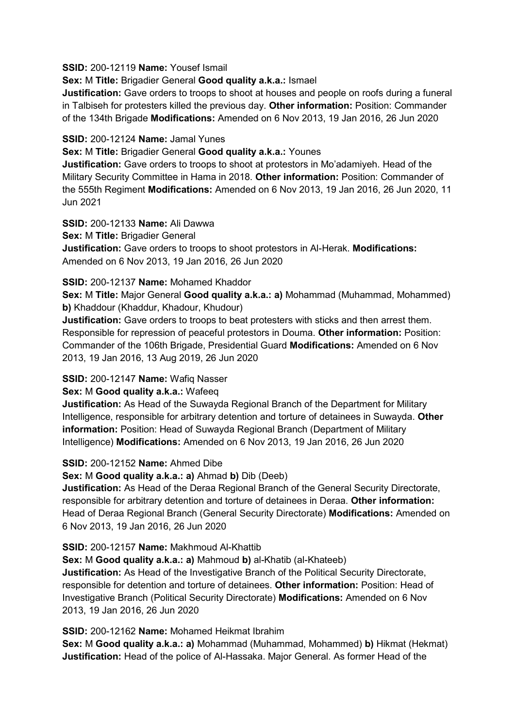**SSID:** 200-12119 **Name:** Yousef Ismail

**Sex:** M **Title:** Brigadier General **Good quality a.k.a.:** Ismael

**Justification:** Gave orders to troops to shoot at houses and people on roofs during a funeral in Talbiseh for protesters killed the previous day. **Other information:** Position: Commander of the 134th Brigade **Modifications:** Amended on 6 Nov 2013, 19 Jan 2016, 26 Jun 2020

**SSID:** 200-12124 **Name:** Jamal Yunes

**Sex:** M **Title:** Brigadier General **Good quality a.k.a.:** Younes

**Justification:** Gave orders to troops to shoot at protestors in Mo'adamiyeh. Head of the Military Security Committee in Hama in 2018. **Other information:** Position: Commander of the 555th Regiment **Modifications:** Amended on 6 Nov 2013, 19 Jan 2016, 26 Jun 2020, 11 Jun 2021

**SSID:** 200-12133 **Name:** Ali Dawwa

**Sex:** M **Title:** Brigadier General

**Justification:** Gave orders to troops to shoot protestors in Al-Herak. **Modifications:** Amended on 6 Nov 2013, 19 Jan 2016, 26 Jun 2020

**SSID:** 200-12137 **Name:** Mohamed Khaddor

**Sex:** M **Title:** Major General **Good quality a.k.a.: a)** Mohammad (Muhammad, Mohammed) **b)** Khaddour (Khaddur, Khadour, Khudour)

**Justification:** Gave orders to troops to beat protesters with sticks and then arrest them. Responsible for repression of peaceful protestors in Douma. **Other information:** Position: Commander of the 106th Brigade, Presidential Guard **Modifications:** Amended on 6 Nov 2013, 19 Jan 2016, 13 Aug 2019, 26 Jun 2020

**SSID:** 200-12147 **Name:** Wafiq Nasser

**Sex:** M **Good quality a.k.a.:** Wafeeq

**Justification:** As Head of the Suwayda Regional Branch of the Department for Military Intelligence, responsible for arbitrary detention and torture of detainees in Suwayda. **Other information:** Position: Head of Suwayda Regional Branch (Department of Military Intelligence) **Modifications:** Amended on 6 Nov 2013, 19 Jan 2016, 26 Jun 2020

**SSID:** 200-12152 **Name:** Ahmed Dibe

**Sex:** M **Good quality a.k.a.: a)** Ahmad **b)** Dib (Deeb)

**Justification:** As Head of the Deraa Regional Branch of the General Security Directorate, responsible for arbitrary detention and torture of detainees in Deraa. **Other information:** Head of Deraa Regional Branch (General Security Directorate) **Modifications:** Amended on 6 Nov 2013, 19 Jan 2016, 26 Jun 2020

**SSID:** 200-12157 **Name:** Makhmoud Al-Khattib

**Sex:** M **Good quality a.k.a.: a)** Mahmoud **b)** al-Khatib (al-Khateeb)

**Justification:** As Head of the Investigative Branch of the Political Security Directorate, responsible for detention and torture of detainees. **Other information:** Position: Head of Investigative Branch (Political Security Directorate) **Modifications:** Amended on 6 Nov 2013, 19 Jan 2016, 26 Jun 2020

**SSID:** 200-12162 **Name:** Mohamed Heikmat Ibrahim

**Sex:** M **Good quality a.k.a.: a)** Mohammad (Muhammad, Mohammed) **b)** Hikmat (Hekmat)

**Justification:** Head of the police of Al-Hassaka. Major General. As former Head of the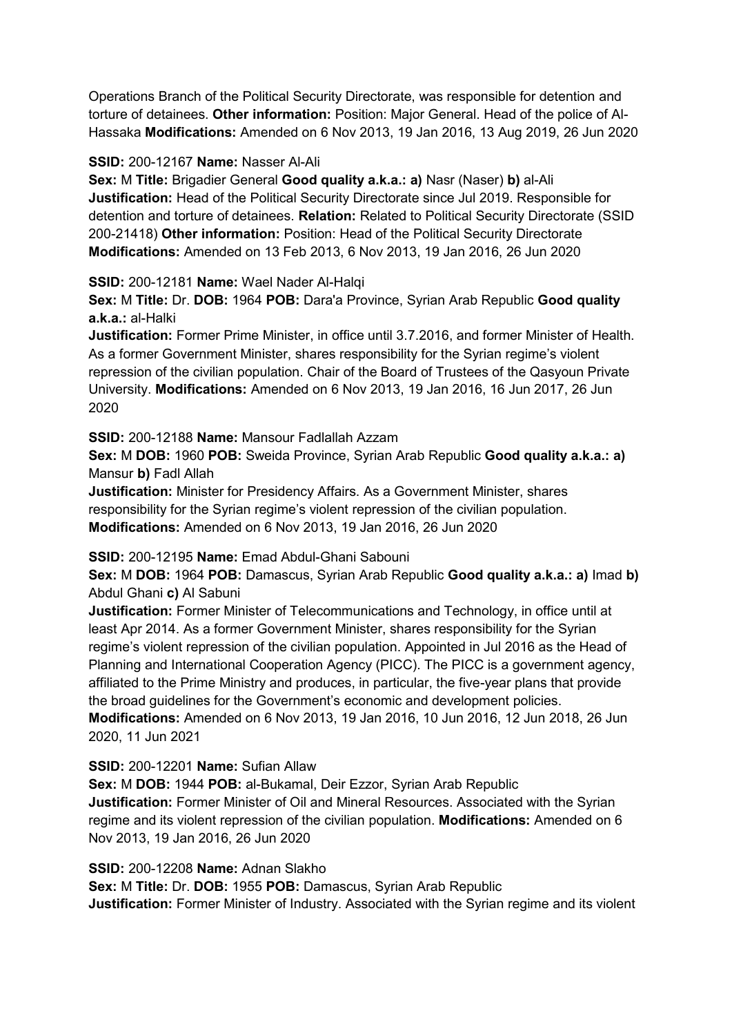Operations Branch of the Political Security Directorate, was responsible for detention and torture of detainees. **Other information:** Position: Major General. Head of the police of Al-Hassaka **Modifications:** Amended on 6 Nov 2013, 19 Jan 2016, 13 Aug 2019, 26 Jun 2020

**SSID:** 200-12167 **Name:** Nasser Al-Ali
**Sex:** M **Title:** Brigadier General **Good quality a.k.a.: a)** Nasr (Naser) **b)** al-Ali
**Justification:** Head of the Political Security Directorate since Jul 2019. Responsible for detention and torture of detainees. **Relation:** Related to Political Security Directorate (SSID 200-21418) **Other information:** Position: Head of the Political Security Directorate
**Modifications:** Amended on 13 Feb 2013, 6 Nov 2013, 19 Jan 2016, 26 Jun 2020

**SSID:** 200-12181 **Name:** Wael Nader Al-Halqi
**Sex:** M **Title:** Dr. **DOB:** 1964 **POB:** Dara'a Province, Syrian Arab Republic **Good quality a.k.a.:** al-Halki
**Justification:** Former Prime Minister, in office until 3.7.2016, and former Minister of Health. As a former Government Minister, shares responsibility for the Syrian regime's violent repression of the civilian population. Chair of the Board of Trustees of the Qasyoun Private University. **Modifications:** Amended on 6 Nov 2013, 19 Jan 2016, 16 Jun 2017, 26 Jun 2020

**SSID:** 200-12188 **Name:** Mansour Fadlallah Azzam
**Sex:** M **DOB:** 1960 **POB:** Sweida Province, Syrian Arab Republic **Good quality a.k.a.: a)** Mansur **b)** Fadl Allah
**Justification:** Minister for Presidency Affairs. As a Government Minister, shares responsibility for the Syrian regime's violent repression of the civilian population.
**Modifications:** Amended on 6 Nov 2013, 19 Jan 2016, 26 Jun 2020

**SSID:** 200-12195 **Name:** Emad Abdul-Ghani Sabouni
**Sex:** M **DOB:** 1964 **POB:** Damascus, Syrian Arab Republic **Good quality a.k.a.: a)** Imad **b)** Abdul Ghani **c)** Al Sabuni
**Justification:** Former Minister of Telecommunications and Technology, in office until at least Apr 2014. As a former Government Minister, shares responsibility for the Syrian regime's violent repression of the civilian population. Appointed in Jul 2016 as the Head of Planning and International Cooperation Agency (PICC). The PICC is a government agency, affiliated to the Prime Ministry and produces, in particular, the five-year plans that provide the broad guidelines for the Government's economic and development policies.
**Modifications:** Amended on 6 Nov 2013, 19 Jan 2016, 10 Jun 2016, 12 Jun 2018, 26 Jun 2020, 11 Jun 2021

**SSID:** 200-12201 **Name:** Sufian Allaw
**Sex:** M **DOB:** 1944 **POB:** al-Bukamal, Deir Ezzor, Syrian Arab Republic
**Justification:** Former Minister of Oil and Mineral Resources. Associated with the Syrian regime and its violent repression of the civilian population. **Modifications:** Amended on 6 Nov 2013, 19 Jan 2016, 26 Jun 2020

**SSID:** 200-12208 **Name:** Adnan Slakho
**Sex:** M **Title:** Dr. **DOB:** 1955 **POB:** Damascus, Syrian Arab Republic
**Justification:** Former Minister of Industry. Associated with the Syrian regime and its violent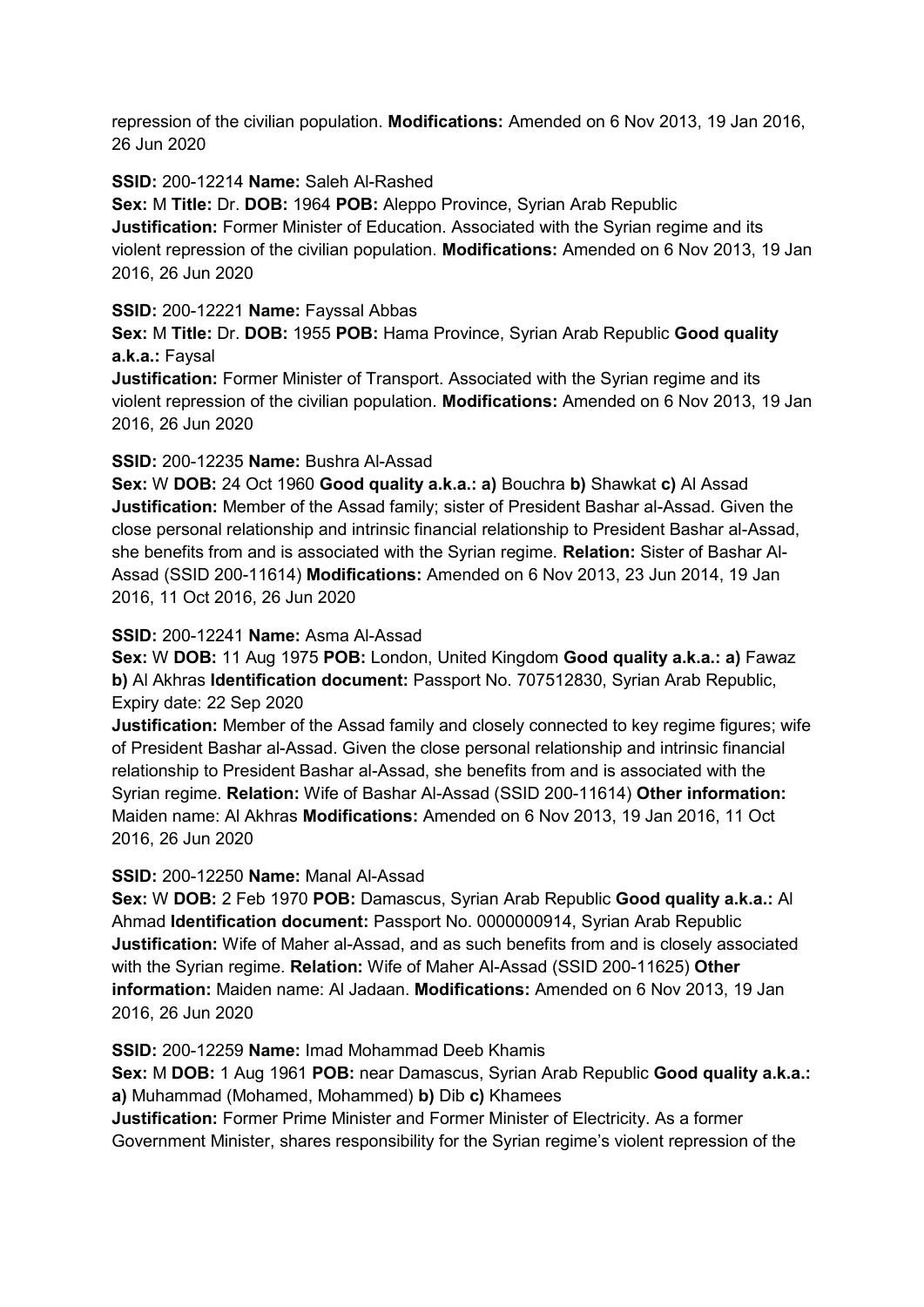repression of the civilian population. **Modifications:** Amended on 6 Nov 2013, 19 Jan 2016, 26 Jun 2020

**SSID:** 200-12214 **Name:** Saleh Al-Rashed
**Sex:** M **Title:** Dr. **DOB:** 1964 **POB:** Aleppo Province, Syrian Arab Republic
**Justification:** Former Minister of Education. Associated with the Syrian regime and its violent repression of the civilian population. **Modifications:** Amended on 6 Nov 2013, 19 Jan 2016, 26 Jun 2020

**SSID:** 200-12221 **Name:** Fayssal Abbas
**Sex:** M **Title:** Dr. **DOB:** 1955 **POB:** Hama Province, Syrian Arab Republic **Good quality a.k.a.:** Faysal
**Justification:** Former Minister of Transport. Associated with the Syrian regime and its violent repression of the civilian population. **Modifications:** Amended on 6 Nov 2013, 19 Jan 2016, 26 Jun 2020

**SSID:** 200-12235 **Name:** Bushra Al-Assad
**Sex:** W **DOB:** 24 Oct 1960 **Good quality a.k.a.: a)** Bouchra **b)** Shawkat **c)** Al Assad
**Justification:** Member of the Assad family; sister of President Bashar al-Assad. Given the close personal relationship and intrinsic financial relationship to President Bashar al-Assad, she benefits from and is associated with the Syrian regime. **Relation:** Sister of Bashar Al-Assad (SSID 200-11614) **Modifications:** Amended on 6 Nov 2013, 23 Jun 2014, 19 Jan 2016, 11 Oct 2016, 26 Jun 2020

**SSID:** 200-12241 **Name:** Asma Al-Assad
**Sex:** W **DOB:** 11 Aug 1975 **POB:** London, United Kingdom **Good quality a.k.a.: a)** Fawaz **b)** Al Akhras **Identification document:** Passport No. 707512830, Syrian Arab Republic, Expiry date: 22 Sep 2020
**Justification:** Member of the Assad family and closely connected to key regime figures; wife of President Bashar al-Assad. Given the close personal relationship and intrinsic financial relationship to President Bashar al-Assad, she benefits from and is associated with the Syrian regime. **Relation:** Wife of Bashar Al-Assad (SSID 200-11614) **Other information:** Maiden name: Al Akhras **Modifications:** Amended on 6 Nov 2013, 19 Jan 2016, 11 Oct 2016, 26 Jun 2020

**SSID:** 200-12250 **Name:** Manal Al-Assad
**Sex:** W **DOB:** 2 Feb 1970 **POB:** Damascus, Syrian Arab Republic **Good quality a.k.a.:** Al Ahmad **Identification document:** Passport No. 0000000914, Syrian Arab Republic
**Justification:** Wife of Maher al-Assad, and as such benefits from and is closely associated with the Syrian regime. **Relation:** Wife of Maher Al-Assad (SSID 200-11625) **Other information:** Maiden name: Al Jadaan. **Modifications:** Amended on 6 Nov 2013, 19 Jan 2016, 26 Jun 2020

**SSID:** 200-12259 **Name:** Imad Mohammad Deeb Khamis
**Sex:** M **DOB:** 1 Aug 1961 **POB:** near Damascus, Syrian Arab Republic **Good quality a.k.a.: a)** Muhammad (Mohamed, Mohammed) **b)** Dib **c)** Khamees
**Justification:** Former Prime Minister and Former Minister of Electricity. As a former Government Minister, shares responsibility for the Syrian regime's violent repression of the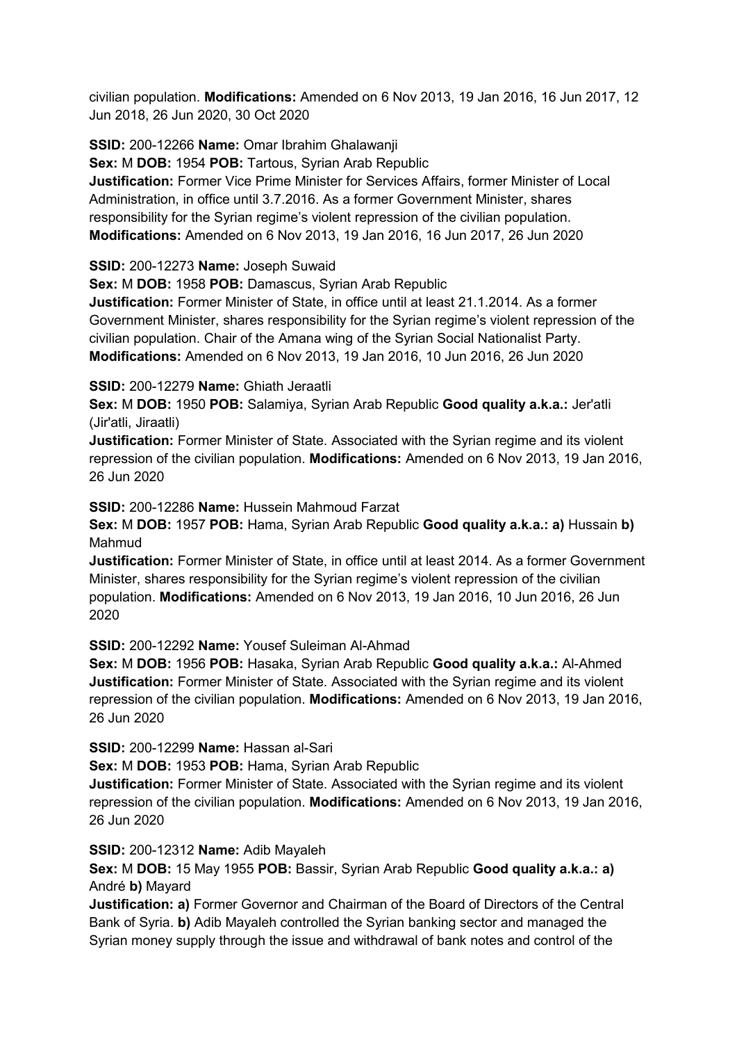civilian population. **Modifications:** Amended on 6 Nov 2013, 19 Jan 2016, 16 Jun 2017, 12 Jun 2018, 26 Jun 2020, 30 Oct 2020

**SSID:** 200-12266 **Name:** Omar Ibrahim Ghalawanji
**Sex:** M **DOB:** 1954 **POB:** Tartous, Syrian Arab Republic
**Justification:** Former Vice Prime Minister for Services Affairs, former Minister of Local Administration, in office until 3.7.2016. As a former Government Minister, shares responsibility for the Syrian regime's violent repression of the civilian population.
**Modifications:** Amended on 6 Nov 2013, 19 Jan 2016, 16 Jun 2017, 26 Jun 2020

**SSID:** 200-12273 **Name:** Joseph Suwaid
**Sex:** M **DOB:** 1958 **POB:** Damascus, Syrian Arab Republic
**Justification:** Former Minister of State, in office until at least 21.1.2014. As a former Government Minister, shares responsibility for the Syrian regime's violent repression of the civilian population. Chair of the Amana wing of the Syrian Social Nationalist Party.
**Modifications:** Amended on 6 Nov 2013, 19 Jan 2016, 10 Jun 2016, 26 Jun 2020

**SSID:** 200-12279 **Name:** Ghiath Jeraatli
**Sex:** M **DOB:** 1950 **POB:** Salamiya, Syrian Arab Republic **Good quality a.k.a.:** Jer'atli (Jir'atli, Jiraatli)
**Justification:** Former Minister of State. Associated with the Syrian regime and its violent repression of the civilian population. **Modifications:** Amended on 6 Nov 2013, 19 Jan 2016, 26 Jun 2020

**SSID:** 200-12286 **Name:** Hussein Mahmoud Farzat
**Sex:** M **DOB:** 1957 **POB:** Hama, Syrian Arab Republic **Good quality a.k.a.: a)** Hussain **b)** Mahmud
**Justification:** Former Minister of State, in office until at least 2014. As a former Government Minister, shares responsibility for the Syrian regime's violent repression of the civilian population. **Modifications:** Amended on 6 Nov 2013, 19 Jan 2016, 10 Jun 2016, 26 Jun 2020

**SSID:** 200-12292 **Name:** Yousef Suleiman Al-Ahmad
**Sex:** M **DOB:** 1956 **POB:** Hasaka, Syrian Arab Republic **Good quality a.k.a.:** Al-Ahmed
**Justification:** Former Minister of State. Associated with the Syrian regime and its violent repression of the civilian population. **Modifications:** Amended on 6 Nov 2013, 19 Jan 2016, 26 Jun 2020

**SSID:** 200-12299 **Name:** Hassan al-Sari
**Sex:** M **DOB:** 1953 **POB:** Hama, Syrian Arab Republic
**Justification:** Former Minister of State. Associated with the Syrian regime and its violent repression of the civilian population. **Modifications:** Amended on 6 Nov 2013, 19 Jan 2016, 26 Jun 2020

**SSID:** 200-12312 **Name:** Adib Mayaleh
**Sex:** M **DOB:** 15 May 1955 **POB:** Bassir, Syrian Arab Republic **Good quality a.k.a.: a)** André **b)** Mayard
**Justification: a)** Former Governor and Chairman of the Board of Directors of the Central Bank of Syria. **b)** Adib Mayaleh controlled the Syrian banking sector and managed the Syrian money supply through the issue and withdrawal of bank notes and control of the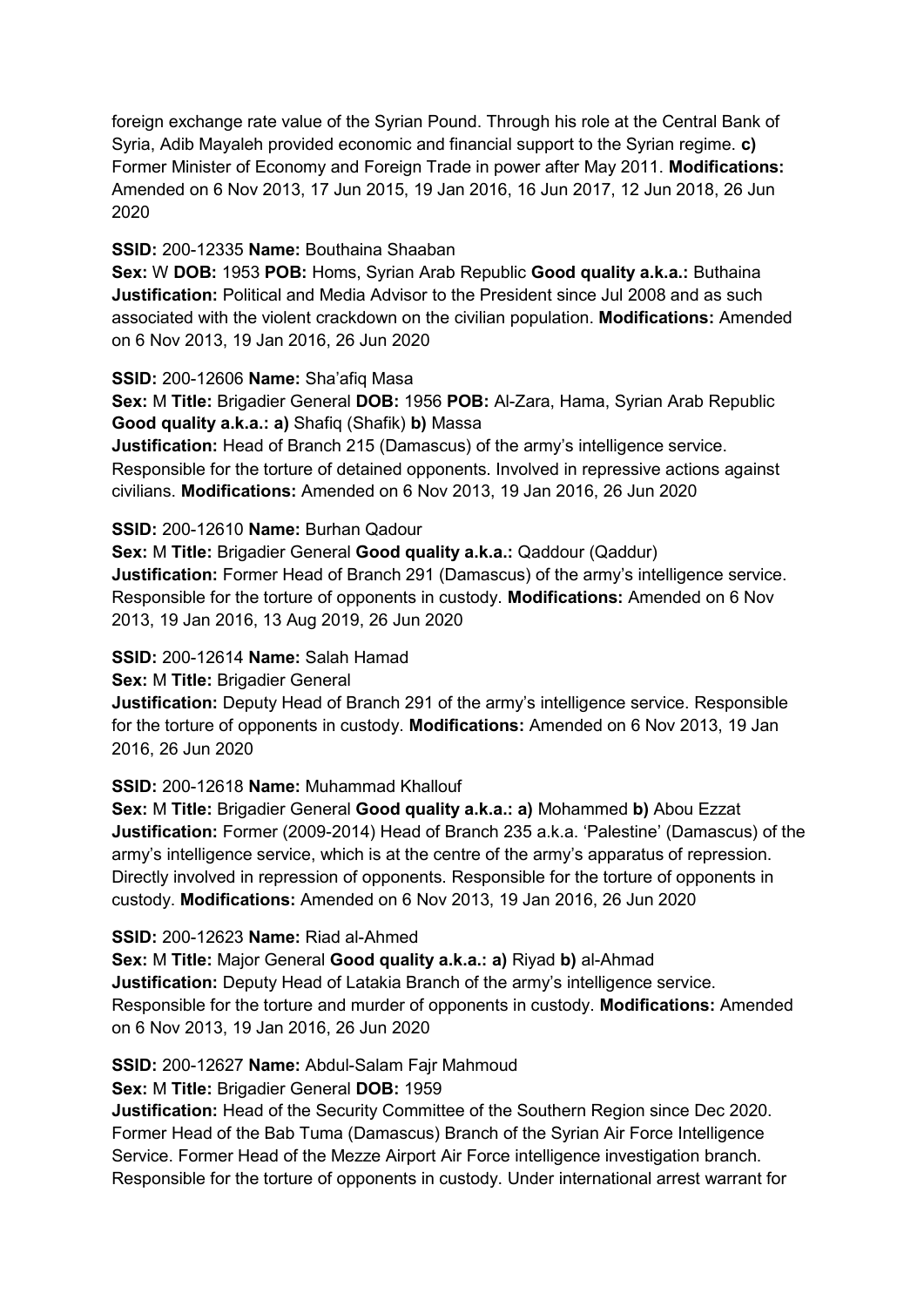foreign exchange rate value of the Syrian Pound. Through his role at the Central Bank of Syria, Adib Mayaleh provided economic and financial support to the Syrian regime. **c)** Former Minister of Economy and Foreign Trade in power after May 2011. **Modifications:** Amended on 6 Nov 2013, 17 Jun 2015, 19 Jan 2016, 16 Jun 2017, 12 Jun 2018, 26 Jun 2020

**SSID:** 200-12335 **Name:** Bouthaina Shaaban
**Sex:** W **DOB:** 1953 **POB:** Homs, Syrian Arab Republic **Good quality a.k.a.:** Buthaina
**Justification:** Political and Media Advisor to the President since Jul 2008 and as such associated with the violent crackdown on the civilian population. **Modifications:** Amended on 6 Nov 2013, 19 Jan 2016, 26 Jun 2020

**SSID:** 200-12606 **Name:** Sha'afiq Masa
**Sex:** M **Title:** Brigadier General **DOB:** 1956 **POB:** Al-Zara, Hama, Syrian Arab Republic **Good quality a.k.a.: a)** Shafiq (Shafik) **b)** Massa
**Justification:** Head of Branch 215 (Damascus) of the army's intelligence service. Responsible for the torture of detained opponents. Involved in repressive actions against civilians. **Modifications:** Amended on 6 Nov 2013, 19 Jan 2016, 26 Jun 2020

**SSID:** 200-12610 **Name:** Burhan Qadour
**Sex:** M **Title:** Brigadier General **Good quality a.k.a.:** Qaddour (Qaddur)
**Justification:** Former Head of Branch 291 (Damascus) of the army's intelligence service. Responsible for the torture of opponents in custody. **Modifications:** Amended on 6 Nov 2013, 19 Jan 2016, 13 Aug 2019, 26 Jun 2020

**SSID:** 200-12614 **Name:** Salah Hamad
**Sex:** M **Title:** Brigadier General
**Justification:** Deputy Head of Branch 291 of the army's intelligence service. Responsible for the torture of opponents in custody. **Modifications:** Amended on 6 Nov 2013, 19 Jan 2016, 26 Jun 2020

**SSID:** 200-12618 **Name:** Muhammad Khallouf
**Sex:** M **Title:** Brigadier General **Good quality a.k.a.: a)** Mohammed **b)** Abou Ezzat
**Justification:** Former (2009-2014) Head of Branch 235 a.k.a. 'Palestine' (Damascus) of the army's intelligence service, which is at the centre of the army's apparatus of repression. Directly involved in repression of opponents. Responsible for the torture of opponents in custody. **Modifications:** Amended on 6 Nov 2013, 19 Jan 2016, 26 Jun 2020

**SSID:** 200-12623 **Name:** Riad al-Ahmed
**Sex:** M **Title:** Major General **Good quality a.k.a.: a)** Riyad **b)** al-Ahmad
**Justification:** Deputy Head of Latakia Branch of the army's intelligence service. Responsible for the torture and murder of opponents in custody. **Modifications:** Amended on 6 Nov 2013, 19 Jan 2016, 26 Jun 2020

**SSID:** 200-12627 **Name:** Abdul-Salam Fajr Mahmoud
**Sex:** M **Title:** Brigadier General **DOB:** 1959
**Justification:** Head of the Security Committee of the Southern Region since Dec 2020. Former Head of the Bab Tuma (Damascus) Branch of the Syrian Air Force Intelligence Service. Former Head of the Mezze Airport Air Force intelligence investigation branch. Responsible for the torture of opponents in custody. Under international arrest warrant for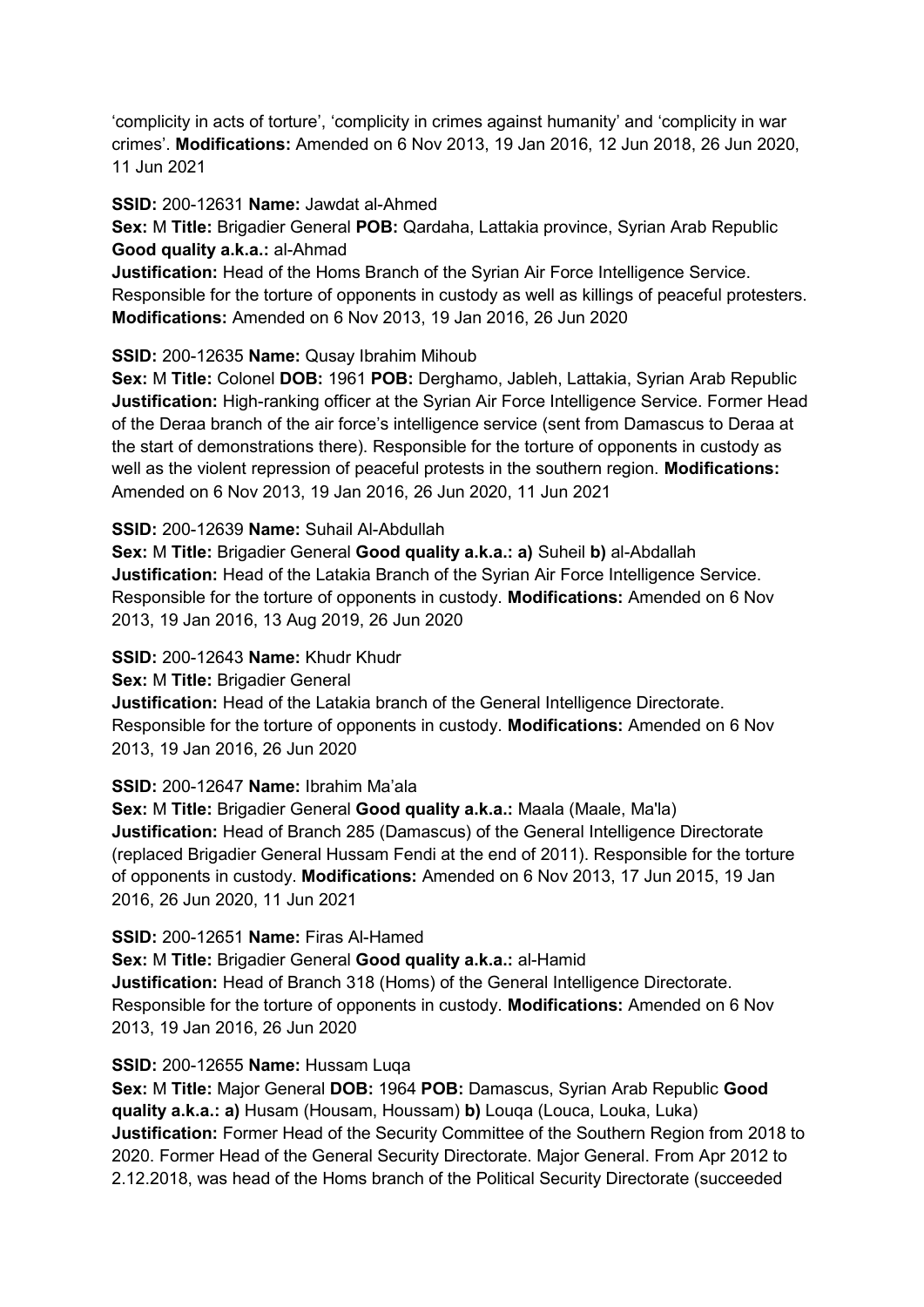‘complicity in acts of torture’, ‘complicity in crimes against humanity’ and ‘complicity in war crimes’. **Modifications:** Amended on 6 Nov 2013, 19 Jan 2016, 12 Jun 2018, 26 Jun 2020, 11 Jun 2021

**SSID:** 200-12631 **Name:** Jawdat al-Ahmed
**Sex:** M **Title:** Brigadier General **POB:** Qardaha, Lattakia province, Syrian Arab Republic **Good quality a.k.a.:** al-Ahmad
**Justification:** Head of the Homs Branch of the Syrian Air Force Intelligence Service. Responsible for the torture of opponents in custody as well as killings of peaceful protesters. **Modifications:** Amended on 6 Nov 2013, 19 Jan 2016, 26 Jun 2020

**SSID:** 200-12635 **Name:** Qusay Ibrahim Mihoub
**Sex:** M **Title:** Colonel **DOB:** 1961 **POB:** Derghamo, Jableh, Lattakia, Syrian Arab Republic **Justification:** High-ranking officer at the Syrian Air Force Intelligence Service. Former Head of the Deraa branch of the air force’s intelligence service (sent from Damascus to Deraa at the start of demonstrations there). Responsible for the torture of opponents in custody as well as the violent repression of peaceful protests in the southern region. **Modifications:** Amended on 6 Nov 2013, 19 Jan 2016, 26 Jun 2020, 11 Jun 2021

**SSID:** 200-12639 **Name:** Suhail Al-Abdullah
**Sex:** M **Title:** Brigadier General **Good quality a.k.a.: a)** Suheil **b)** al-Abdallah
**Justification:** Head of the Latakia Branch of the Syrian Air Force Intelligence Service. Responsible for the torture of opponents in custody. **Modifications:** Amended on 6 Nov 2013, 19 Jan 2016, 13 Aug 2019, 26 Jun 2020

**SSID:** 200-12643 **Name:** Khudr Khudr
**Sex:** M **Title:** Brigadier General
**Justification:** Head of the Latakia branch of the General Intelligence Directorate. Responsible for the torture of opponents in custody. **Modifications:** Amended on 6 Nov 2013, 19 Jan 2016, 26 Jun 2020

**SSID:** 200-12647 **Name:** Ibrahim Ma’ala
**Sex:** M **Title:** Brigadier General **Good quality a.k.a.:** Maala (Maale, Ma'la)
**Justification:** Head of Branch 285 (Damascus) of the General Intelligence Directorate (replaced Brigadier General Hussam Fendi at the end of 2011). Responsible for the torture of opponents in custody. **Modifications:** Amended on 6 Nov 2013, 17 Jun 2015, 19 Jan 2016, 26 Jun 2020, 11 Jun 2021

**SSID:** 200-12651 **Name:** Firas Al-Hamed
**Sex:** M **Title:** Brigadier General **Good quality a.k.a.:** al-Hamid
**Justification:** Head of Branch 318 (Homs) of the General Intelligence Directorate. Responsible for the torture of opponents in custody. **Modifications:** Amended on 6 Nov 2013, 19 Jan 2016, 26 Jun 2020

**SSID:** 200-12655 **Name:** Hussam Luqa
**Sex:** M **Title:** Major General **DOB:** 1964 **POB:** Damascus, Syrian Arab Republic **Good quality a.k.a.: a)** Husam (Housam, Houssam) **b)** Louqa (Louca, Louka, Luka)
**Justification:** Former Head of the Security Committee of the Southern Region from 2018 to 2020. Former Head of the General Security Directorate. Major General. From Apr 2012 to 2.12.2018, was head of the Homs branch of the Political Security Directorate (succeeded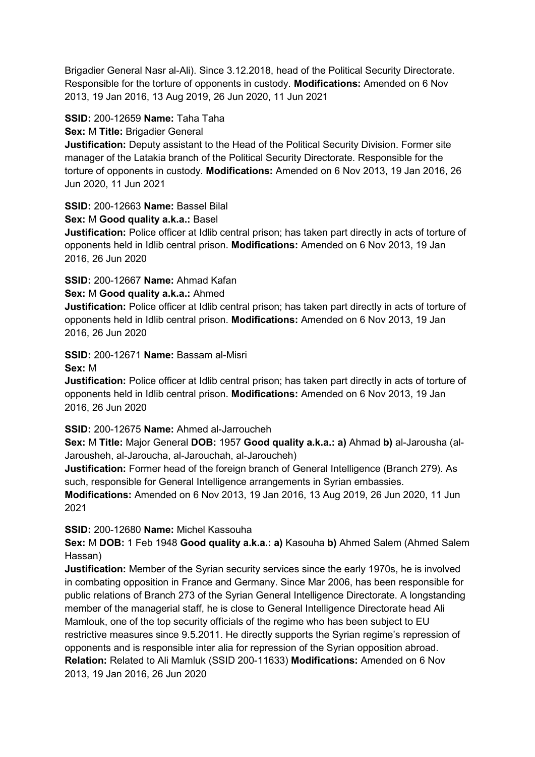Brigadier General Nasr al-Ali). Since 3.12.2018, head of the Political Security Directorate. Responsible for the torture of opponents in custody. **Modifications:** Amended on 6 Nov 2013, 19 Jan 2016, 13 Aug 2019, 26 Jun 2020, 11 Jun 2021

**SSID:** 200-12659 **Name:** Taha Taha
**Sex:** M **Title:** Brigadier General
**Justification:** Deputy assistant to the Head of the Political Security Division. Former site manager of the Latakia branch of the Political Security Directorate. Responsible for the torture of opponents in custody. **Modifications:** Amended on 6 Nov 2013, 19 Jan 2016, 26 Jun 2020, 11 Jun 2021

**SSID:** 200-12663 **Name:** Bassel Bilal
**Sex:** M **Good quality a.k.a.:** Basel
**Justification:** Police officer at Idlib central prison; has taken part directly in acts of torture of opponents held in Idlib central prison. **Modifications:** Amended on 6 Nov 2013, 19 Jan 2016, 26 Jun 2020

**SSID:** 200-12667 **Name:** Ahmad Kafan
**Sex:** M **Good quality a.k.a.:** Ahmed
**Justification:** Police officer at Idlib central prison; has taken part directly in acts of torture of opponents held in Idlib central prison. **Modifications:** Amended on 6 Nov 2013, 19 Jan 2016, 26 Jun 2020

**SSID:** 200-12671 **Name:** Bassam al-Misri
**Sex:** M
**Justification:** Police officer at Idlib central prison; has taken part directly in acts of torture of opponents held in Idlib central prison. **Modifications:** Amended on 6 Nov 2013, 19 Jan 2016, 26 Jun 2020

**SSID:** 200-12675 **Name:** Ahmed al-Jarroucheh
**Sex:** M **Title:** Major General **DOB:** 1957 **Good quality a.k.a.: a)** Ahmad **b)** al-Jarousha (al-Jarousheh, al-Jaroucha, al-Jarouchah, al-Jaroucheh)
**Justification:** Former head of the foreign branch of General Intelligence (Branch 279). As such, responsible for General Intelligence arrangements in Syrian embassies.
**Modifications:** Amended on 6 Nov 2013, 19 Jan 2016, 13 Aug 2019, 26 Jun 2020, 11 Jun 2021

**SSID:** 200-12680 **Name:** Michel Kassouha
**Sex:** M **DOB:** 1 Feb 1948 **Good quality a.k.a.: a)** Kasouha **b)** Ahmed Salem (Ahmed Salem Hassan)
**Justification:** Member of the Syrian security services since the early 1970s, he is involved in combating opposition in France and Germany. Since Mar 2006, has been responsible for public relations of Branch 273 of the Syrian General Intelligence Directorate. A longstanding member of the managerial staff, he is close to General Intelligence Directorate head Ali Mamlouk, one of the top security officials of the regime who has been subject to EU restrictive measures since 9.5.2011. He directly supports the Syrian regime's repression of opponents and is responsible inter alia for repression of the Syrian opposition abroad.
**Relation:** Related to Ali Mamluk (SSID 200-11633) **Modifications:** Amended on 6 Nov 2013, 19 Jan 2016, 26 Jun 2020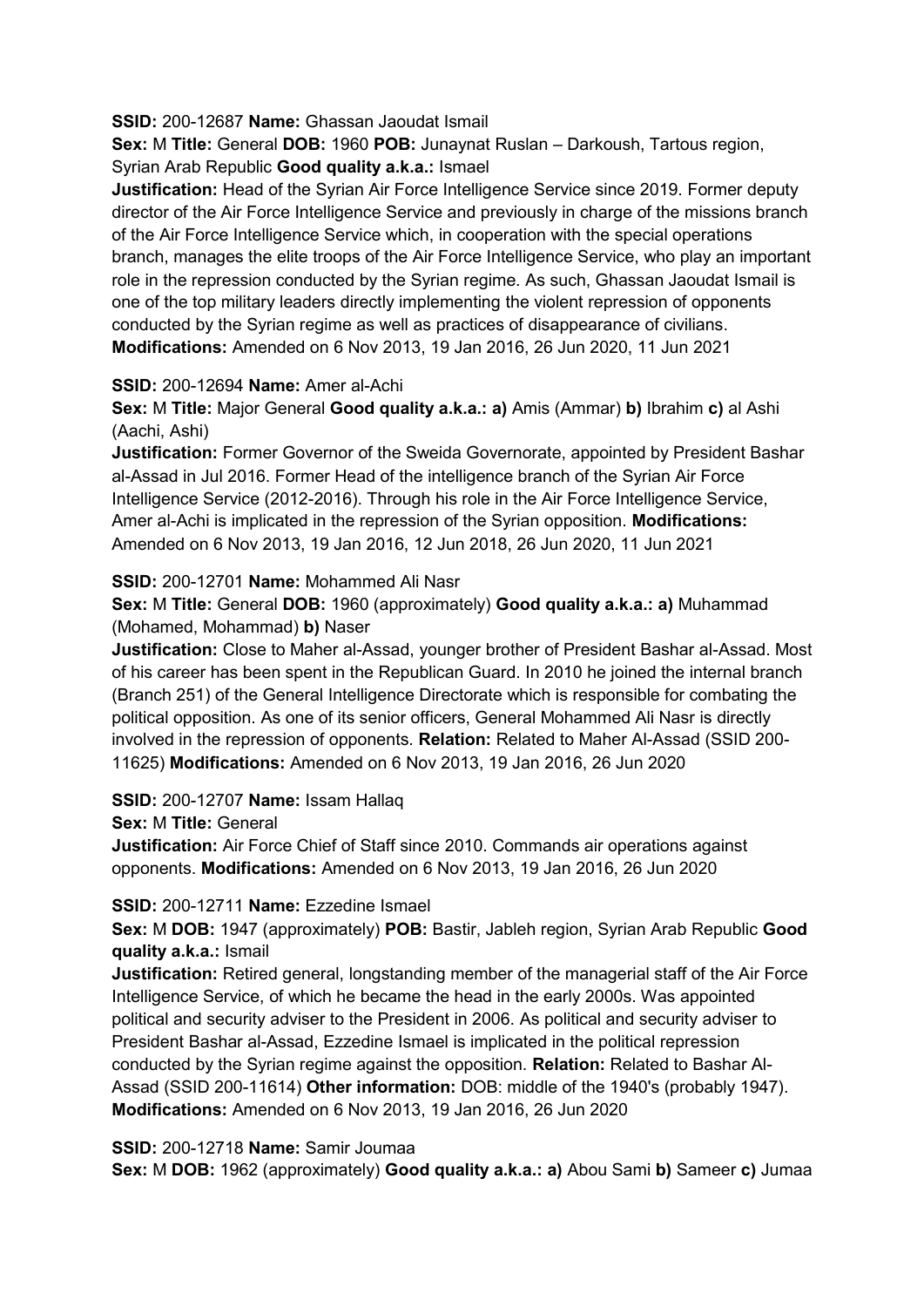**SSID:** 200-12687 **Name:** Ghassan Jaoudat Ismail
**Sex:** M **Title:** General **DOB:** 1960 **POB:** Junaynat Ruslan – Darkoush, Tartous region, Syrian Arab Republic **Good quality a.k.a.:** Ismael
**Justification:** Head of the Syrian Air Force Intelligence Service since 2019. Former deputy director of the Air Force Intelligence Service and previously in charge of the missions branch of the Air Force Intelligence Service which, in cooperation with the special operations branch, manages the elite troops of the Air Force Intelligence Service, who play an important role in the repression conducted by the Syrian regime. As such, Ghassan Jaoudat Ismail is one of the top military leaders directly implementing the violent repression of opponents conducted by the Syrian regime as well as practices of disappearance of civilians. **Modifications:** Amended on 6 Nov 2013, 19 Jan 2016, 26 Jun 2020, 11 Jun 2021

**SSID:** 200-12694 **Name:** Amer al-Achi
**Sex:** M **Title:** Major General **Good quality a.k.a.: a)** Amis (Ammar) **b)** Ibrahim **c)** al Ashi (Aachi, Ashi)
**Justification:** Former Governor of the Sweida Governorate, appointed by President Bashar al-Assad in Jul 2016. Former Head of the intelligence branch of the Syrian Air Force Intelligence Service (2012-2016). Through his role in the Air Force Intelligence Service, Amer al-Achi is implicated in the repression of the Syrian opposition. **Modifications:** Amended on 6 Nov 2013, 19 Jan 2016, 12 Jun 2018, 26 Jun 2020, 11 Jun 2021

**SSID:** 200-12701 **Name:** Mohammed Ali Nasr
**Sex:** M **Title:** General **DOB:** 1960 (approximately) **Good quality a.k.a.: a)** Muhammad (Mohamed, Mohammad) **b)** Naser
**Justification:** Close to Maher al-Assad, younger brother of President Bashar al-Assad. Most of his career has been spent in the Republican Guard. In 2010 he joined the internal branch (Branch 251) of the General Intelligence Directorate which is responsible for combating the political opposition. As one of its senior officers, General Mohammed Ali Nasr is directly involved in the repression of opponents. **Relation:** Related to Maher Al-Assad (SSID 200-11625) **Modifications:** Amended on 6 Nov 2013, 19 Jan 2016, 26 Jun 2020

**SSID:** 200-12707 **Name:** Issam Hallaq
**Sex:** M **Title:** General
**Justification:** Air Force Chief of Staff since 2010. Commands air operations against opponents. **Modifications:** Amended on 6 Nov 2013, 19 Jan 2016, 26 Jun 2020

**SSID:** 200-12711 **Name:** Ezzedine Ismael
**Sex:** M **DOB:** 1947 (approximately) **POB:** Bastir, Jableh region, Syrian Arab Republic **Good quality a.k.a.:** Ismail
**Justification:** Retired general, longstanding member of the managerial staff of the Air Force Intelligence Service, of which he became the head in the early 2000s. Was appointed political and security adviser to the President in 2006. As political and security adviser to President Bashar al-Assad, Ezzedine Ismael is implicated in the political repression conducted by the Syrian regime against the opposition. **Relation:** Related to Bashar Al-Assad (SSID 200-11614) **Other information:** DOB: middle of the 1940's (probably 1947). **Modifications:** Amended on 6 Nov 2013, 19 Jan 2016, 26 Jun 2020

**SSID:** 200-12718 **Name:** Samir Joumaa
**Sex:** M **DOB:** 1962 (approximately) **Good quality a.k.a.: a)** Abou Sami **b)** Sameer **c)** Jumaa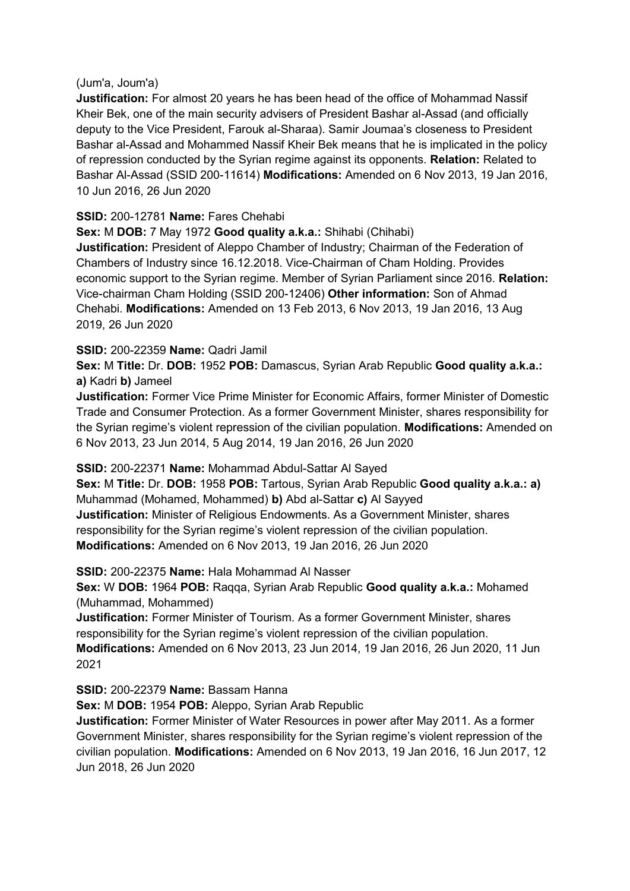(Jum'a, Joum'a)

**Justification:** For almost 20 years he has been head of the office of Mohammad Nassif Kheir Bek, one of the main security advisers of President Bashar al-Assad (and officially deputy to the Vice President, Farouk al-Sharaa). Samir Joumaa's closeness to President Bashar al-Assad and Mohammed Nassif Kheir Bek means that he is implicated in the policy of repression conducted by the Syrian regime against its opponents. **Relation:** Related to Bashar Al-Assad (SSID 200-11614) **Modifications:** Amended on 6 Nov 2013, 19 Jan 2016, 10 Jun 2016, 26 Jun 2020

**SSID:** 200-12781 **Name:** Fares Chehabi
**Sex:** M **DOB:** 7 May 1972 **Good quality a.k.a.:** Shihabi (Chihabi)
**Justification:** President of Aleppo Chamber of Industry; Chairman of the Federation of Chambers of Industry since 16.12.2018. Vice-Chairman of Cham Holding. Provides economic support to the Syrian regime. Member of Syrian Parliament since 2016. **Relation:** Vice-chairman Cham Holding (SSID 200-12406) **Other information:** Son of Ahmad Chehabi. **Modifications:** Amended on 13 Feb 2013, 6 Nov 2013, 19 Jan 2016, 13 Aug 2019, 26 Jun 2020

**SSID:** 200-22359 **Name:** Qadri Jamil
**Sex:** M **Title:** Dr. **DOB:** 1952 **POB:** Damascus, Syrian Arab Republic **Good quality a.k.a.:** **a)** Kadri **b)** Jameel
**Justification:** Former Vice Prime Minister for Economic Affairs, former Minister of Domestic Trade and Consumer Protection. As a former Government Minister, shares responsibility for the Syrian regime's violent repression of the civilian population. **Modifications:** Amended on 6 Nov 2013, 23 Jun 2014, 5 Aug 2014, 19 Jan 2016, 26 Jun 2020

**SSID:** 200-22371 **Name:** Mohammad Abdul-Sattar Al Sayed
**Sex:** M **Title:** Dr. **DOB:** 1958 **POB:** Tartous, Syrian Arab Republic **Good quality a.k.a.:** **a)** Muhammad (Mohamed, Mohammed) **b)** Abd al-Sattar **c)** Al Sayyed
**Justification:** Minister of Religious Endowments. As a Government Minister, shares responsibility for the Syrian regime's violent repression of the civilian population. **Modifications:** Amended on 6 Nov 2013, 19 Jan 2016, 26 Jun 2020

**SSID:** 200-22375 **Name:** Hala Mohammad Al Nasser
**Sex:** W **DOB:** 1964 **POB:** Raqqa, Syrian Arab Republic **Good quality a.k.a.:** Mohamed (Muhammad, Mohammed)
**Justification:** Former Minister of Tourism. As a former Government Minister, shares responsibility for the Syrian regime's violent repression of the civilian population. **Modifications:** Amended on 6 Nov 2013, 23 Jun 2014, 19 Jan 2016, 26 Jun 2020, 11 Jun 2021

**SSID:** 200-22379 **Name:** Bassam Hanna
**Sex:** M **DOB:** 1954 **POB:** Aleppo, Syrian Arab Republic
**Justification:** Former Minister of Water Resources in power after May 2011. As a former Government Minister, shares responsibility for the Syrian regime's violent repression of the civilian population. **Modifications:** Amended on 6 Nov 2013, 19 Jan 2016, 16 Jun 2017, 12 Jun 2018, 26 Jun 2020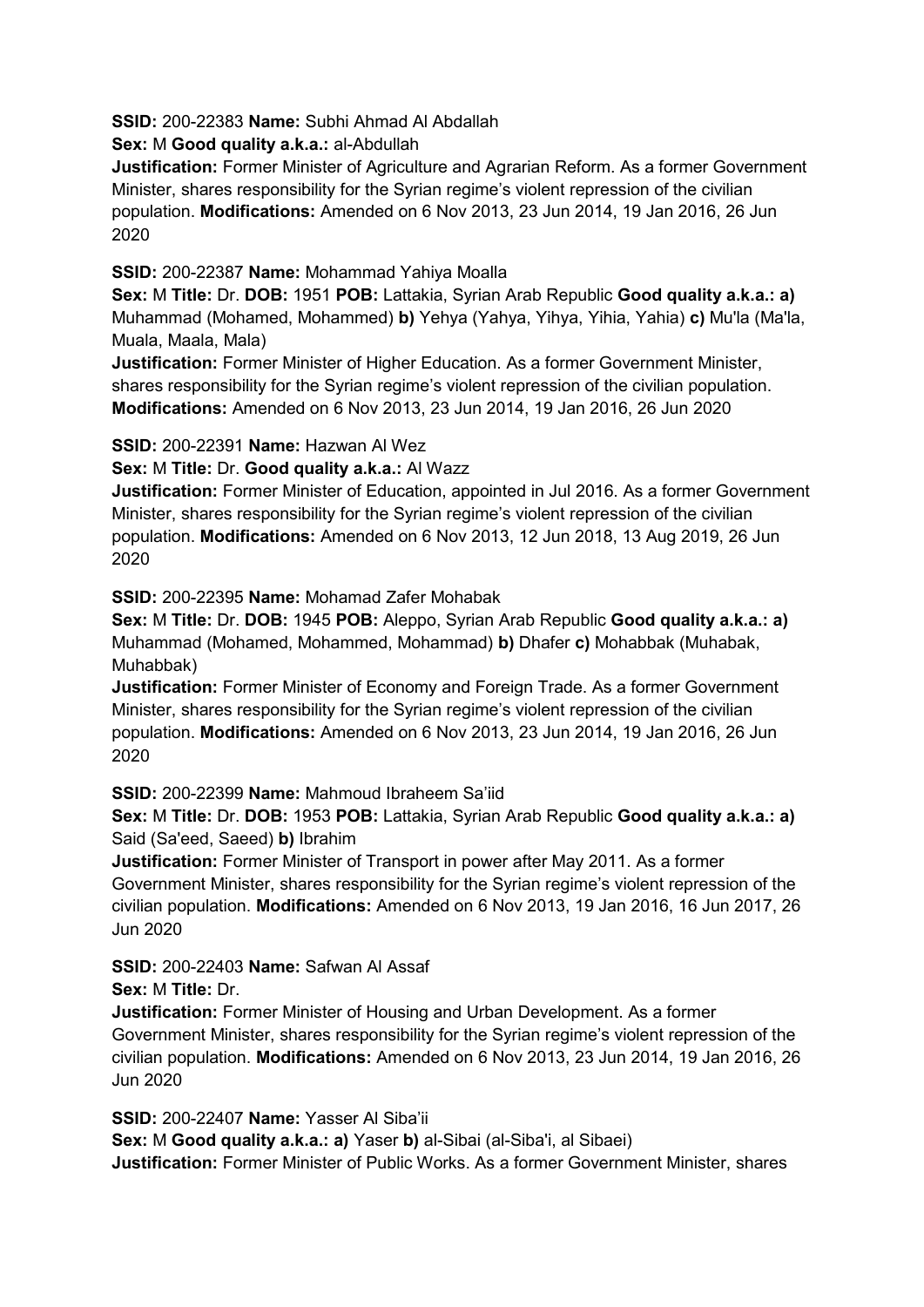**SSID:** 200-22383 **Name:** Subhi Ahmad Al Abdallah
**Sex:** M **Good quality a.k.a.:** al-Abdullah
**Justification:** Former Minister of Agriculture and Agrarian Reform. As a former Government Minister, shares responsibility for the Syrian regime's violent repression of the civilian population. **Modifications:** Amended on 6 Nov 2013, 23 Jun 2014, 19 Jan 2016, 26 Jun 2020

**SSID:** 200-22387 **Name:** Mohammad Yahiya Moalla
**Sex:** M **Title:** Dr. **DOB:** 1951 **POB:** Lattakia, Syrian Arab Republic **Good quality a.k.a.: a)** Muhammad (Mohamed, Mohammed) **b)** Yehya (Yahya, Yihya, Yihia, Yahia) **c)** Mu'la (Ma'la, Muala, Maala, Mala)
**Justification:** Former Minister of Higher Education. As a former Government Minister, shares responsibility for the Syrian regime's violent repression of the civilian population. **Modifications:** Amended on 6 Nov 2013, 23 Jun 2014, 19 Jan 2016, 26 Jun 2020

**SSID:** 200-22391 **Name:** Hazwan Al Wez
**Sex:** M **Title:** Dr. **Good quality a.k.a.:** Al Wazz
**Justification:** Former Minister of Education, appointed in Jul 2016. As a former Government Minister, shares responsibility for the Syrian regime's violent repression of the civilian population. **Modifications:** Amended on 6 Nov 2013, 12 Jun 2018, 13 Aug 2019, 26 Jun 2020

**SSID:** 200-22395 **Name:** Mohamad Zafer Mohabak
**Sex:** M **Title:** Dr. **DOB:** 1945 **POB:** Aleppo, Syrian Arab Republic **Good quality a.k.a.: a)** Muhammad (Mohamed, Mohammed, Mohammad) **b)** Dhafer **c)** Mohabbak (Muhabak, Muhabbak)
**Justification:** Former Minister of Economy and Foreign Trade. As a former Government Minister, shares responsibility for the Syrian regime's violent repression of the civilian population. **Modifications:** Amended on 6 Nov 2013, 23 Jun 2014, 19 Jan 2016, 26 Jun 2020

**SSID:** 200-22399 **Name:** Mahmoud Ibraheem Sa'iid
**Sex:** M **Title:** Dr. **DOB:** 1953 **POB:** Lattakia, Syrian Arab Republic **Good quality a.k.a.: a)** Said (Sa'eed, Saeed) **b)** Ibrahim
**Justification:** Former Minister of Transport in power after May 2011. As a former Government Minister, shares responsibility for the Syrian regime's violent repression of the civilian population. **Modifications:** Amended on 6 Nov 2013, 19 Jan 2016, 16 Jun 2017, 26 Jun 2020

**SSID:** 200-22403 **Name:** Safwan Al Assaf
**Sex:** M **Title:** Dr.
**Justification:** Former Minister of Housing and Urban Development. As a former Government Minister, shares responsibility for the Syrian regime's violent repression of the civilian population. **Modifications:** Amended on 6 Nov 2013, 23 Jun 2014, 19 Jan 2016, 26 Jun 2020

**SSID:** 200-22407 **Name:** Yasser Al Siba'ii
**Sex:** M **Good quality a.k.a.: a)** Yaser **b)** al-Sibai (al-Siba'i, al Sibaei)
**Justification:** Former Minister of Public Works. As a former Government Minister, shares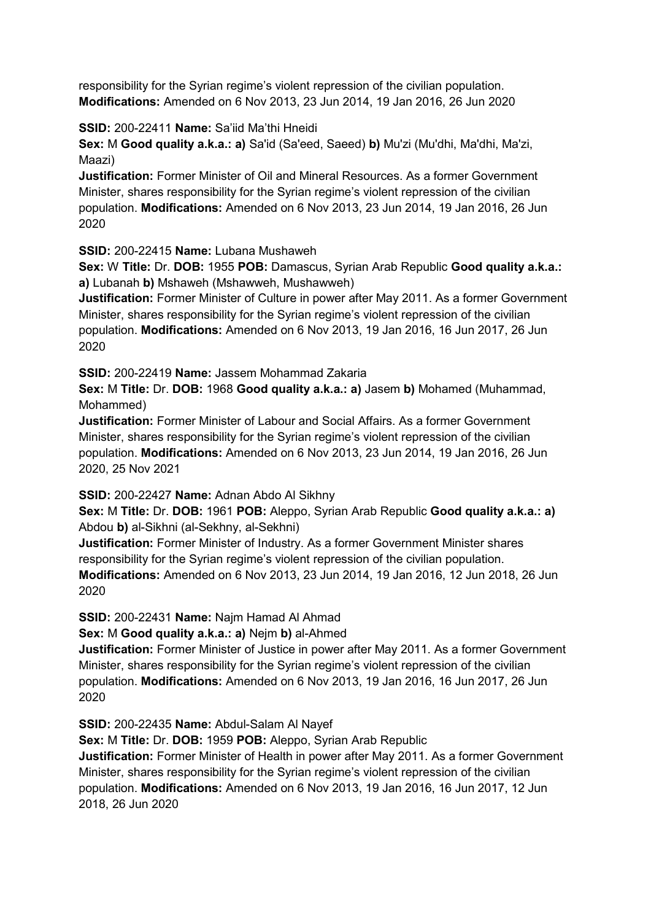responsibility for the Syrian regime's violent repression of the civilian population.
**Modifications:** Amended on 6 Nov 2013, 23 Jun 2014, 19 Jan 2016, 26 Jun 2020

**SSID:** 200-22411 **Name:** Sa'iid Ma'thi Hneidi
**Sex:** M **Good quality a.k.a.: a)** Sa'id (Sa'eed, Saeed) **b)** Mu'zi (Mu'dhi, Ma'dhi, Ma'zi, Maazi)
**Justification:** Former Minister of Oil and Mineral Resources. As a former Government Minister, shares responsibility for the Syrian regime's violent repression of the civilian population. **Modifications:** Amended on 6 Nov 2013, 23 Jun 2014, 19 Jan 2016, 26 Jun 2020

**SSID:** 200-22415 **Name:** Lubana Mushaweh
**Sex:** W **Title:** Dr. **DOB:** 1955 **POB:** Damascus, Syrian Arab Republic **Good quality a.k.a.: a)** Lubanah **b)** Mshaweh (Mshawweh, Mushawweh)
**Justification:** Former Minister of Culture in power after May 2011. As a former Government Minister, shares responsibility for the Syrian regime's violent repression of the civilian population. **Modifications:** Amended on 6 Nov 2013, 19 Jan 2016, 16 Jun 2017, 26 Jun 2020

**SSID:** 200-22419 **Name:** Jassem Mohammad Zakaria
**Sex:** M **Title:** Dr. **DOB:** 1968 **Good quality a.k.a.: a)** Jasem **b)** Mohamed (Muhammad, Mohammed)
**Justification:** Former Minister of Labour and Social Affairs. As a former Government Minister, shares responsibility for the Syrian regime's violent repression of the civilian population. **Modifications:** Amended on 6 Nov 2013, 23 Jun 2014, 19 Jan 2016, 26 Jun 2020, 25 Nov 2021

**SSID:** 200-22427 **Name:** Adnan Abdo Al Sikhny
**Sex:** M **Title:** Dr. **DOB:** 1961 **POB:** Aleppo, Syrian Arab Republic **Good quality a.k.a.: a)** Abdou **b)** al-Sikhni (al-Sekhny, al-Sekhni)
**Justification:** Former Minister of Industry. As a former Government Minister shares responsibility for the Syrian regime's violent repression of the civilian population.
**Modifications:** Amended on 6 Nov 2013, 23 Jun 2014, 19 Jan 2016, 12 Jun 2018, 26 Jun 2020

**SSID:** 200-22431 **Name:** Najm Hamad Al Ahmad
**Sex:** M **Good quality a.k.a.: a)** Nejm **b)** al-Ahmed
**Justification:** Former Minister of Justice in power after May 2011. As a former Government Minister, shares responsibility for the Syrian regime's violent repression of the civilian population. **Modifications:** Amended on 6 Nov 2013, 19 Jan 2016, 16 Jun 2017, 26 Jun 2020

**SSID:** 200-22435 **Name:** Abdul-Salam Al Nayef
**Sex:** M **Title:** Dr. **DOB:** 1959 **POB:** Aleppo, Syrian Arab Republic
**Justification:** Former Minister of Health in power after May 2011. As a former Government Minister, shares responsibility for the Syrian regime's violent repression of the civilian population. **Modifications:** Amended on 6 Nov 2013, 19 Jan 2016, 16 Jun 2017, 12 Jun 2018, 26 Jun 2020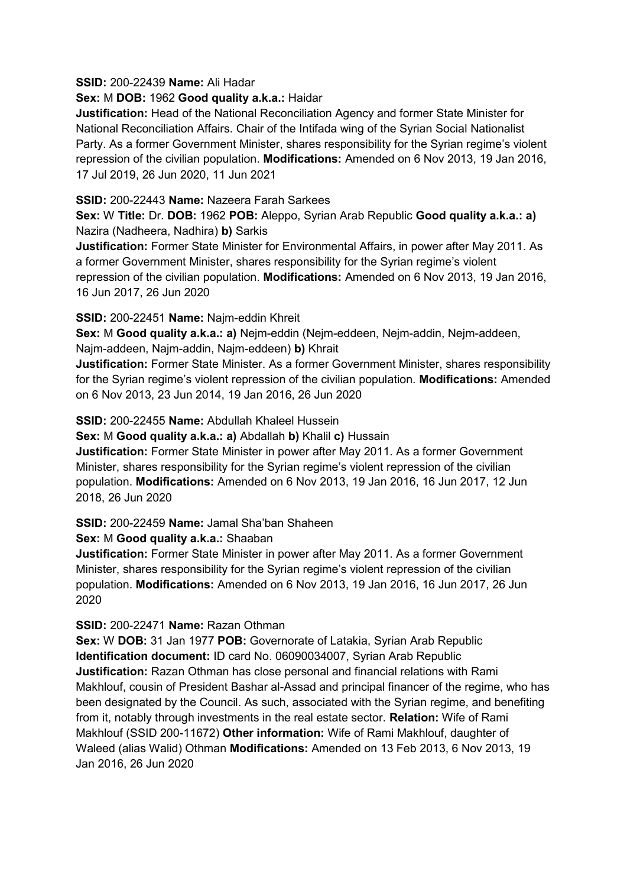**SSID:** 200-22439 **Name:** Ali Hadar
**Sex:** M **DOB:** 1962 **Good quality a.k.a.:** Haidar
**Justification:** Head of the National Reconciliation Agency and former State Minister for National Reconciliation Affairs. Chair of the Intifada wing of the Syrian Social Nationalist Party. As a former Government Minister, shares responsibility for the Syrian regime's violent repression of the civilian population. **Modifications:** Amended on 6 Nov 2013, 19 Jan 2016, 17 Jul 2019, 26 Jun 2020, 11 Jun 2021

**SSID:** 200-22443 **Name:** Nazeera Farah Sarkees
**Sex:** W **Title:** Dr. **DOB:** 1962 **POB:** Aleppo, Syrian Arab Republic **Good quality a.k.a.: a)** Nazira (Nadheera, Nadhira) **b)** Sarkis
**Justification:** Former State Minister for Environmental Affairs, in power after May 2011. As a former Government Minister, shares responsibility for the Syrian regime's violent repression of the civilian population. **Modifications:** Amended on 6 Nov 2013, 19 Jan 2016, 16 Jun 2017, 26 Jun 2020

**SSID:** 200-22451 **Name:** Najm-eddin Khreit
**Sex:** M **Good quality a.k.a.: a)** Nejm-eddin (Nejm-eddeen, Nejm-addin, Nejm-addeen, Najm-addeen, Najm-addin, Najm-eddeen) **b)** Khrait
**Justification:** Former State Minister. As a former Government Minister, shares responsibility for the Syrian regime's violent repression of the civilian population. **Modifications:** Amended on 6 Nov 2013, 23 Jun 2014, 19 Jan 2016, 26 Jun 2020

**SSID:** 200-22455 **Name:** Abdullah Khaleel Hussein
**Sex:** M **Good quality a.k.a.: a)** Abdallah **b)** Khalil **c)** Hussain
**Justification:** Former State Minister in power after May 2011. As a former Government Minister, shares responsibility for the Syrian regime's violent repression of the civilian population. **Modifications:** Amended on 6 Nov 2013, 19 Jan 2016, 16 Jun 2017, 12 Jun 2018, 26 Jun 2020

**SSID:** 200-22459 **Name:** Jamal Sha'ban Shaheen
**Sex:** M **Good quality a.k.a.:** Shaaban
**Justification:** Former State Minister in power after May 2011. As a former Government Minister, shares responsibility for the Syrian regime's violent repression of the civilian population. **Modifications:** Amended on 6 Nov 2013, 19 Jan 2016, 16 Jun 2017, 26 Jun 2020

**SSID:** 200-22471 **Name:** Razan Othman
**Sex:** W **DOB:** 31 Jan 1977 **POB:** Governorate of Latakia, Syrian Arab Republic
**Identification document:** ID card No. 06090034007, Syrian Arab Republic
**Justification:** Razan Othman has close personal and financial relations with Rami Makhlouf, cousin of President Bashar al-Assad and principal financer of the regime, who has been designated by the Council. As such, associated with the Syrian regime, and benefiting from it, notably through investments in the real estate sector. **Relation:** Wife of Rami Makhlouf (SSID 200-11672) **Other information:** Wife of Rami Makhlouf, daughter of Waleed (alias Walid) Othman **Modifications:** Amended on 13 Feb 2013, 6 Nov 2013, 19 Jan 2016, 26 Jun 2020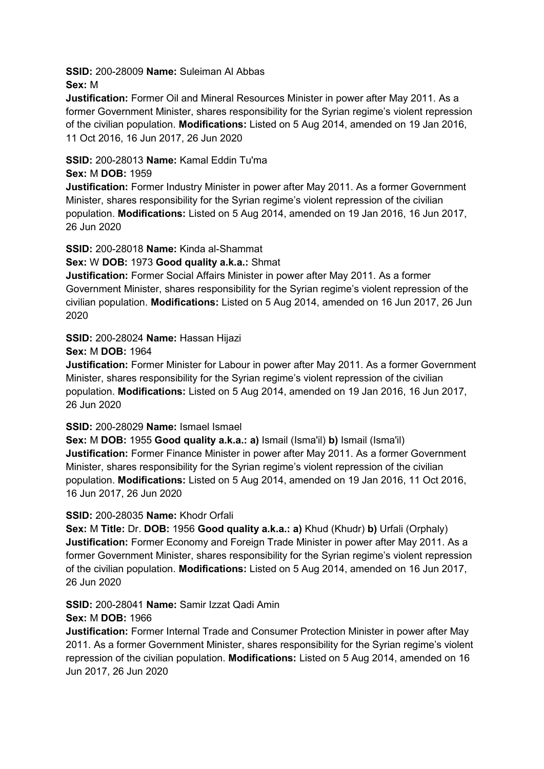**SSID:** 200-28009 **Name:** Suleiman Al Abbas
**Sex:** M
**Justification:** Former Oil and Mineral Resources Minister in power after May 2011. As a former Government Minister, shares responsibility for the Syrian regime's violent repression of the civilian population. **Modifications:** Listed on 5 Aug 2014, amended on 19 Jan 2016, 11 Oct 2016, 16 Jun 2017, 26 Jun 2020

**SSID:** 200-28013 **Name:** Kamal Eddin Tu'ma
**Sex:** M **DOB:** 1959
**Justification:** Former Industry Minister in power after May 2011. As a former Government Minister, shares responsibility for the Syrian regime's violent repression of the civilian population. **Modifications:** Listed on 5 Aug 2014, amended on 19 Jan 2016, 16 Jun 2017, 26 Jun 2020

**SSID:** 200-28018 **Name:** Kinda al-Shammat
**Sex:** W **DOB:** 1973 **Good quality a.k.a.:** Shmat
**Justification:** Former Social Affairs Minister in power after May 2011. As a former Government Minister, shares responsibility for the Syrian regime's violent repression of the civilian population. **Modifications:** Listed on 5 Aug 2014, amended on 16 Jun 2017, 26 Jun 2020

**SSID:** 200-28024 **Name:** Hassan Hijazi
**Sex:** M **DOB:** 1964
**Justification:** Former Minister for Labour in power after May 2011. As a former Government Minister, shares responsibility for the Syrian regime's violent repression of the civilian population. **Modifications:** Listed on 5 Aug 2014, amended on 19 Jan 2016, 16 Jun 2017, 26 Jun 2020

**SSID:** 200-28029 **Name:** Ismael Ismael
**Sex:** M **DOB:** 1955 **Good quality a.k.a.: a)** Ismail (Isma'il) **b)** Ismail (Isma'il)
**Justification:** Former Finance Minister in power after May 2011. As a former Government Minister, shares responsibility for the Syrian regime's violent repression of the civilian population. **Modifications:** Listed on 5 Aug 2014, amended on 19 Jan 2016, 11 Oct 2016, 16 Jun 2017, 26 Jun 2020

**SSID:** 200-28035 **Name:** Khodr Orfali
**Sex:** M **Title:** Dr. **DOB:** 1956 **Good quality a.k.a.: a)** Khud (Khudr) **b)** Urfali (Orphaly)
**Justification:** Former Economy and Foreign Trade Minister in power after May 2011. As a former Government Minister, shares responsibility for the Syrian regime's violent repression of the civilian population. **Modifications:** Listed on 5 Aug 2014, amended on 16 Jun 2017, 26 Jun 2020

**SSID:** 200-28041 **Name:** Samir Izzat Qadi Amin
**Sex:** M **DOB:** 1966
**Justification:** Former Internal Trade and Consumer Protection Minister in power after May 2011. As a former Government Minister, shares responsibility for the Syrian regime's violent repression of the civilian population. **Modifications:** Listed on 5 Aug 2014, amended on 16 Jun 2017, 26 Jun 2020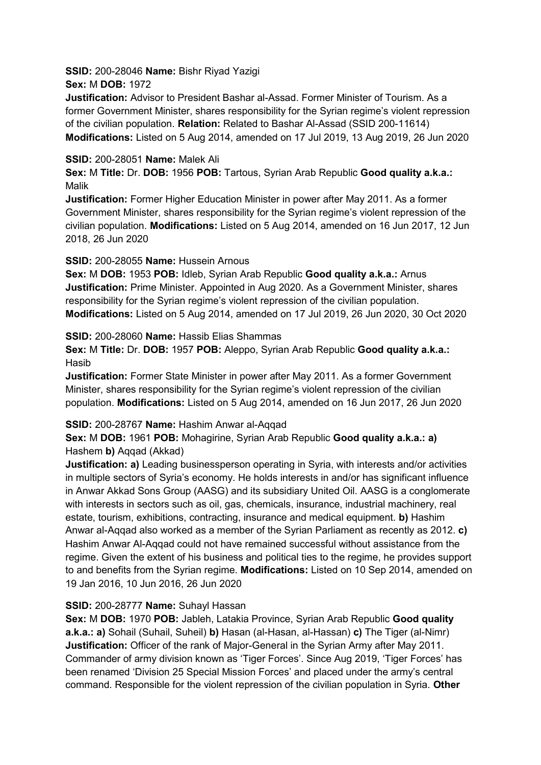**SSID:** 200-28046 **Name:** Bishr Riyad Yazigi
**Sex:** M **DOB:** 1972
**Justification:** Advisor to President Bashar al-Assad. Former Minister of Tourism. As a former Government Minister, shares responsibility for the Syrian regime's violent repression of the civilian population. **Relation:** Related to Bashar Al-Assad (SSID 200-11614) **Modifications:** Listed on 5 Aug 2014, amended on 17 Jul 2019, 13 Aug 2019, 26 Jun 2020

**SSID:** 200-28051 **Name:** Malek Ali
**Sex:** M **Title:** Dr. **DOB:** 1956 **POB:** Tartous, Syrian Arab Republic **Good quality a.k.a.:** Malik
**Justification:** Former Higher Education Minister in power after May 2011. As a former Government Minister, shares responsibility for the Syrian regime's violent repression of the civilian population. **Modifications:** Listed on 5 Aug 2014, amended on 16 Jun 2017, 12 Jun 2018, 26 Jun 2020

**SSID:** 200-28055 **Name:** Hussein Arnous
**Sex:** M **DOB:** 1953 **POB:** Idleb, Syrian Arab Republic **Good quality a.k.a.:** Arnus
**Justification:** Prime Minister. Appointed in Aug 2020. As a Government Minister, shares responsibility for the Syrian regime's violent repression of the civilian population. **Modifications:** Listed on 5 Aug 2014, amended on 17 Jul 2019, 26 Jun 2020, 30 Oct 2020

**SSID:** 200-28060 **Name:** Hassib Elias Shammas
**Sex:** M **Title:** Dr. **DOB:** 1957 **POB:** Aleppo, Syrian Arab Republic **Good quality a.k.a.:** Hasib
**Justification:** Former State Minister in power after May 2011. As a former Government Minister, shares responsibility for the Syrian regime's violent repression of the civilian population. **Modifications:** Listed on 5 Aug 2014, amended on 16 Jun 2017, 26 Jun 2020

**SSID:** 200-28767 **Name:** Hashim Anwar al-Aqqad
**Sex:** M **DOB:** 1961 **POB:** Mohagirine, Syrian Arab Republic **Good quality a.k.a.: a)** Hashem **b)** Aqqad (Akkad)
**Justification: a)** Leading businessperson operating in Syria, with interests and/or activities in multiple sectors of Syria's economy. He holds interests in and/or has significant influence in Anwar Akkad Sons Group (AASG) and its subsidiary United Oil. AASG is a conglomerate with interests in sectors such as oil, gas, chemicals, insurance, industrial machinery, real estate, tourism, exhibitions, contracting, insurance and medical equipment. **b)** Hashim Anwar al-Aqqad also worked as a member of the Syrian Parliament as recently as 2012. **c)** Hashim Anwar Al-Aqqad could not have remained successful without assistance from the regime. Given the extent of his business and political ties to the regime, he provides support to and benefits from the Syrian regime. **Modifications:** Listed on 10 Sep 2014, amended on 19 Jan 2016, 10 Jun 2016, 26 Jun 2020

**SSID:** 200-28777 **Name:** Suhayl Hassan
**Sex:** M **DOB:** 1970 **POB:** Jableh, Latakia Province, Syrian Arab Republic **Good quality a.k.a.: a)** Sohail (Suhail, Suheil) **b)** Hasan (al-Hasan, al-Hassan) **c)** The Tiger (al-Nimr)
**Justification:** Officer of the rank of Major-General in the Syrian Army after May 2011. Commander of army division known as 'Tiger Forces'. Since Aug 2019, 'Tiger Forces' has been renamed 'Division 25 Special Mission Forces' and placed under the army's central command. Responsible for the violent repression of the civilian population in Syria. **Other**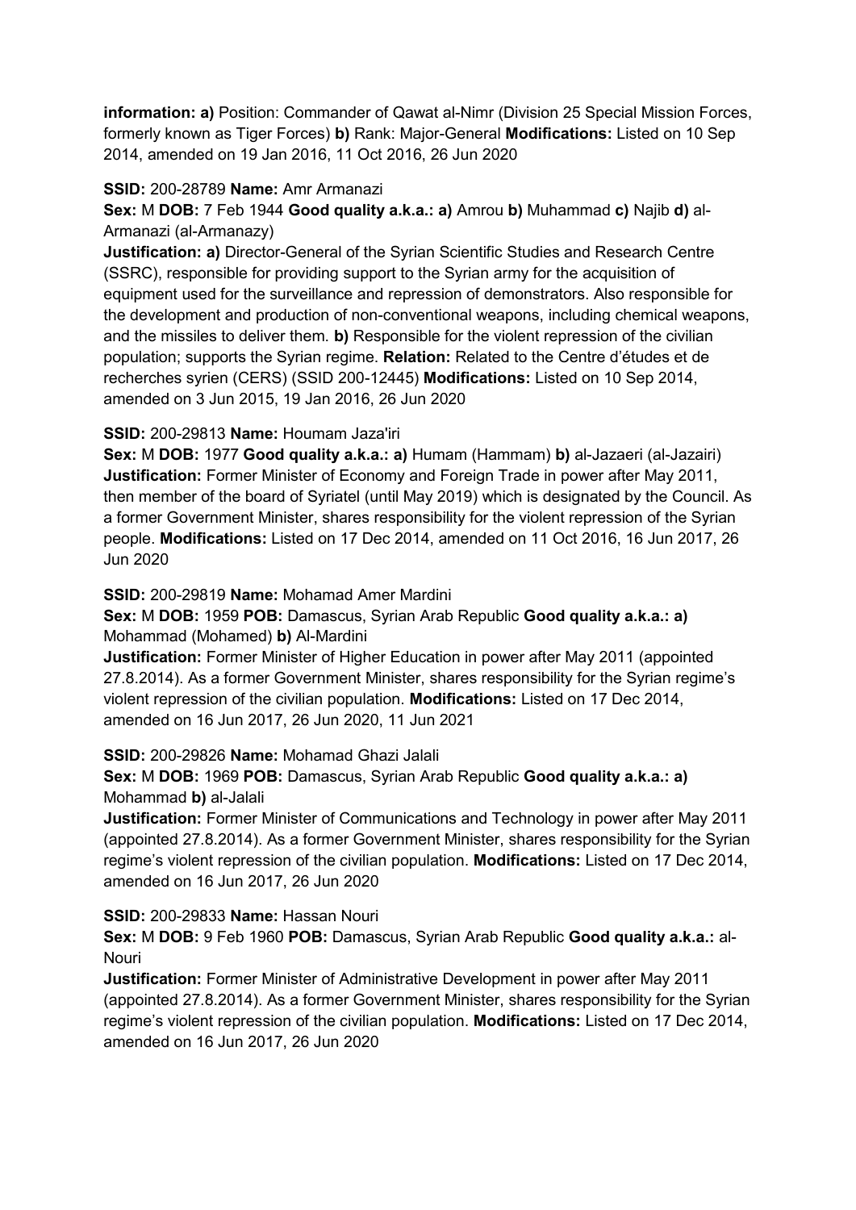**information: a)** Position: Commander of Qawat al-Nimr (Division 25 Special Mission Forces, formerly known as Tiger Forces) **b)** Rank: Major-General **Modifications:** Listed on 10 Sep 2014, amended on 19 Jan 2016, 11 Oct 2016, 26 Jun 2020

**SSID:** 200-28789 **Name:** Amr Armanazi
**Sex:** M **DOB:** 7 Feb 1944 **Good quality a.k.a.: a)** Amrou **b)** Muhammad **c)** Najib **d)** al-Armanazi (al-Armanazy)
**Justification: a)** Director-General of the Syrian Scientific Studies and Research Centre (SSRC), responsible for providing support to the Syrian army for the acquisition of equipment used for the surveillance and repression of demonstrators. Also responsible for the development and production of non-conventional weapons, including chemical weapons, and the missiles to deliver them. **b)** Responsible for the violent repression of the civilian population; supports the Syrian regime. **Relation:** Related to the Centre d'études et de recherches syrien (CERS) (SSID 200-12445) **Modifications:** Listed on 10 Sep 2014, amended on 3 Jun 2015, 19 Jan 2016, 26 Jun 2020

**SSID:** 200-29813 **Name:** Houmam Jaza'iri
**Sex:** M **DOB:** 1977 **Good quality a.k.a.: a)** Humam (Hammam) **b)** al-Jazaeri (al-Jazairi)
**Justification:** Former Minister of Economy and Foreign Trade in power after May 2011, then member of the board of Syriatel (until May 2019) which is designated by the Council. As a former Government Minister, shares responsibility for the violent repression of the Syrian people. **Modifications:** Listed on 17 Dec 2014, amended on 11 Oct 2016, 16 Jun 2017, 26 Jun 2020

**SSID:** 200-29819 **Name:** Mohamad Amer Mardini
**Sex:** M **DOB:** 1959 **POB:** Damascus, Syrian Arab Republic **Good quality a.k.a.: a)** Mohammad (Mohamed) **b)** Al-Mardini
**Justification:** Former Minister of Higher Education in power after May 2011 (appointed 27.8.2014). As a former Government Minister, shares responsibility for the Syrian regime's violent repression of the civilian population. **Modifications:** Listed on 17 Dec 2014, amended on 16 Jun 2017, 26 Jun 2020, 11 Jun 2021

**SSID:** 200-29826 **Name:** Mohamad Ghazi Jalali
**Sex:** M **DOB:** 1969 **POB:** Damascus, Syrian Arab Republic **Good quality a.k.a.: a)** Mohammad **b)** al-Jalali
**Justification:** Former Minister of Communications and Technology in power after May 2011 (appointed 27.8.2014). As a former Government Minister, shares responsibility for the Syrian regime's violent repression of the civilian population. **Modifications:** Listed on 17 Dec 2014, amended on 16 Jun 2017, 26 Jun 2020

**SSID:** 200-29833 **Name:** Hassan Nouri
**Sex:** M **DOB:** 9 Feb 1960 **POB:** Damascus, Syrian Arab Republic **Good quality a.k.a.:** al-Nouri
**Justification:** Former Minister of Administrative Development in power after May 2011 (appointed 27.8.2014). As a former Government Minister, shares responsibility for the Syrian regime's violent repression of the civilian population. **Modifications:** Listed on 17 Dec 2014, amended on 16 Jun 2017, 26 Jun 2020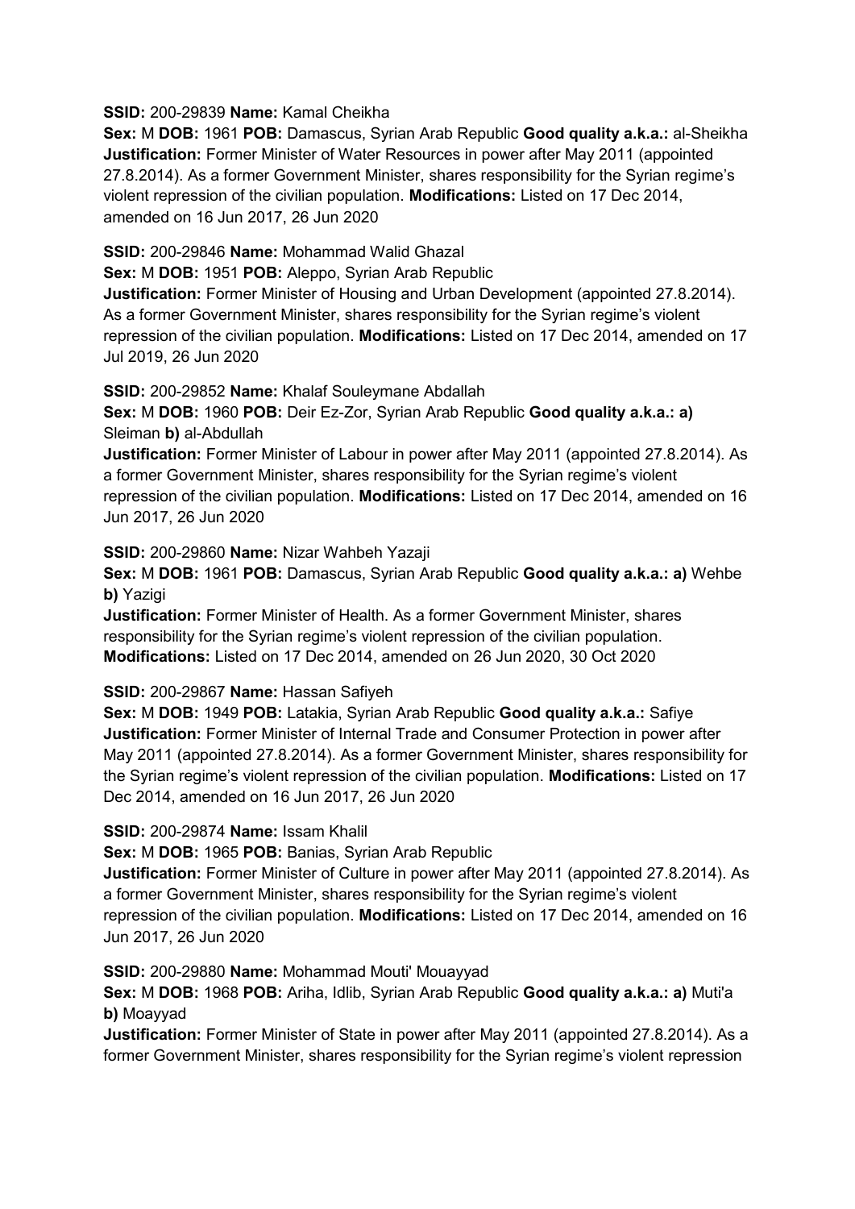**SSID:** 200-29839 **Name:** Kamal Cheikha
**Sex:** M **DOB:** 1961 **POB:** Damascus, Syrian Arab Republic **Good quality a.k.a.:** al-Sheikha
**Justification:** Former Minister of Water Resources in power after May 2011 (appointed 27.8.2014). As a former Government Minister, shares responsibility for the Syrian regime's violent repression of the civilian population. **Modifications:** Listed on 17 Dec 2014, amended on 16 Jun 2017, 26 Jun 2020

**SSID:** 200-29846 **Name:** Mohammad Walid Ghazal
**Sex:** M **DOB:** 1951 **POB:** Aleppo, Syrian Arab Republic
**Justification:** Former Minister of Housing and Urban Development (appointed 27.8.2014). As a former Government Minister, shares responsibility for the Syrian regime's violent repression of the civilian population. **Modifications:** Listed on 17 Dec 2014, amended on 17 Jul 2019, 26 Jun 2020

**SSID:** 200-29852 **Name:** Khalaf Souleymane Abdallah
**Sex:** M **DOB:** 1960 **POB:** Deir Ez-Zor, Syrian Arab Republic **Good quality a.k.a.: a)** Sleiman **b)** al-Abdullah
**Justification:** Former Minister of Labour in power after May 2011 (appointed 27.8.2014). As a former Government Minister, shares responsibility for the Syrian regime's violent repression of the civilian population. **Modifications:** Listed on 17 Dec 2014, amended on 16 Jun 2017, 26 Jun 2020

**SSID:** 200-29860 **Name:** Nizar Wahbeh Yazaji
**Sex:** M **DOB:** 1961 **POB:** Damascus, Syrian Arab Republic **Good quality a.k.a.: a)** Wehbe **b)** Yazigi
**Justification:** Former Minister of Health. As a former Government Minister, shares responsibility for the Syrian regime's violent repression of the civilian population. **Modifications:** Listed on 17 Dec 2014, amended on 26 Jun 2020, 30 Oct 2020

**SSID:** 200-29867 **Name:** Hassan Safiyeh
**Sex:** M **DOB:** 1949 **POB:** Latakia, Syrian Arab Republic **Good quality a.k.a.:** Safiye
**Justification:** Former Minister of Internal Trade and Consumer Protection in power after May 2011 (appointed 27.8.2014). As a former Government Minister, shares responsibility for the Syrian regime's violent repression of the civilian population. **Modifications:** Listed on 17 Dec 2014, amended on 16 Jun 2017, 26 Jun 2020

**SSID:** 200-29874 **Name:** Issam Khalil
**Sex:** M **DOB:** 1965 **POB:** Banias, Syrian Arab Republic
**Justification:** Former Minister of Culture in power after May 2011 (appointed 27.8.2014). As a former Government Minister, shares responsibility for the Syrian regime's violent repression of the civilian population. **Modifications:** Listed on 17 Dec 2014, amended on 16 Jun 2017, 26 Jun 2020

**SSID:** 200-29880 **Name:** Mohammad Mouti' Mouayyad
**Sex:** M **DOB:** 1968 **POB:** Ariha, Idlib, Syrian Arab Republic **Good quality a.k.a.: a)** Muti'a **b)** Moayyad
**Justification:** Former Minister of State in power after May 2011 (appointed 27.8.2014). As a former Government Minister, shares responsibility for the Syrian regime's violent repression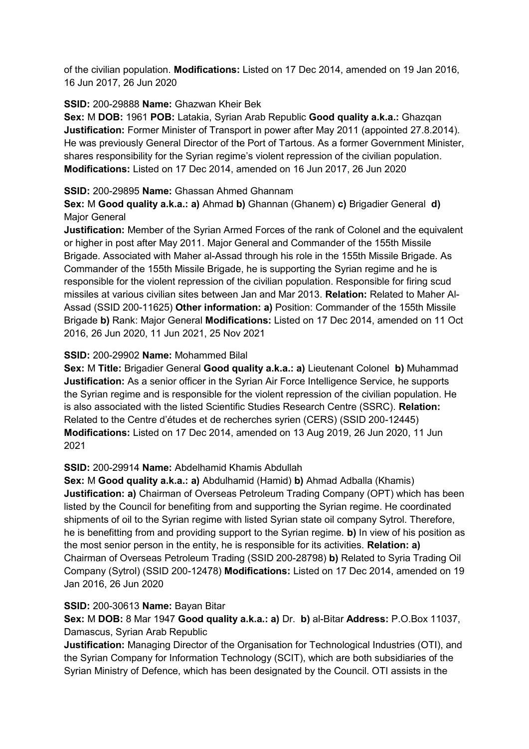of the civilian population. **Modifications:** Listed on 17 Dec 2014, amended on 19 Jan 2016, 16 Jun 2017, 26 Jun 2020

**SSID:** 200-29888 **Name:** Ghazwan Kheir Bek
**Sex:** M **DOB:** 1961 **POB:** Latakia, Syrian Arab Republic **Good quality a.k.a.:** Ghazqan
**Justification:** Former Minister of Transport in power after May 2011 (appointed 27.8.2014). He was previously General Director of the Port of Tartous. As a former Government Minister, shares responsibility for the Syrian regime's violent repression of the civilian population. **Modifications:** Listed on 17 Dec 2014, amended on 16 Jun 2017, 26 Jun 2020

**SSID:** 200-29895 **Name:** Ghassan Ahmed Ghannam
**Sex:** M **Good quality a.k.a.: a)** Ahmad **b)** Ghannan (Ghanem) **c)** Brigadier General **d)** Major General
**Justification:** Member of the Syrian Armed Forces of the rank of Colonel and the equivalent or higher in post after May 2011. Major General and Commander of the 155th Missile Brigade. Associated with Maher al-Assad through his role in the 155th Missile Brigade. As Commander of the 155th Missile Brigade, he is supporting the Syrian regime and he is responsible for the violent repression of the civilian population. Responsible for firing scud missiles at various civilian sites between Jan and Mar 2013. **Relation:** Related to Maher Al-Assad (SSID 200-11625) **Other information: a)** Position: Commander of the 155th Missile Brigade **b)** Rank: Major General **Modifications:** Listed on 17 Dec 2014, amended on 11 Oct 2016, 26 Jun 2020, 11 Jun 2021, 25 Nov 2021

**SSID:** 200-29902 **Name:** Mohammed Bilal
**Sex:** M **Title:** Brigadier General **Good quality a.k.a.: a)** Lieutenant Colonel **b)** Muhammad
**Justification:** As a senior officer in the Syrian Air Force Intelligence Service, he supports the Syrian regime and is responsible for the violent repression of the civilian population. He is also associated with the listed Scientific Studies Research Centre (SSRC). **Relation:** Related to the Centre d'études et de recherches syrien (CERS) (SSID 200-12445) **Modifications:** Listed on 17 Dec 2014, amended on 13 Aug 2019, 26 Jun 2020, 11 Jun 2021

**SSID:** 200-29914 **Name:** Abdelhamid Khamis Abdullah
**Sex:** M **Good quality a.k.a.: a)** Abdulhamid (Hamid) **b)** Ahmad Adballa (Khamis)
**Justification: a)** Chairman of Overseas Petroleum Trading Company (OPT) which has been listed by the Council for benefiting from and supporting the Syrian regime. He coordinated shipments of oil to the Syrian regime with listed Syrian state oil company Sytrol. Therefore, he is benefitting from and providing support to the Syrian regime. **b)** In view of his position as the most senior person in the entity, he is responsible for its activities. **Relation: a)** Chairman of Overseas Petroleum Trading (SSID 200-28798) **b)** Related to Syria Trading Oil Company (Sytrol) (SSID 200-12478) **Modifications:** Listed on 17 Dec 2014, amended on 19 Jan 2016, 26 Jun 2020

**SSID:** 200-30613 **Name:** Bayan Bitar
**Sex:** M **DOB:** 8 Mar 1947 **Good quality a.k.a.: a)** Dr. **b)** al-Bitar **Address:** P.O.Box 11037, Damascus, Syrian Arab Republic
**Justification:** Managing Director of the Organisation for Technological Industries (OTI), and the Syrian Company for Information Technology (SCIT), which are both subsidiaries of the Syrian Ministry of Defence, which has been designated by the Council. OTI assists in the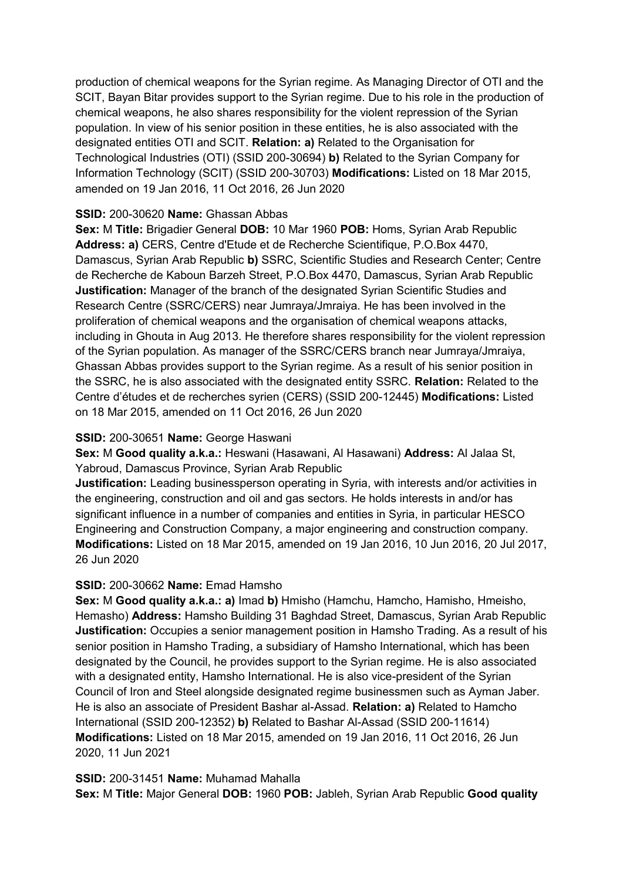production of chemical weapons for the Syrian regime. As Managing Director of OTI and the SCIT, Bayan Bitar provides support to the Syrian regime. Due to his role in the production of chemical weapons, he also shares responsibility for the violent repression of the Syrian population. In view of his senior position in these entities, he is also associated with the designated entities OTI and SCIT. **Relation: a)** Related to the Organisation for Technological Industries (OTI) (SSID 200-30694) **b)** Related to the Syrian Company for Information Technology (SCIT) (SSID 200-30703) **Modifications:** Listed on 18 Mar 2015, amended on 19 Jan 2016, 11 Oct 2016, 26 Jun 2020

**SSID:** 200-30620 **Name:** Ghassan Abbas
**Sex:** M **Title:** Brigadier General **DOB:** 10 Mar 1960 **POB:** Homs, Syrian Arab Republic **Address: a)** CERS, Centre d'Etude et de Recherche Scientifique, P.O.Box 4470, Damascus, Syrian Arab Republic **b)** SSRC, Scientific Studies and Research Center; Centre de Recherche de Kaboun Barzeh Street, P.O.Box 4470, Damascus, Syrian Arab Republic **Justification:** Manager of the branch of the designated Syrian Scientific Studies and Research Centre (SSRC/CERS) near Jumraya/Jmraiya. He has been involved in the proliferation of chemical weapons and the organisation of chemical weapons attacks, including in Ghouta in Aug 2013. He therefore shares responsibility for the violent repression of the Syrian population. As manager of the SSRC/CERS branch near Jumraya/Jmraiya, Ghassan Abbas provides support to the Syrian regime. As a result of his senior position in the SSRC, he is also associated with the designated entity SSRC. **Relation:** Related to the Centre d'études et de recherches syrien (CERS) (SSID 200-12445) **Modifications:** Listed on 18 Mar 2015, amended on 11 Oct 2016, 26 Jun 2020

**SSID:** 200-30651 **Name:** George Haswani
**Sex:** M **Good quality a.k.a.:** Heswani (Hasawani, Al Hasawani) **Address:** Al Jalaa St, Yabroud, Damascus Province, Syrian Arab Republic
**Justification:** Leading businessperson operating in Syria, with interests and/or activities in the engineering, construction and oil and gas sectors. He holds interests in and/or has significant influence in a number of companies and entities in Syria, in particular HESCO Engineering and Construction Company, a major engineering and construction company. **Modifications:** Listed on 18 Mar 2015, amended on 19 Jan 2016, 10 Jun 2016, 20 Jul 2017, 26 Jun 2020

**SSID:** 200-30662 **Name:** Emad Hamsho
**Sex:** M **Good quality a.k.a.: a)** Imad **b)** Hmisho (Hamchu, Hamcho, Hamisho, Hmeisho, Hemasho) **Address:** Hamsho Building 31 Baghdad Street, Damascus, Syrian Arab Republic **Justification:** Occupies a senior management position in Hamsho Trading. As a result of his senior position in Hamsho Trading, a subsidiary of Hamsho International, which has been designated by the Council, he provides support to the Syrian regime. He is also associated with a designated entity, Hamsho International. He is also vice-president of the Syrian Council of Iron and Steel alongside designated regime businessmen such as Ayman Jaber. He is also an associate of President Bashar al-Assad. **Relation: a)** Related to Hamcho International (SSID 200-12352) **b)** Related to Bashar Al-Assad (SSID 200-11614) **Modifications:** Listed on 18 Mar 2015, amended on 19 Jan 2016, 11 Oct 2016, 26 Jun 2020, 11 Jun 2021

**SSID:** 200-31451 **Name:** Muhamad Mahalla
**Sex:** M **Title:** Major General **DOB:** 1960 **POB:** Jableh, Syrian Arab Republic **Good quality**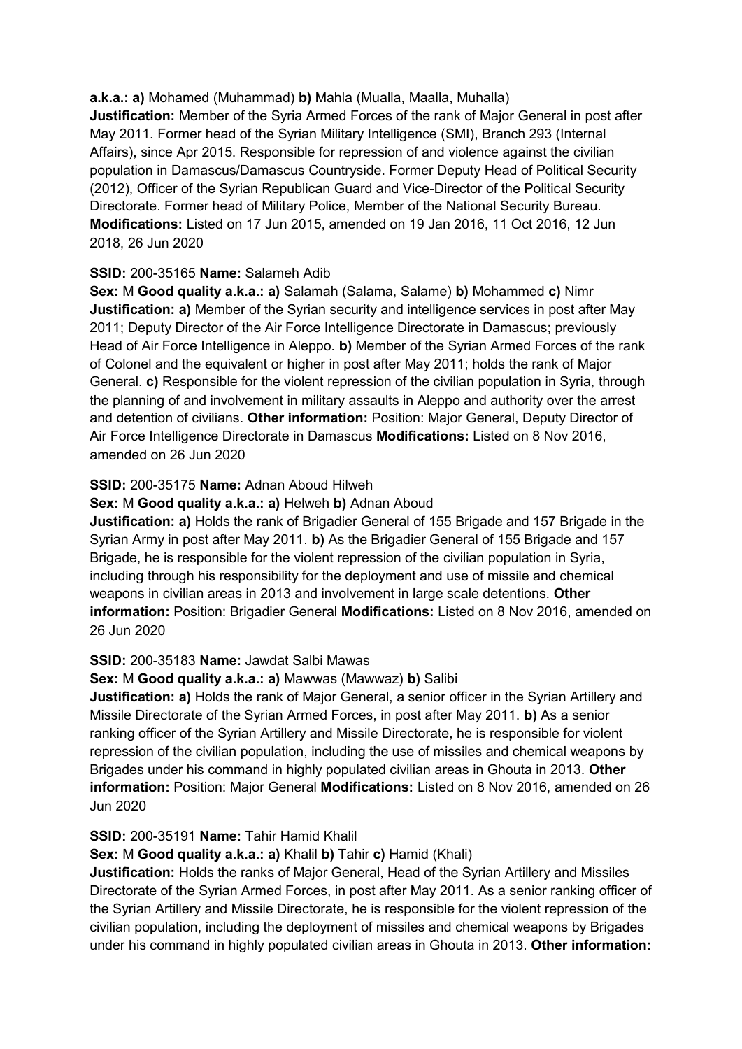**a.k.a.: a)** Mohamed (Muhammad) **b)** Mahla (Mualla, Maalla, Muhalla)
**Justification:** Member of the Syria Armed Forces of the rank of Major General in post after May 2011. Former head of the Syrian Military Intelligence (SMI), Branch 293 (Internal Affairs), since Apr 2015. Responsible for repression of and violence against the civilian population in Damascus/Damascus Countryside. Former Deputy Head of Political Security (2012), Officer of the Syrian Republican Guard and Vice-Director of the Political Security Directorate. Former head of Military Police, Member of the National Security Bureau. **Modifications:** Listed on 17 Jun 2015, amended on 19 Jan 2016, 11 Oct 2016, 12 Jun 2018, 26 Jun 2020

**SSID:** 200-35165 **Name:** Salameh Adib
**Sex:** M **Good quality a.k.a.: a)** Salamah (Salama, Salame) **b)** Mohammed **c)** Nimr
**Justification: a)** Member of the Syrian security and intelligence services in post after May 2011; Deputy Director of the Air Force Intelligence Directorate in Damascus; previously Head of Air Force Intelligence in Aleppo. **b)** Member of the Syrian Armed Forces of the rank of Colonel and the equivalent or higher in post after May 2011; holds the rank of Major General. **c)** Responsible for the violent repression of the civilian population in Syria, through the planning of and involvement in military assaults in Aleppo and authority over the arrest and detention of civilians. **Other information:** Position: Major General, Deputy Director of Air Force Intelligence Directorate in Damascus **Modifications:** Listed on 8 Nov 2016, amended on 26 Jun 2020

**SSID:** 200-35175 **Name:** Adnan Aboud Hilweh
**Sex:** M **Good quality a.k.a.: a)** Helweh **b)** Adnan Aboud
**Justification: a)** Holds the rank of Brigadier General of 155 Brigade and 157 Brigade in the Syrian Army in post after May 2011. **b)** As the Brigadier General of 155 Brigade and 157 Brigade, he is responsible for the violent repression of the civilian population in Syria, including through his responsibility for the deployment and use of missile and chemical weapons in civilian areas in 2013 and involvement in large scale detentions. **Other information:** Position: Brigadier General **Modifications:** Listed on 8 Nov 2016, amended on 26 Jun 2020

**SSID:** 200-35183 **Name:** Jawdat Salbi Mawas
**Sex:** M **Good quality a.k.a.: a)** Mawwas (Mawwaz) **b)** Salibi
**Justification: a)** Holds the rank of Major General, a senior officer in the Syrian Artillery and Missile Directorate of the Syrian Armed Forces, in post after May 2011. **b)** As a senior ranking officer of the Syrian Artillery and Missile Directorate, he is responsible for violent repression of the civilian population, including the use of missiles and chemical weapons by Brigades under his command in highly populated civilian areas in Ghouta in 2013. **Other information:** Position: Major General **Modifications:** Listed on 8 Nov 2016, amended on 26 Jun 2020

**SSID:** 200-35191 **Name:** Tahir Hamid Khalil
**Sex:** M **Good quality a.k.a.: a)** Khalil **b)** Tahir **c)** Hamid (Khali)
**Justification:** Holds the ranks of Major General, Head of the Syrian Artillery and Missiles Directorate of the Syrian Armed Forces, in post after May 2011. As a senior ranking officer of the Syrian Artillery and Missile Directorate, he is responsible for the violent repression of the civilian population, including the deployment of missiles and chemical weapons by Brigades under his command in highly populated civilian areas in Ghouta in 2013. **Other information:**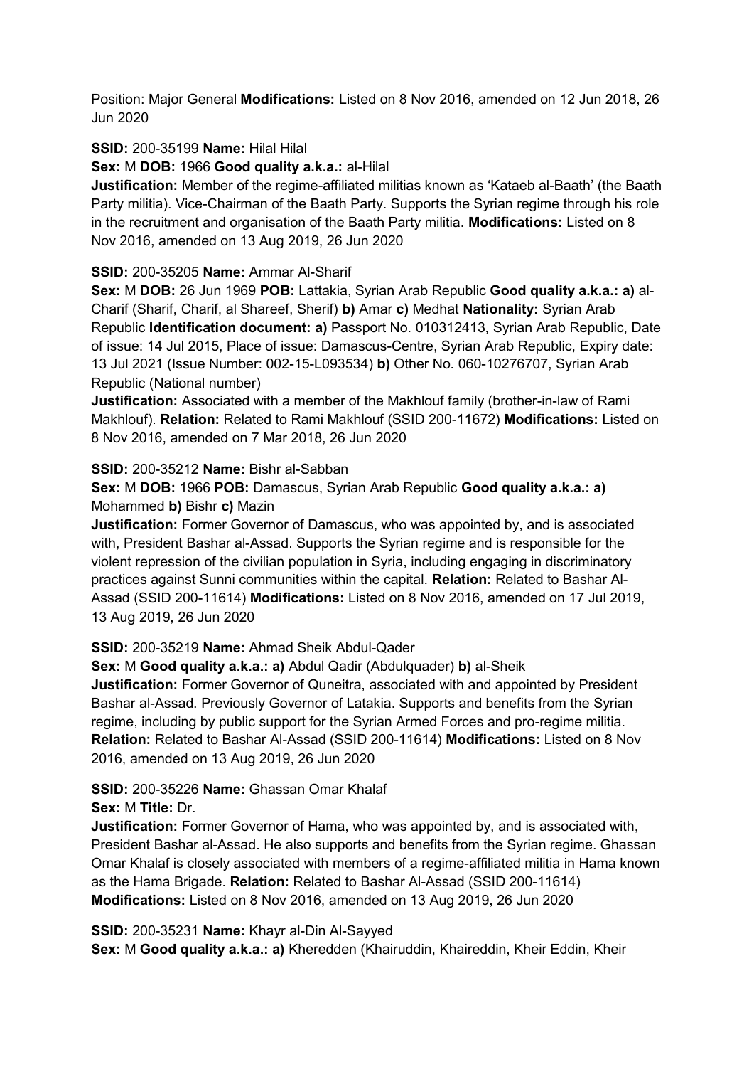Position: Major General **Modifications:** Listed on 8 Nov 2016, amended on 12 Jun 2018, 26 Jun 2020

**SSID:** 200-35199 **Name:** Hilal Hilal

**Sex:** M **DOB:** 1966 **Good quality a.k.a.:** al-Hilal

**Justification:** Member of the regime-affiliated militias known as 'Kataeb al-Baath' (the Baath Party militia). Vice-Chairman of the Baath Party. Supports the Syrian regime through his role in the recruitment and organisation of the Baath Party militia. **Modifications:** Listed on 8 Nov 2016, amended on 13 Aug 2019, 26 Jun 2020

**SSID:** 200-35205 **Name:** Ammar Al-Sharif

**Sex:** M **DOB:** 26 Jun 1969 **POB:** Lattakia, Syrian Arab Republic **Good quality a.k.a.: a)** al-Charif (Sharif, Charif, al Shareef, Sherif) **b)** Amar **c)** Medhat **Nationality:** Syrian Arab Republic **Identification document: a)** Passport No. 010312413, Syrian Arab Republic, Date of issue: 14 Jul 2015, Place of issue: Damascus-Centre, Syrian Arab Republic, Expiry date: 13 Jul 2021 (Issue Number: 002-15-L093534) **b)** Other No. 060-10276707, Syrian Arab Republic (National number)

**Justification:** Associated with a member of the Makhlouf family (brother-in-law of Rami Makhlouf). **Relation:** Related to Rami Makhlouf (SSID 200-11672) **Modifications:** Listed on 8 Nov 2016, amended on 7 Mar 2018, 26 Jun 2020

**SSID:** 200-35212 **Name:** Bishr al-Sabban

**Sex:** M **DOB:** 1966 **POB:** Damascus, Syrian Arab Republic **Good quality a.k.a.: a)** Mohammed **b)** Bishr **c)** Mazin

**Justification:** Former Governor of Damascus, who was appointed by, and is associated with, President Bashar al-Assad. Supports the Syrian regime and is responsible for the violent repression of the civilian population in Syria, including engaging in discriminatory practices against Sunni communities within the capital. **Relation:** Related to Bashar Al-Assad (SSID 200-11614) **Modifications:** Listed on 8 Nov 2016, amended on 17 Jul 2019, 13 Aug 2019, 26 Jun 2020

**SSID:** 200-35219 **Name:** Ahmad Sheik Abdul-Qader

**Sex:** M **Good quality a.k.a.: a)** Abdul Qadir (Abdulquader) **b)** al-Sheik

**Justification:** Former Governor of Quneitra, associated with and appointed by President Bashar al-Assad. Previously Governor of Latakia. Supports and benefits from the Syrian regime, including by public support for the Syrian Armed Forces and pro-regime militia. **Relation:** Related to Bashar Al-Assad (SSID 200-11614) **Modifications:** Listed on 8 Nov 2016, amended on 13 Aug 2019, 26 Jun 2020

**SSID:** 200-35226 **Name:** Ghassan Omar Khalaf

**Sex:** M **Title:** Dr.

**Justification:** Former Governor of Hama, who was appointed by, and is associated with, President Bashar al-Assad. He also supports and benefits from the Syrian regime. Ghassan Omar Khalaf is closely associated with members of a regime-affiliated militia in Hama known as the Hama Brigade. **Relation:** Related to Bashar Al-Assad (SSID 200-11614) **Modifications:** Listed on 8 Nov 2016, amended on 13 Aug 2019, 26 Jun 2020

**SSID:** 200-35231 **Name:** Khayr al-Din Al-Sayyed

**Sex:** M **Good quality a.k.a.: a)** Kheredden (Khairuddin, Khaireddin, Kheir Eddin, Kheir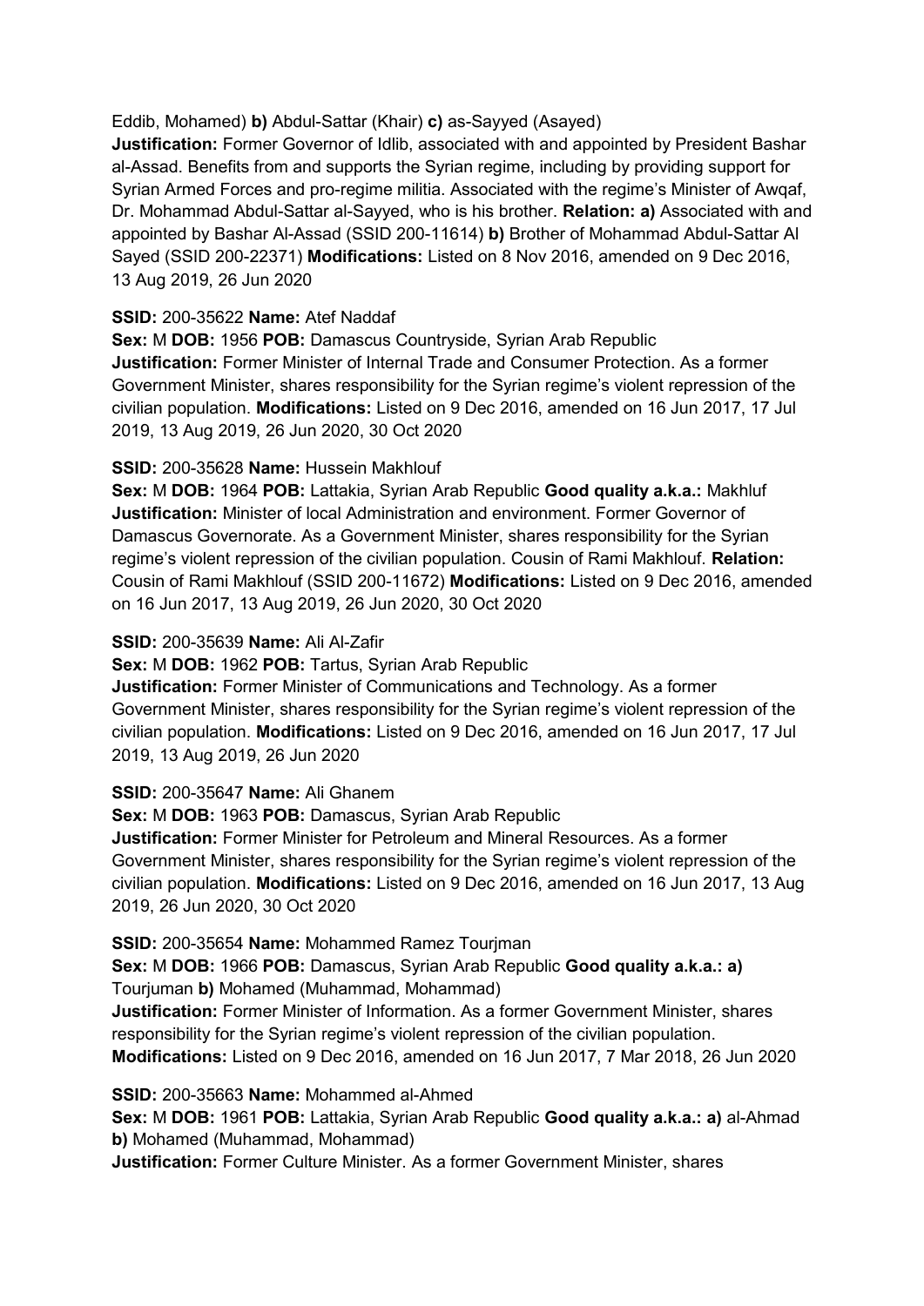Eddib, Mohamed) **b)** Abdul-Sattar (Khair) **c)** as-Sayyed (Asayed)
**Justification:** Former Governor of Idlib, associated with and appointed by President Bashar al-Assad. Benefits from and supports the Syrian regime, including by providing support for Syrian Armed Forces and pro-regime militia. Associated with the regime's Minister of Awqaf, Dr. Mohammad Abdul-Sattar al-Sayyed, who is his brother. **Relation: a)** Associated with and appointed by Bashar Al-Assad (SSID 200-11614) **b)** Brother of Mohammad Abdul-Sattar Al Sayed (SSID 200-22371) **Modifications:** Listed on 8 Nov 2016, amended on 9 Dec 2016, 13 Aug 2019, 26 Jun 2020

**SSID:** 200-35622 **Name:** Atef Naddaf
**Sex:** M **DOB:** 1956 **POB:** Damascus Countryside, Syrian Arab Republic
**Justification:** Former Minister of Internal Trade and Consumer Protection. As a former Government Minister, shares responsibility for the Syrian regime's violent repression of the civilian population. **Modifications:** Listed on 9 Dec 2016, amended on 16 Jun 2017, 17 Jul 2019, 13 Aug 2019, 26 Jun 2020, 30 Oct 2020

**SSID:** 200-35628 **Name:** Hussein Makhlouf
**Sex:** M **DOB:** 1964 **POB:** Lattakia, Syrian Arab Republic **Good quality a.k.a.:** Makhluf
**Justification:** Minister of local Administration and environment. Former Governor of Damascus Governorate. As a Government Minister, shares responsibility for the Syrian regime's violent repression of the civilian population. Cousin of Rami Makhlouf. **Relation:** Cousin of Rami Makhlouf (SSID 200-11672) **Modifications:** Listed on 9 Dec 2016, amended on 16 Jun 2017, 13 Aug 2019, 26 Jun 2020, 30 Oct 2020

**SSID:** 200-35639 **Name:** Ali Al-Zafir
**Sex:** M **DOB:** 1962 **POB:** Tartus, Syrian Arab Republic
**Justification:** Former Minister of Communications and Technology. As a former Government Minister, shares responsibility for the Syrian regime's violent repression of the civilian population. **Modifications:** Listed on 9 Dec 2016, amended on 16 Jun 2017, 17 Jul 2019, 13 Aug 2019, 26 Jun 2020

**SSID:** 200-35647 **Name:** Ali Ghanem
**Sex:** M **DOB:** 1963 **POB:** Damascus, Syrian Arab Republic
**Justification:** Former Minister for Petroleum and Mineral Resources. As a former Government Minister, shares responsibility for the Syrian regime's violent repression of the civilian population. **Modifications:** Listed on 9 Dec 2016, amended on 16 Jun 2017, 13 Aug 2019, 26 Jun 2020, 30 Oct 2020

**SSID:** 200-35654 **Name:** Mohammed Ramez Tourjman
**Sex:** M **DOB:** 1966 **POB:** Damascus, Syrian Arab Republic **Good quality a.k.a.: a)** Tourjuman **b)** Mohamed (Muhammad, Mohammad)
**Justification:** Former Minister of Information. As a former Government Minister, shares responsibility for the Syrian regime's violent repression of the civilian population.
**Modifications:** Listed on 9 Dec 2016, amended on 16 Jun 2017, 7 Mar 2018, 26 Jun 2020

**SSID:** 200-35663 **Name:** Mohammed al-Ahmed
**Sex:** M **DOB:** 1961 **POB:** Lattakia, Syrian Arab Republic **Good quality a.k.a.: a)** al-Ahmad **b)** Mohamed (Muhammad, Mohammad)
**Justification:** Former Culture Minister. As a former Government Minister, shares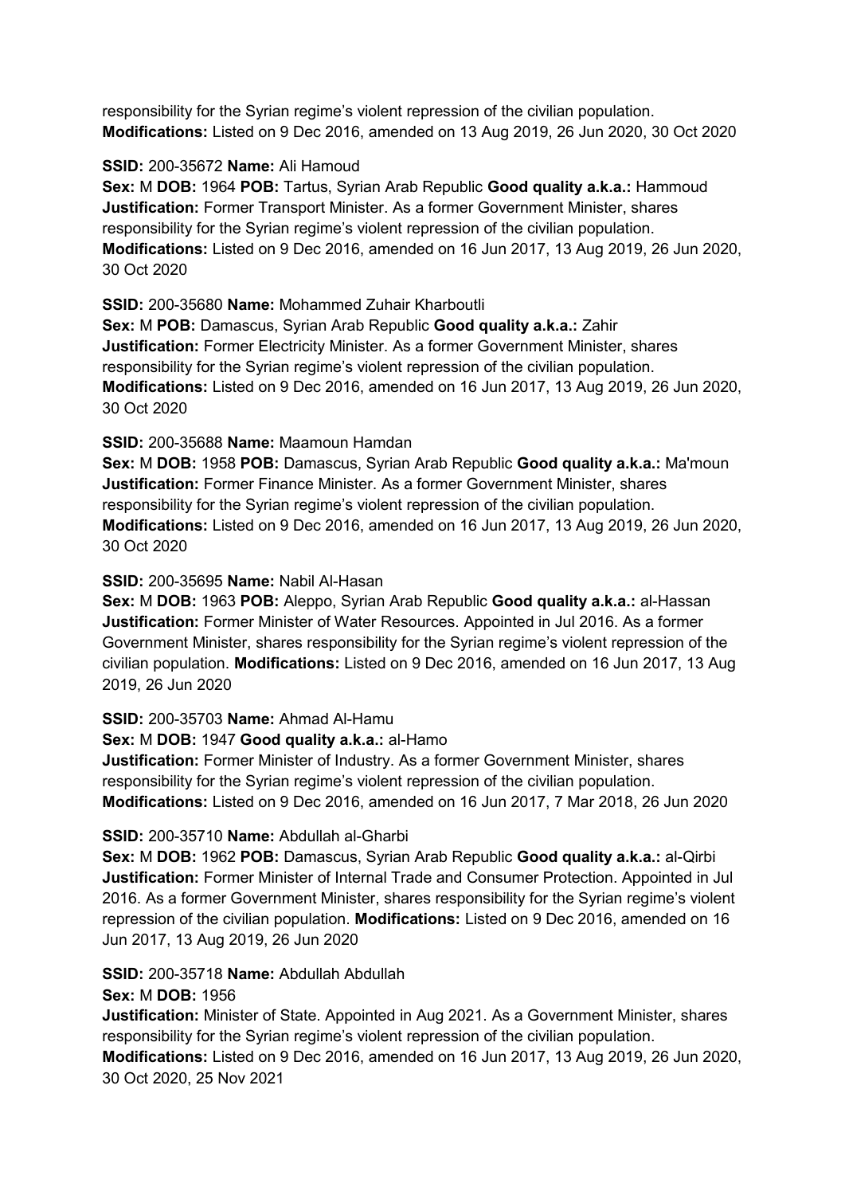responsibility for the Syrian regime's violent repression of the civilian population.
**Modifications:** Listed on 9 Dec 2016, amended on 13 Aug 2019, 26 Jun 2020, 30 Oct 2020

**SSID:** 200-35672 **Name:** Ali Hamoud
**Sex:** M **DOB:** 1964 **POB:** Tartus, Syrian Arab Republic **Good quality a.k.a.:** Hammoud
**Justification:** Former Transport Minister. As a former Government Minister, shares responsibility for the Syrian regime's violent repression of the civilian population.
**Modifications:** Listed on 9 Dec 2016, amended on 16 Jun 2017, 13 Aug 2019, 26 Jun 2020, 30 Oct 2020

**SSID:** 200-35680 **Name:** Mohammed Zuhair Kharboutli
**Sex:** M **POB:** Damascus, Syrian Arab Republic **Good quality a.k.a.:** Zahir
**Justification:** Former Electricity Minister. As a former Government Minister, shares responsibility for the Syrian regime's violent repression of the civilian population.
**Modifications:** Listed on 9 Dec 2016, amended on 16 Jun 2017, 13 Aug 2019, 26 Jun 2020, 30 Oct 2020

**SSID:** 200-35688 **Name:** Maamoun Hamdan
**Sex:** M **DOB:** 1958 **POB:** Damascus, Syrian Arab Republic **Good quality a.k.a.:** Ma'moun
**Justification:** Former Finance Minister. As a former Government Minister, shares responsibility for the Syrian regime's violent repression of the civilian population.
**Modifications:** Listed on 9 Dec 2016, amended on 16 Jun 2017, 13 Aug 2019, 26 Jun 2020, 30 Oct 2020

**SSID:** 200-35695 **Name:** Nabil Al-Hasan
**Sex:** M **DOB:** 1963 **POB:** Aleppo, Syrian Arab Republic **Good quality a.k.a.:** al-Hassan
**Justification:** Former Minister of Water Resources. Appointed in Jul 2016. As a former Government Minister, shares responsibility for the Syrian regime's violent repression of the civilian population. **Modifications:** Listed on 9 Dec 2016, amended on 16 Jun 2017, 13 Aug 2019, 26 Jun 2020

**SSID:** 200-35703 **Name:** Ahmad Al-Hamu
**Sex:** M **DOB:** 1947 **Good quality a.k.a.:** al-Hamo
**Justification:** Former Minister of Industry. As a former Government Minister, shares responsibility for the Syrian regime's violent repression of the civilian population.
**Modifications:** Listed on 9 Dec 2016, amended on 16 Jun 2017, 7 Mar 2018, 26 Jun 2020

**SSID:** 200-35710 **Name:** Abdullah al-Gharbi
**Sex:** M **DOB:** 1962 **POB:** Damascus, Syrian Arab Republic **Good quality a.k.a.:** al-Qirbi
**Justification:** Former Minister of Internal Trade and Consumer Protection. Appointed in Jul 2016. As a former Government Minister, shares responsibility for the Syrian regime's violent repression of the civilian population. **Modifications:** Listed on 9 Dec 2016, amended on 16 Jun 2017, 13 Aug 2019, 26 Jun 2020

**SSID:** 200-35718 **Name:** Abdullah Abdullah
**Sex:** M **DOB:** 1956
**Justification:** Minister of State. Appointed in Aug 2021. As a Government Minister, shares responsibility for the Syrian regime's violent repression of the civilian population.
**Modifications:** Listed on 9 Dec 2016, amended on 16 Jun 2017, 13 Aug 2019, 26 Jun 2020, 30 Oct 2020, 25 Nov 2021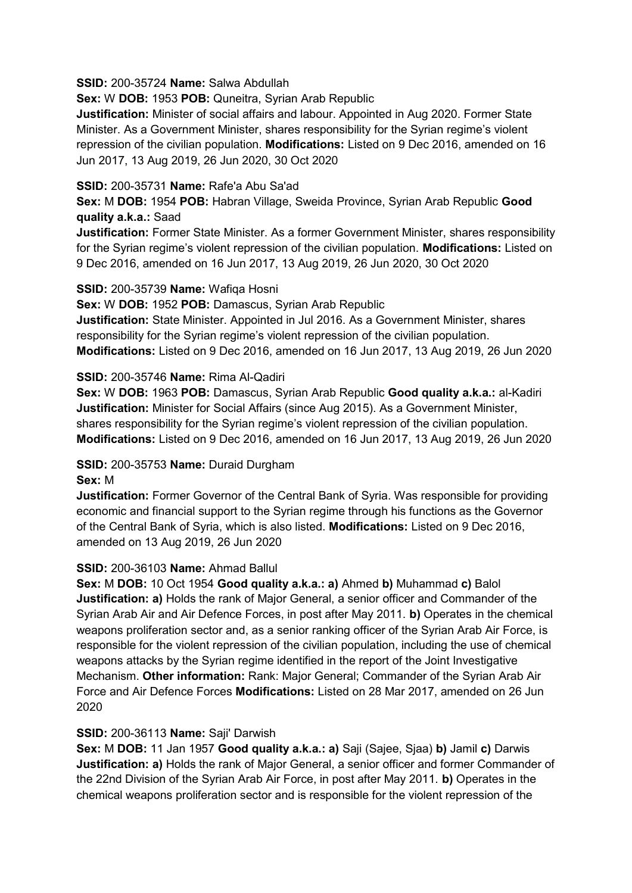**SSID:** 200-35724 **Name:** Salwa Abdullah
**Sex:** W **DOB:** 1953 **POB:** Quneitra, Syrian Arab Republic
**Justification:** Minister of social affairs and labour. Appointed in Aug 2020. Former State Minister. As a Government Minister, shares responsibility for the Syrian regime's violent repression of the civilian population. **Modifications:** Listed on 9 Dec 2016, amended on 16 Jun 2017, 13 Aug 2019, 26 Jun 2020, 30 Oct 2020

**SSID:** 200-35731 **Name:** Rafe'a Abu Sa'ad
**Sex:** M **DOB:** 1954 **POB:** Habran Village, Sweida Province, Syrian Arab Republic **Good quality a.k.a.:** Saad
**Justification:** Former State Minister. As a former Government Minister, shares responsibility for the Syrian regime's violent repression of the civilian population. **Modifications:** Listed on 9 Dec 2016, amended on 16 Jun 2017, 13 Aug 2019, 26 Jun 2020, 30 Oct 2020

**SSID:** 200-35739 **Name:** Wafiqa Hosni
**Sex:** W **DOB:** 1952 **POB:** Damascus, Syrian Arab Republic
**Justification:** State Minister. Appointed in Jul 2016. As a Government Minister, shares responsibility for the Syrian regime's violent repression of the civilian population. **Modifications:** Listed on 9 Dec 2016, amended on 16 Jun 2017, 13 Aug 2019, 26 Jun 2020

**SSID:** 200-35746 **Name:** Rima Al-Qadiri
**Sex:** W **DOB:** 1963 **POB:** Damascus, Syrian Arab Republic **Good quality a.k.a.:** al-Kadiri
**Justification:** Minister for Social Affairs (since Aug 2015). As a Government Minister, shares responsibility for the Syrian regime's violent repression of the civilian population. **Modifications:** Listed on 9 Dec 2016, amended on 16 Jun 2017, 13 Aug 2019, 26 Jun 2020

**SSID:** 200-35753 **Name:** Duraid Durgham
**Sex:** M
**Justification:** Former Governor of the Central Bank of Syria. Was responsible for providing economic and financial support to the Syrian regime through his functions as the Governor of the Central Bank of Syria, which is also listed. **Modifications:** Listed on 9 Dec 2016, amended on 13 Aug 2019, 26 Jun 2020

**SSID:** 200-36103 **Name:** Ahmad Ballul
**Sex:** M **DOB:** 10 Oct 1954 **Good quality a.k.a.: a)** Ahmed **b)** Muhammad **c)** Balol
**Justification: a)** Holds the rank of Major General, a senior officer and Commander of the Syrian Arab Air and Air Defence Forces, in post after May 2011. **b)** Operates in the chemical weapons proliferation sector and, as a senior ranking officer of the Syrian Arab Air Force, is responsible for the violent repression of the civilian population, including the use of chemical weapons attacks by the Syrian regime identified in the report of the Joint Investigative Mechanism. **Other information:** Rank: Major General; Commander of the Syrian Arab Air Force and Air Defence Forces **Modifications:** Listed on 28 Mar 2017, amended on 26 Jun 2020

**SSID:** 200-36113 **Name:** Saji' Darwish
**Sex:** M **DOB:** 11 Jan 1957 **Good quality a.k.a.: a)** Saji (Sajee, Sjaa) **b)** Jamil **c)** Darwis
**Justification: a)** Holds the rank of Major General, a senior officer and former Commander of the 22nd Division of the Syrian Arab Air Force, in post after May 2011. **b)** Operates in the chemical weapons proliferation sector and is responsible for the violent repression of the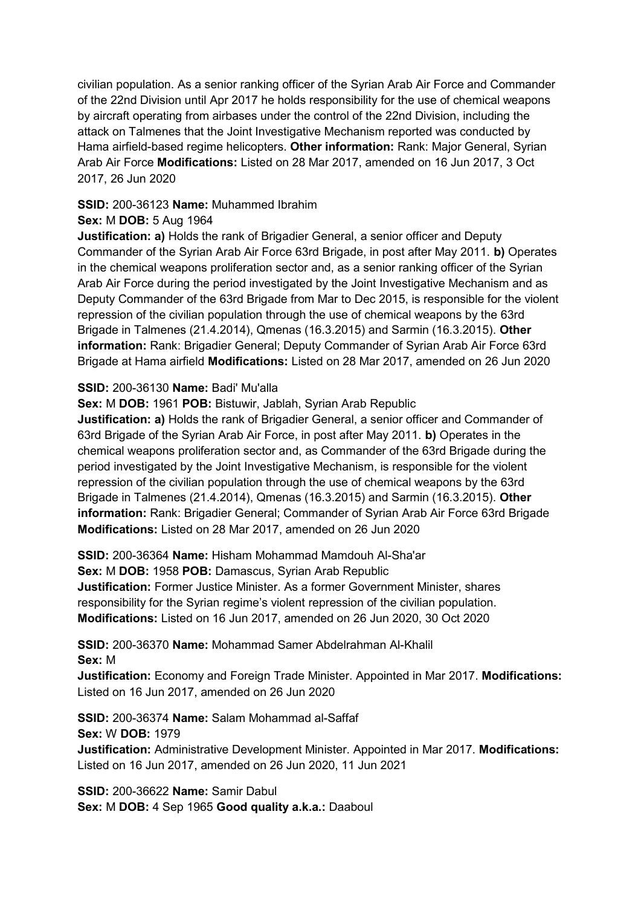civilian population. As a senior ranking officer of the Syrian Arab Air Force and Commander of the 22nd Division until Apr 2017 he holds responsibility for the use of chemical weapons by aircraft operating from airbases under the control of the 22nd Division, including the attack on Talmenes that the Joint Investigative Mechanism reported was conducted by Hama airfield-based regime helicopters. **Other information:** Rank: Major General, Syrian Arab Air Force **Modifications:** Listed on 28 Mar 2017, amended on 16 Jun 2017, 3 Oct 2017, 26 Jun 2020

**SSID:** 200-36123 **Name:** Muhammed Ibrahim
**Sex:** M **DOB:** 5 Aug 1964
**Justification:** **a)** Holds the rank of Brigadier General, a senior officer and Deputy Commander of the Syrian Arab Air Force 63rd Brigade, in post after May 2011. **b)** Operates in the chemical weapons proliferation sector and, as a senior ranking officer of the Syrian Arab Air Force during the period investigated by the Joint Investigative Mechanism and as Deputy Commander of the 63rd Brigade from Mar to Dec 2015, is responsible for the violent repression of the civilian population through the use of chemical weapons by the 63rd Brigade in Talmenes (21.4.2014), Qmenas (16.3.2015) and Sarmin (16.3.2015). **Other information:** Rank: Brigadier General; Deputy Commander of Syrian Arab Air Force 63rd Brigade at Hama airfield **Modifications:** Listed on 28 Mar 2017, amended on 26 Jun 2020

**SSID:** 200-36130 **Name:** Badi' Mu'alla
**Sex:** M **DOB:** 1961 **POB:** Bistuwir, Jablah, Syrian Arab Republic
**Justification:** **a)** Holds the rank of Brigadier General, a senior officer and Commander of 63rd Brigade of the Syrian Arab Air Force, in post after May 2011. **b)** Operates in the chemical weapons proliferation sector and, as Commander of the 63rd Brigade during the period investigated by the Joint Investigative Mechanism, is responsible for the violent repression of the civilian population through the use of chemical weapons by the 63rd Brigade in Talmenes (21.4.2014), Qmenas (16.3.2015) and Sarmin (16.3.2015). **Other information:** Rank: Brigadier General; Commander of Syrian Arab Air Force 63rd Brigade **Modifications:** Listed on 28 Mar 2017, amended on 26 Jun 2020

**SSID:** 200-36364 **Name:** Hisham Mohammad Mamdouh Al-Sha'ar
**Sex:** M **DOB:** 1958 **POB:** Damascus, Syrian Arab Republic
**Justification:** Former Justice Minister. As a former Government Minister, shares responsibility for the Syrian regime's violent repression of the civilian population. **Modifications:** Listed on 16 Jun 2017, amended on 26 Jun 2020, 30 Oct 2020

**SSID:** 200-36370 **Name:** Mohammad Samer Abdelrahman Al-Khalil
**Sex:** M
**Justification:** Economy and Foreign Trade Minister. Appointed in Mar 2017. **Modifications:** Listed on 16 Jun 2017, amended on 26 Jun 2020

**SSID:** 200-36374 **Name:** Salam Mohammad al-Saffaf
**Sex:** W **DOB:** 1979
**Justification:** Administrative Development Minister. Appointed in Mar 2017. **Modifications:** Listed on 16 Jun 2017, amended on 26 Jun 2020, 11 Jun 2021

**SSID:** 200-36622 **Name:** Samir Dabul
**Sex:** M **DOB:** 4 Sep 1965 **Good quality a.k.a.:** Daaboul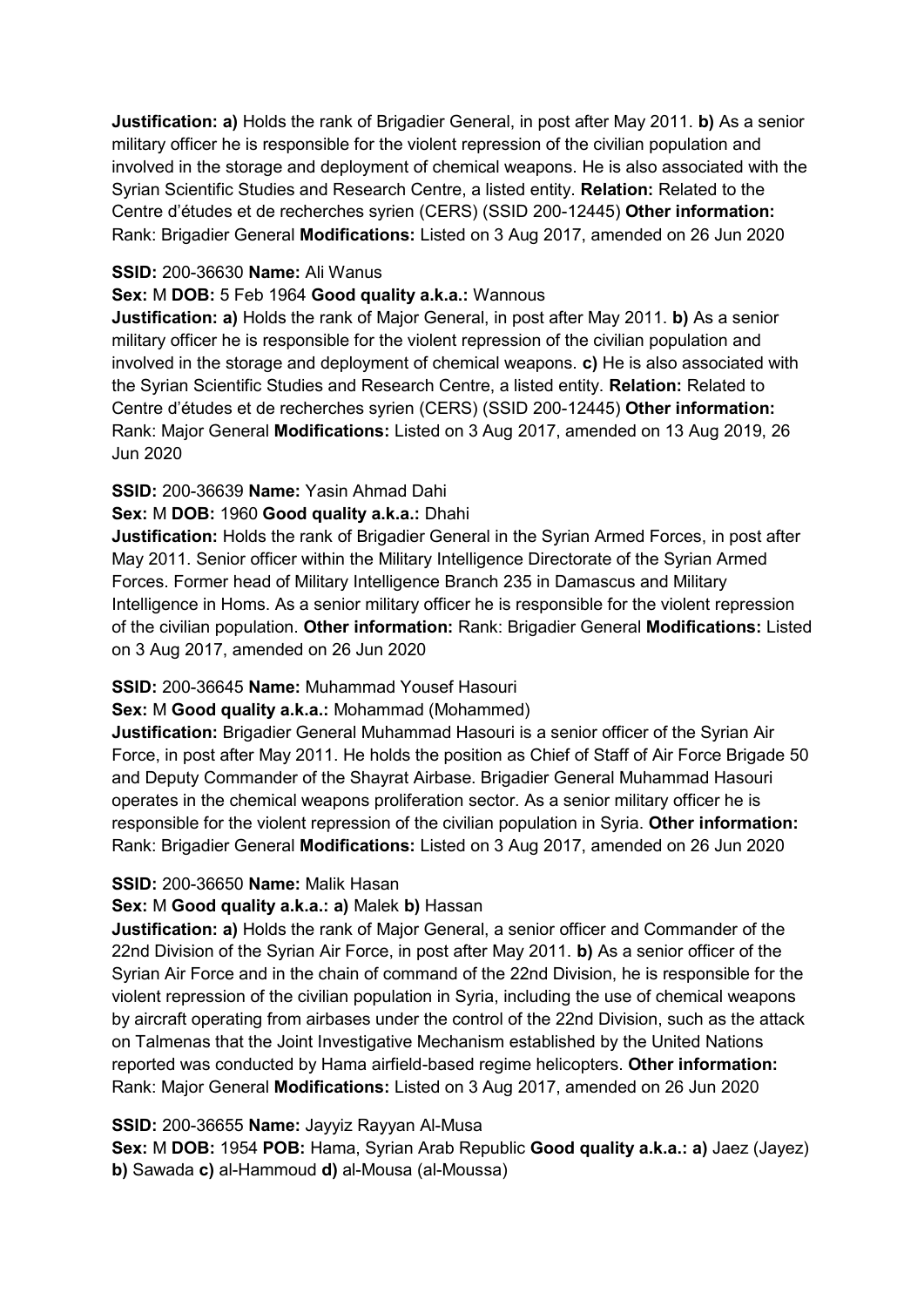**Justification: a)** Holds the rank of Brigadier General, in post after May 2011. **b)** As a senior military officer he is responsible for the violent repression of the civilian population and involved in the storage and deployment of chemical weapons. He is also associated with the Syrian Scientific Studies and Research Centre, a listed entity. **Relation:** Related to the Centre d'études et de recherches syrien (CERS) (SSID 200-12445) **Other information:** Rank: Brigadier General **Modifications:** Listed on 3 Aug 2017, amended on 26 Jun 2020

**SSID:** 200-36630 **Name:** Ali Wanus

**Sex:** M **DOB:** 5 Feb 1964 **Good quality a.k.a.:** Wannous

**Justification: a)** Holds the rank of Major General, in post after May 2011. **b)** As a senior military officer he is responsible for the violent repression of the civilian population and involved in the storage and deployment of chemical weapons. **c)** He is also associated with the Syrian Scientific Studies and Research Centre, a listed entity. **Relation:** Related to Centre d'études et de recherches syrien (CERS) (SSID 200-12445) **Other information:** Rank: Major General **Modifications:** Listed on 3 Aug 2017, amended on 13 Aug 2019, 26 Jun 2020

**SSID:** 200-36639 **Name:** Yasin Ahmad Dahi

**Sex:** M **DOB:** 1960 **Good quality a.k.a.:** Dhahi

**Justification:** Holds the rank of Brigadier General in the Syrian Armed Forces, in post after May 2011. Senior officer within the Military Intelligence Directorate of the Syrian Armed Forces. Former head of Military Intelligence Branch 235 in Damascus and Military Intelligence in Homs. As a senior military officer he is responsible for the violent repression of the civilian population. **Other information:** Rank: Brigadier General **Modifications:** Listed on 3 Aug 2017, amended on 26 Jun 2020

**SSID:** 200-36645 **Name:** Muhammad Yousef Hasouri

**Sex:** M **Good quality a.k.a.:** Mohammad (Mohammed)

**Justification:** Brigadier General Muhammad Hasouri is a senior officer of the Syrian Air Force, in post after May 2011. He holds the position as Chief of Staff of Air Force Brigade 50 and Deputy Commander of the Shayrat Airbase. Brigadier General Muhammad Hasouri operates in the chemical weapons proliferation sector. As a senior military officer he is responsible for the violent repression of the civilian population in Syria. **Other information:** Rank: Brigadier General **Modifications:** Listed on 3 Aug 2017, amended on 26 Jun 2020

**SSID:** 200-36650 **Name:** Malik Hasan

**Sex:** M **Good quality a.k.a.: a)** Malek **b)** Hassan

**Justification: a)** Holds the rank of Major General, a senior officer and Commander of the 22nd Division of the Syrian Air Force, in post after May 2011. **b)** As a senior officer of the Syrian Air Force and in the chain of command of the 22nd Division, he is responsible for the violent repression of the civilian population in Syria, including the use of chemical weapons by aircraft operating from airbases under the control of the 22nd Division, such as the attack on Talmenas that the Joint Investigative Mechanism established by the United Nations reported was conducted by Hama airfield-based regime helicopters. **Other information:** Rank: Major General **Modifications:** Listed on 3 Aug 2017, amended on 26 Jun 2020

**SSID:** 200-36655 **Name:** Jayyiz Rayyan Al-Musa

**Sex:** M **DOB:** 1954 **POB:** Hama, Syrian Arab Republic **Good quality a.k.a.: a)** Jaez (Jayez) **b)** Sawada **c)** al-Hammoud **d)** al-Mousa (al-Moussa)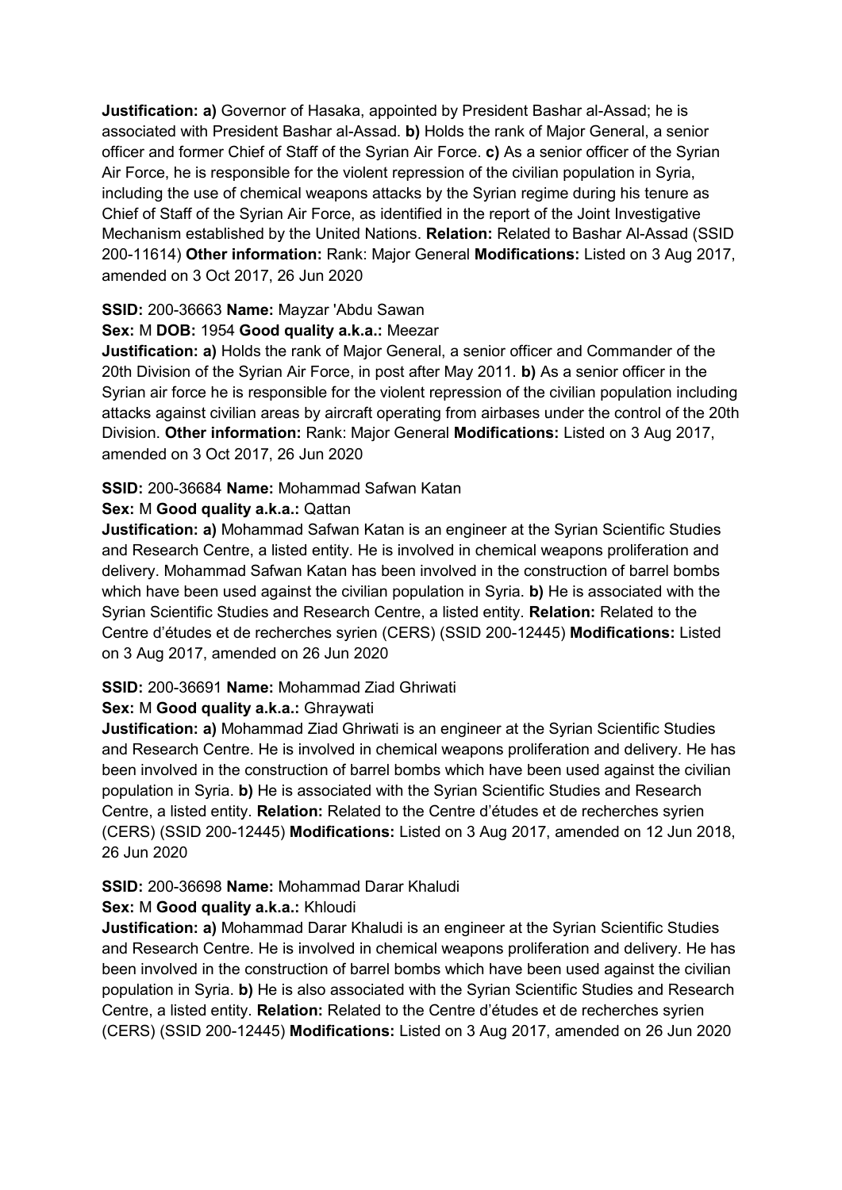**Justification: a)** Governor of Hasaka, appointed by President Bashar al-Assad; he is associated with President Bashar al-Assad. **b)** Holds the rank of Major General, a senior officer and former Chief of Staff of the Syrian Air Force. **c)** As a senior officer of the Syrian Air Force, he is responsible for the violent repression of the civilian population in Syria, including the use of chemical weapons attacks by the Syrian regime during his tenure as Chief of Staff of the Syrian Air Force, as identified in the report of the Joint Investigative Mechanism established by the United Nations. **Relation:** Related to Bashar Al-Assad (SSID 200-11614) **Other information:** Rank: Major General **Modifications:** Listed on 3 Aug 2017, amended on 3 Oct 2017, 26 Jun 2020

**SSID:** 200-36663 **Name:** Mayzar 'Abdu Sawan
**Sex:** M **DOB:** 1954 **Good quality a.k.a.:** Meezar
**Justification: a)** Holds the rank of Major General, a senior officer and Commander of the 20th Division of the Syrian Air Force, in post after May 2011. **b)** As a senior officer in the Syrian air force he is responsible for the violent repression of the civilian population including attacks against civilian areas by aircraft operating from airbases under the control of the 20th Division. **Other information:** Rank: Major General **Modifications:** Listed on 3 Aug 2017, amended on 3 Oct 2017, 26 Jun 2020

**SSID:** 200-36684 **Name:** Mohammad Safwan Katan
**Sex:** M **Good quality a.k.a.:** Qattan
**Justification: a)** Mohammad Safwan Katan is an engineer at the Syrian Scientific Studies and Research Centre, a listed entity. He is involved in chemical weapons proliferation and delivery. Mohammad Safwan Katan has been involved in the construction of barrel bombs which have been used against the civilian population in Syria. **b)** He is associated with the Syrian Scientific Studies and Research Centre, a listed entity. **Relation:** Related to the Centre d'études et de recherches syrien (CERS) (SSID 200-12445) **Modifications:** Listed on 3 Aug 2017, amended on 26 Jun 2020

**SSID:** 200-36691 **Name:** Mohammad Ziad Ghriwati
**Sex:** M **Good quality a.k.a.:** Ghraywati
**Justification: a)** Mohammad Ziad Ghriwati is an engineer at the Syrian Scientific Studies and Research Centre. He is involved in chemical weapons proliferation and delivery. He has been involved in the construction of barrel bombs which have been used against the civilian population in Syria. **b)** He is associated with the Syrian Scientific Studies and Research Centre, a listed entity. **Relation:** Related to the Centre d'études et de recherches syrien (CERS) (SSID 200-12445) **Modifications:** Listed on 3 Aug 2017, amended on 12 Jun 2018, 26 Jun 2020

**SSID:** 200-36698 **Name:** Mohammad Darar Khaludi
**Sex:** M **Good quality a.k.a.:** Khloudi
**Justification: a)** Mohammad Darar Khaludi is an engineer at the Syrian Scientific Studies and Research Centre. He is involved in chemical weapons proliferation and delivery. He has been involved in the construction of barrel bombs which have been used against the civilian population in Syria. **b)** He is also associated with the Syrian Scientific Studies and Research Centre, a listed entity. **Relation:** Related to the Centre d'études et de recherches syrien (CERS) (SSID 200-12445) **Modifications:** Listed on 3 Aug 2017, amended on 26 Jun 2020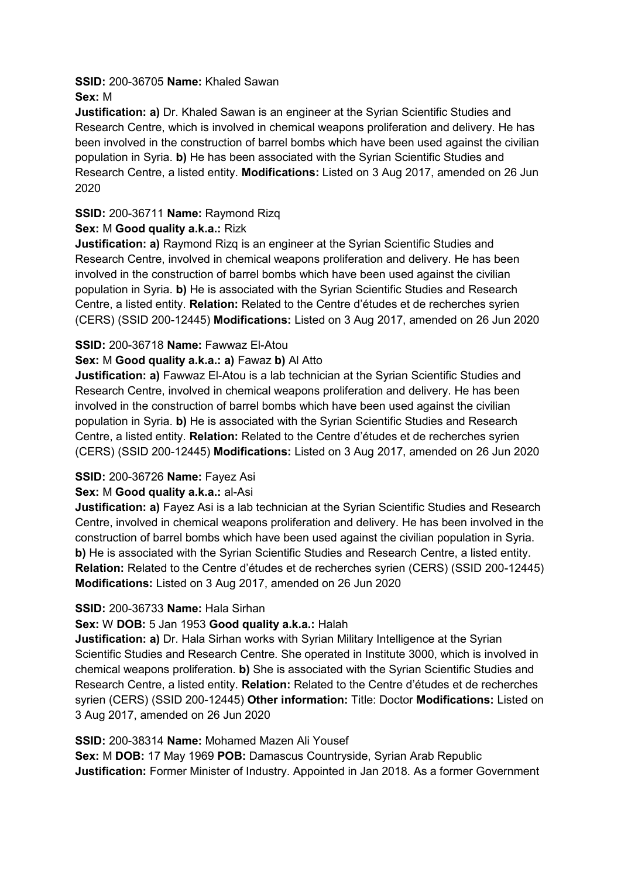**SSID:** 200-36705 **Name:** Khaled Sawan
**Sex:** M
**Justification: a)** Dr. Khaled Sawan is an engineer at the Syrian Scientific Studies and Research Centre, which is involved in chemical weapons proliferation and delivery. He has been involved in the construction of barrel bombs which have been used against the civilian population in Syria. **b)** He has been associated with the Syrian Scientific Studies and Research Centre, a listed entity. **Modifications:** Listed on 3 Aug 2017, amended on 26 Jun 2020

**SSID:** 200-36711 **Name:** Raymond Rizq
**Sex:** M **Good quality a.k.a.:** Rizk
**Justification: a)** Raymond Rizq is an engineer at the Syrian Scientific Studies and Research Centre, involved in chemical weapons proliferation and delivery. He has been involved in the construction of barrel bombs which have been used against the civilian population in Syria. **b)** He is associated with the Syrian Scientific Studies and Research Centre, a listed entity. **Relation:** Related to the Centre d'études et de recherches syrien (CERS) (SSID 200-12445) **Modifications:** Listed on 3 Aug 2017, amended on 26 Jun 2020

**SSID:** 200-36718 **Name:** Fawwaz El-Atou
**Sex:** M **Good quality a.k.a.: a)** Fawaz **b)** Al Atto
**Justification: a)** Fawwaz El-Atou is a lab technician at the Syrian Scientific Studies and Research Centre, involved in chemical weapons proliferation and delivery. He has been involved in the construction of barrel bombs which have been used against the civilian population in Syria. **b)** He is associated with the Syrian Scientific Studies and Research Centre, a listed entity. **Relation:** Related to the Centre d'études et de recherches syrien (CERS) (SSID 200-12445) **Modifications:** Listed on 3 Aug 2017, amended on 26 Jun 2020

**SSID:** 200-36726 **Name:** Fayez Asi
**Sex:** M **Good quality a.k.a.:** al-Asi
**Justification: a)** Fayez Asi is a lab technician at the Syrian Scientific Studies and Research Centre, involved in chemical weapons proliferation and delivery. He has been involved in the construction of barrel bombs which have been used against the civilian population in Syria. **b)** He is associated with the Syrian Scientific Studies and Research Centre, a listed entity. **Relation:** Related to the Centre d'études et de recherches syrien (CERS) (SSID 200-12445) **Modifications:** Listed on 3 Aug 2017, amended on 26 Jun 2020

**SSID:** 200-36733 **Name:** Hala Sirhan
**Sex:** W **DOB:** 5 Jan 1953 **Good quality a.k.a.:** Halah
**Justification: a)** Dr. Hala Sirhan works with Syrian Military Intelligence at the Syrian Scientific Studies and Research Centre. She operated in Institute 3000, which is involved in chemical weapons proliferation. **b)** She is associated with the Syrian Scientific Studies and Research Centre, a listed entity. **Relation:** Related to the Centre d'études et de recherches syrien (CERS) (SSID 200-12445) **Other information:** Title: Doctor **Modifications:** Listed on 3 Aug 2017, amended on 26 Jun 2020

**SSID:** 200-38314 **Name:** Mohamed Mazen Ali Yousef
**Sex:** M **DOB:** 17 May 1969 **POB:** Damascus Countryside, Syrian Arab Republic
**Justification:** Former Minister of Industry. Appointed in Jan 2018. As a former Government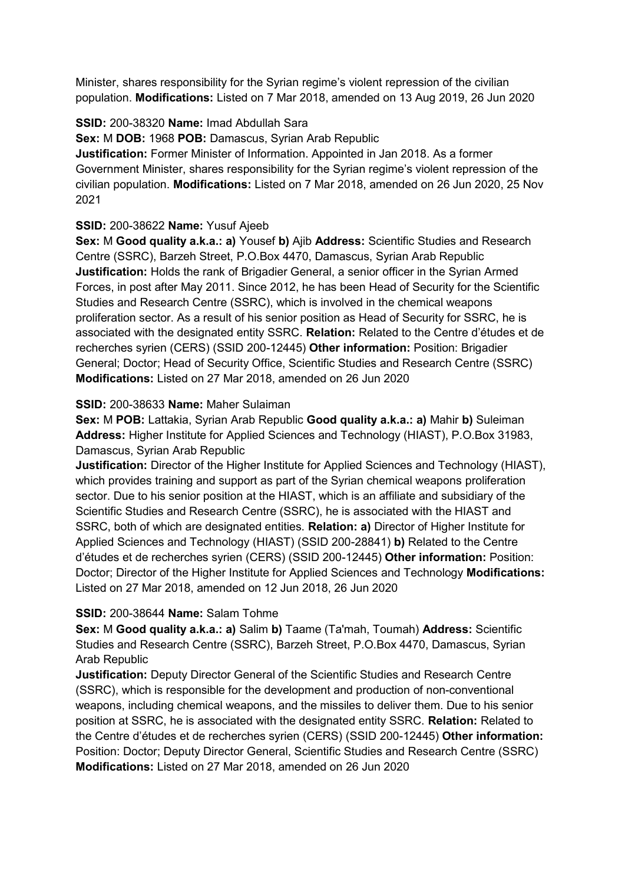Minister, shares responsibility for the Syrian regime's violent repression of the civilian population. **Modifications:** Listed on 7 Mar 2018, amended on 13 Aug 2019, 26 Jun 2020

**SSID:** 200-38320 **Name:** Imad Abdullah Sara

**Sex:** M **DOB:** 1968 **POB:** Damascus, Syrian Arab Republic

**Justification:** Former Minister of Information. Appointed in Jan 2018. As a former Government Minister, shares responsibility for the Syrian regime's violent repression of the civilian population. **Modifications:** Listed on 7 Mar 2018, amended on 26 Jun 2020, 25 Nov 2021

**SSID:** 200-38622 **Name:** Yusuf Ajeeb

**Sex:** M **Good quality a.k.a.: a)** Yousef **b)** Ajib **Address:** Scientific Studies and Research Centre (SSRC), Barzeh Street, P.O.Box 4470, Damascus, Syrian Arab Republic

**Justification:** Holds the rank of Brigadier General, a senior officer in the Syrian Armed Forces, in post after May 2011. Since 2012, he has been Head of Security for the Scientific Studies and Research Centre (SSRC), which is involved in the chemical weapons proliferation sector. As a result of his senior position as Head of Security for SSRC, he is associated with the designated entity SSRC. **Relation:** Related to the Centre d'études et de recherches syrien (CERS) (SSID 200-12445) **Other information:** Position: Brigadier General; Doctor; Head of Security Office, Scientific Studies and Research Centre (SSRC) **Modifications:** Listed on 27 Mar 2018, amended on 26 Jun 2020

**SSID:** 200-38633 **Name:** Maher Sulaiman

**Sex:** M **POB:** Lattakia, Syrian Arab Republic **Good quality a.k.a.: a)** Mahir **b)** Suleiman **Address:** Higher Institute for Applied Sciences and Technology (HIAST), P.O.Box 31983, Damascus, Syrian Arab Republic

**Justification:** Director of the Higher Institute for Applied Sciences and Technology (HIAST), which provides training and support as part of the Syrian chemical weapons proliferation sector. Due to his senior position at the HIAST, which is an affiliate and subsidiary of the Scientific Studies and Research Centre (SSRC), he is associated with the HIAST and SSRC, both of which are designated entities. **Relation: a)** Director of Higher Institute for Applied Sciences and Technology (HIAST) (SSID 200-28841) **b)** Related to the Centre d'études et de recherches syrien (CERS) (SSID 200-12445) **Other information:** Position: Doctor; Director of the Higher Institute for Applied Sciences and Technology **Modifications:** Listed on 27 Mar 2018, amended on 12 Jun 2018, 26 Jun 2020

**SSID:** 200-38644 **Name:** Salam Tohme

**Sex:** M **Good quality a.k.a.: a)** Salim **b)** Taame (Ta'mah, Toumah) **Address:** Scientific Studies and Research Centre (SSRC), Barzeh Street, P.O.Box 4470, Damascus, Syrian Arab Republic

**Justification:** Deputy Director General of the Scientific Studies and Research Centre (SSRC), which is responsible for the development and production of non-conventional weapons, including chemical weapons, and the missiles to deliver them. Due to his senior position at SSRC, he is associated with the designated entity SSRC. **Relation:** Related to the Centre d'études et de recherches syrien (CERS) (SSID 200-12445) **Other information:** Position: Doctor; Deputy Director General, Scientific Studies and Research Centre (SSRC) **Modifications:** Listed on 27 Mar 2018, amended on 26 Jun 2020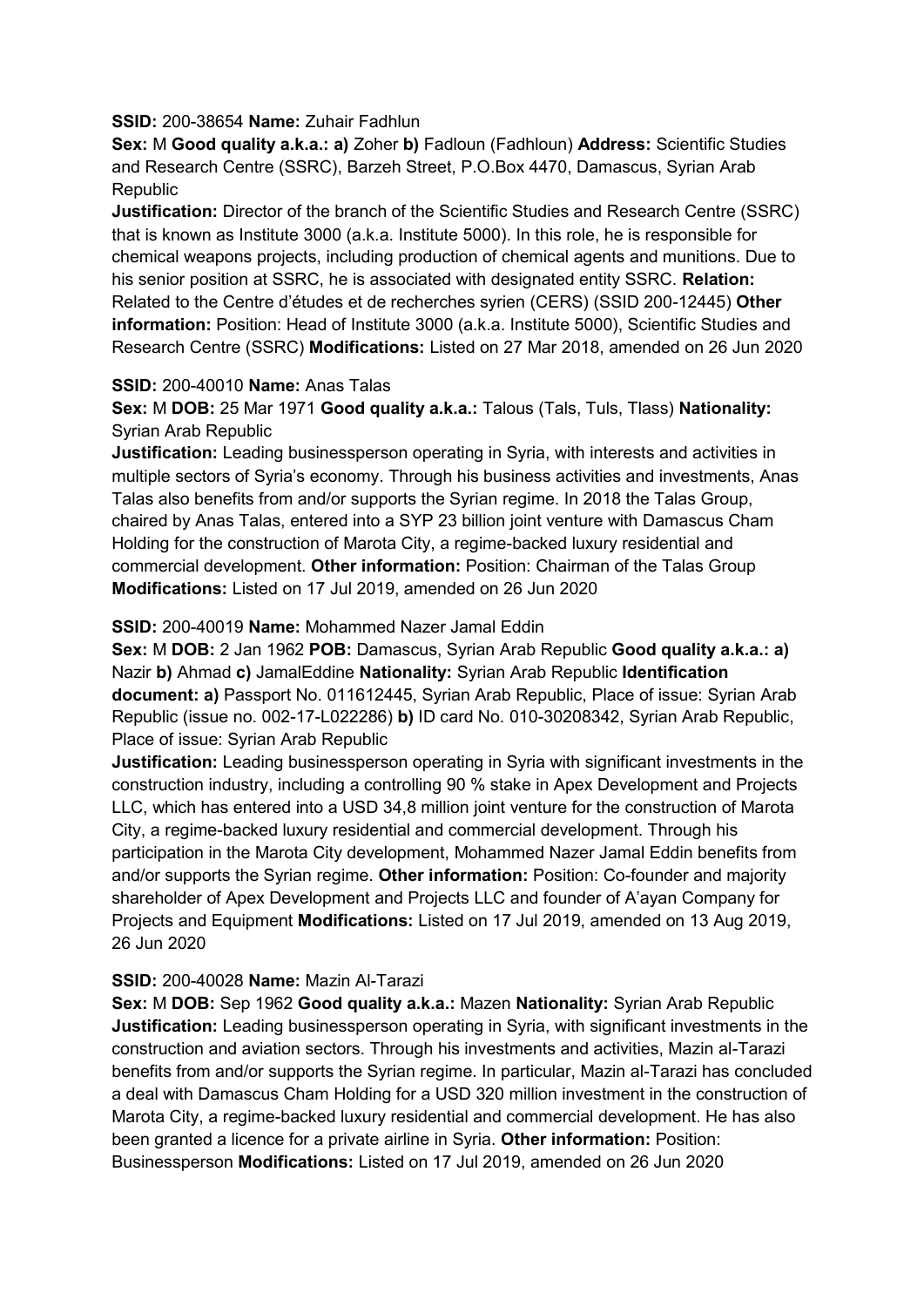**SSID:** 200-38654 **Name:** Zuhair Fadhlun

**Sex:** M **Good quality a.k.a.: a)** Zoher **b)** Fadloun (Fadhloun) **Address:** Scientific Studies and Research Centre (SSRC), Barzeh Street, P.O.Box 4470, Damascus, Syrian Arab Republic

**Justification:** Director of the branch of the Scientific Studies and Research Centre (SSRC) that is known as Institute 3000 (a.k.a. Institute 5000). In this role, he is responsible for chemical weapons projects, including production of chemical agents and munitions. Due to his senior position at SSRC, he is associated with designated entity SSRC. **Relation:** Related to the Centre d'études et de recherches syrien (CERS) (SSID 200-12445) **Other information:** Position: Head of Institute 3000 (a.k.a. Institute 5000), Scientific Studies and Research Centre (SSRC) **Modifications:** Listed on 27 Mar 2018, amended on 26 Jun 2020

**SSID:** 200-40010 **Name:** Anas Talas

**Sex:** M **DOB:** 25 Mar 1971 **Good quality a.k.a.:** Talous (Tals, Tuls, Tlass) **Nationality:** Syrian Arab Republic

**Justification:** Leading businessperson operating in Syria, with interests and activities in multiple sectors of Syria's economy. Through his business activities and investments, Anas Talas also benefits from and/or supports the Syrian regime. In 2018 the Talas Group, chaired by Anas Talas, entered into a SYP 23 billion joint venture with Damascus Cham Holding for the construction of Marota City, a regime-backed luxury residential and commercial development. **Other information:** Position: Chairman of the Talas Group **Modifications:** Listed on 17 Jul 2019, amended on 26 Jun 2020

**SSID:** 200-40019 **Name:** Mohammed Nazer Jamal Eddin

**Sex:** M **DOB:** 2 Jan 1962 **POB:** Damascus, Syrian Arab Republic **Good quality a.k.a.: a)** Nazir **b)** Ahmad **c)** JamalEddine **Nationality:** Syrian Arab Republic **Identification document: a)** Passport No. 011612445, Syrian Arab Republic, Place of issue: Syrian Arab Republic (issue no. 002-17-L022286) **b)** ID card No. 010-30208342, Syrian Arab Republic, Place of issue: Syrian Arab Republic

**Justification:** Leading businessperson operating in Syria with significant investments in the construction industry, including a controlling 90 % stake in Apex Development and Projects LLC, which has entered into a USD 34,8 million joint venture for the construction of Marota City, a regime-backed luxury residential and commercial development. Through his participation in the Marota City development, Mohammed Nazer Jamal Eddin benefits from and/or supports the Syrian regime. **Other information:** Position: Co-founder and majority shareholder of Apex Development and Projects LLC and founder of A'ayan Company for Projects and Equipment **Modifications:** Listed on 17 Jul 2019, amended on 13 Aug 2019, 26 Jun 2020

**SSID:** 200-40028 **Name:** Mazin Al-Tarazi

**Sex:** M **DOB:** Sep 1962 **Good quality a.k.a.:** Mazen **Nationality:** Syrian Arab Republic

**Justification:** Leading businessperson operating in Syria, with significant investments in the construction and aviation sectors. Through his investments and activities, Mazin al-Tarazi benefits from and/or supports the Syrian regime. In particular, Mazin al-Tarazi has concluded a deal with Damascus Cham Holding for a USD 320 million investment in the construction of Marota City, a regime-backed luxury residential and commercial development. He has also been granted a licence for a private airline in Syria. **Other information:** Position: Businessperson **Modifications:** Listed on 17 Jul 2019, amended on 26 Jun 2020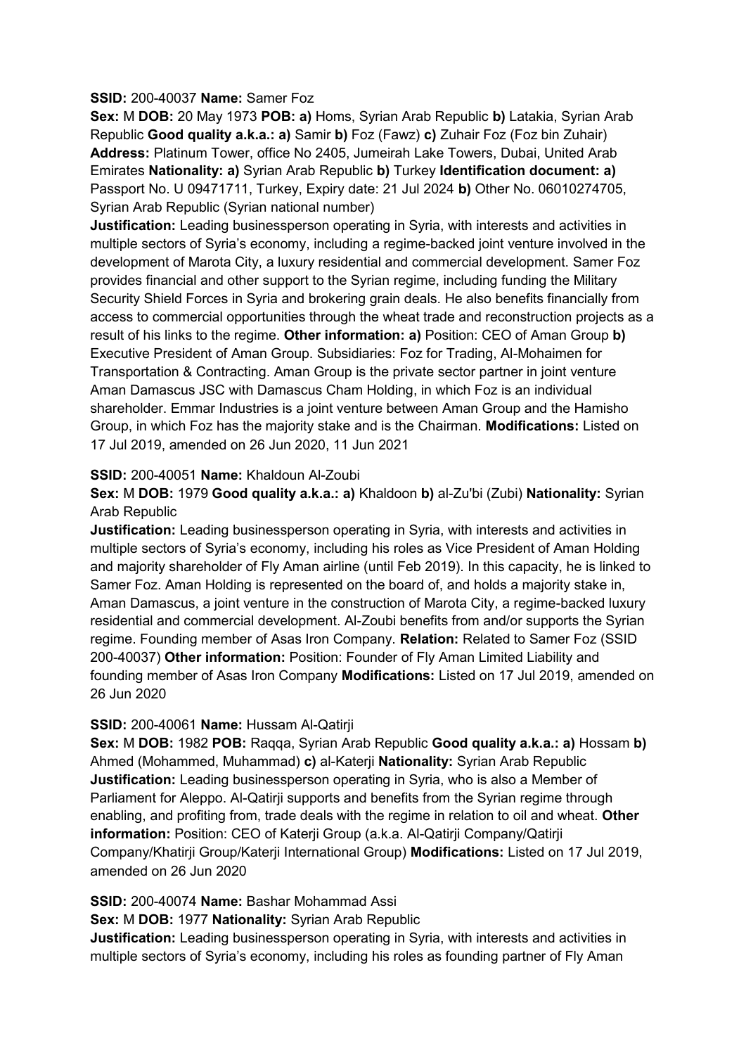**SSID:** 200-40037 **Name:** Samer Foz

**Sex:** M **DOB:** 20 May 1973 **POB: a)** Homs, Syrian Arab Republic **b)** Latakia, Syrian Arab Republic **Good quality a.k.a.: a)** Samir **b)** Foz (Fawz) **c)** Zuhair Foz (Foz bin Zuhair) **Address:** Platinum Tower, office No 2405, Jumeirah Lake Towers, Dubai, United Arab Emirates **Nationality: a)** Syrian Arab Republic **b)** Turkey **Identification document: a)** Passport No. U 09471711, Turkey, Expiry date: 21 Jul 2024 **b)** Other No. 06010274705, Syrian Arab Republic (Syrian national number)

**Justification:** Leading businessperson operating in Syria, with interests and activities in multiple sectors of Syria's economy, including a regime-backed joint venture involved in the development of Marota City, a luxury residential and commercial development. Samer Foz provides financial and other support to the Syrian regime, including funding the Military Security Shield Forces in Syria and brokering grain deals. He also benefits financially from access to commercial opportunities through the wheat trade and reconstruction projects as a result of his links to the regime. **Other information: a)** Position: CEO of Aman Group **b)** Executive President of Aman Group. Subsidiaries: Foz for Trading, Al-Mohaimen for Transportation & Contracting. Aman Group is the private sector partner in joint venture Aman Damascus JSC with Damascus Cham Holding, in which Foz is an individual shareholder. Emmar Industries is a joint venture between Aman Group and the Hamisho Group, in which Foz has the majority stake and is the Chairman. **Modifications:** Listed on 17 Jul 2019, amended on 26 Jun 2020, 11 Jun 2021

**SSID:** 200-40051 **Name:** Khaldoun Al-Zoubi

**Sex:** M **DOB:** 1979 **Good quality a.k.a.: a)** Khaldoon **b)** al-Zu'bi (Zubi) **Nationality:** Syrian Arab Republic

**Justification:** Leading businessperson operating in Syria, with interests and activities in multiple sectors of Syria's economy, including his roles as Vice President of Aman Holding and majority shareholder of Fly Aman airline (until Feb 2019). In this capacity, he is linked to Samer Foz. Aman Holding is represented on the board of, and holds a majority stake in, Aman Damascus, a joint venture in the construction of Marota City, a regime-backed luxury residential and commercial development. Al-Zoubi benefits from and/or supports the Syrian regime. Founding member of Asas Iron Company. **Relation:** Related to Samer Foz (SSID 200-40037) **Other information:** Position: Founder of Fly Aman Limited Liability and founding member of Asas Iron Company **Modifications:** Listed on 17 Jul 2019, amended on 26 Jun 2020

**SSID:** 200-40061 **Name:** Hussam Al-Qatirji

**Sex:** M **DOB:** 1982 **POB:** Raqqa, Syrian Arab Republic **Good quality a.k.a.: a)** Hossam **b)** Ahmed (Mohammed, Muhammad) **c)** al-Katerji **Nationality:** Syrian Arab Republic

**Justification:** Leading businessperson operating in Syria, who is also a Member of Parliament for Aleppo. Al-Qatirji supports and benefits from the Syrian regime through enabling, and profiting from, trade deals with the regime in relation to oil and wheat. **Other information:** Position: CEO of Katerji Group (a.k.a. Al-Qatirji Company/Qatirji Company/Khatirji Group/Katerji International Group) **Modifications:** Listed on 17 Jul 2019, amended on 26 Jun 2020

**SSID:** 200-40074 **Name:** Bashar Mohammad Assi

**Sex:** M **DOB:** 1977 **Nationality:** Syrian Arab Republic

**Justification:** Leading businessperson operating in Syria, with interests and activities in multiple sectors of Syria's economy, including his roles as founding partner of Fly Aman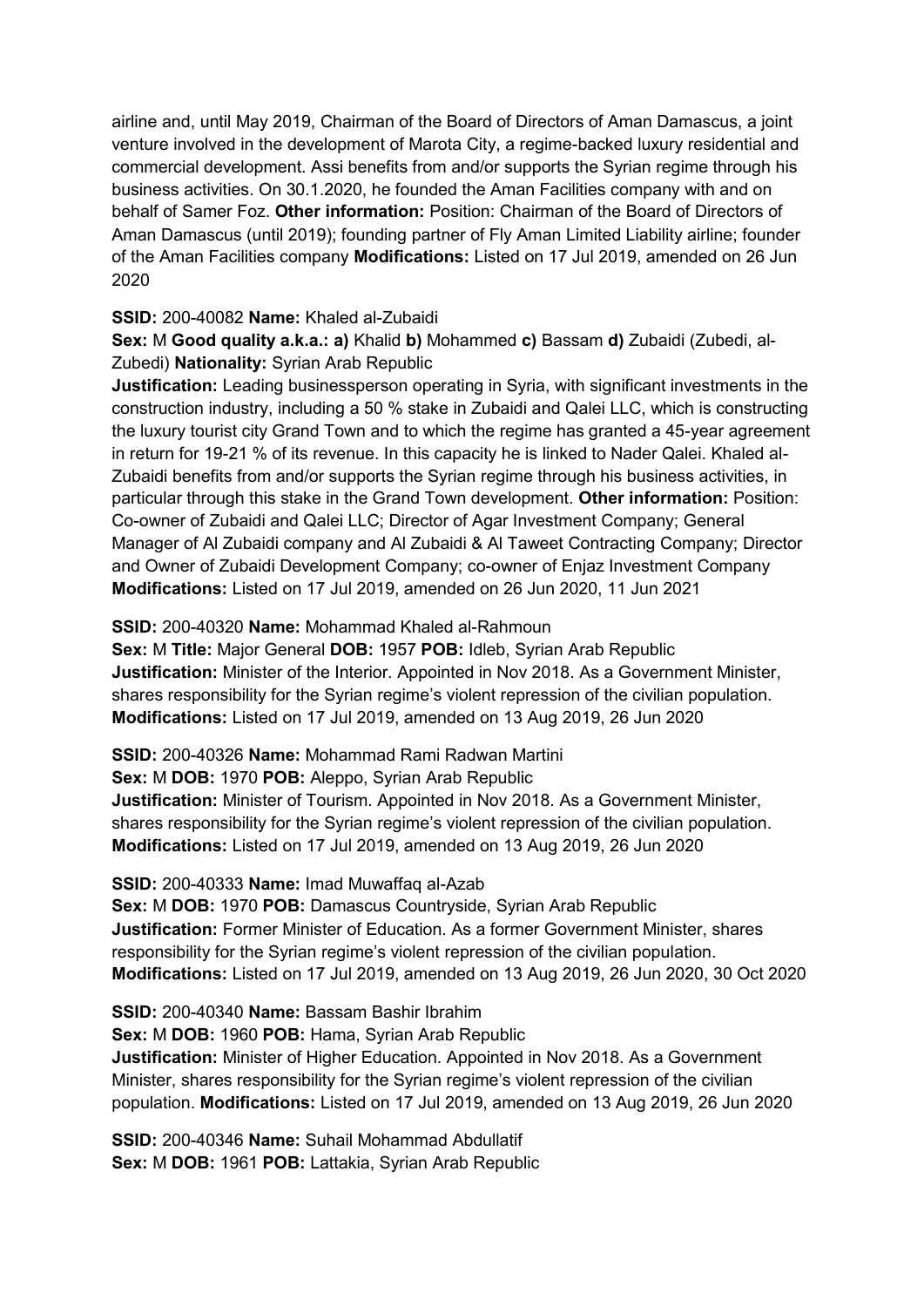airline and, until May 2019, Chairman of the Board of Directors of Aman Damascus, a joint venture involved in the development of Marota City, a regime-backed luxury residential and commercial development. Assi benefits from and/or supports the Syrian regime through his business activities. On 30.1.2020, he founded the Aman Facilities company with and on behalf of Samer Foz. **Other information:** Position: Chairman of the Board of Directors of Aman Damascus (until 2019); founding partner of Fly Aman Limited Liability airline; founder of the Aman Facilities company **Modifications:** Listed on 17 Jul 2019, amended on 26 Jun 2020

**SSID:** 200-40082 **Name:** Khaled al-Zubaidi
**Sex:** M **Good quality a.k.a.: a)** Khalid **b)** Mohammed **c)** Bassam **d)** Zubaidi (Zubedi, al-Zubedi) **Nationality:** Syrian Arab Republic
**Justification:** Leading businessperson operating in Syria, with significant investments in the construction industry, including a 50 % stake in Zubaidi and Qalei LLC, which is constructing the luxury tourist city Grand Town and to which the regime has granted a 45-year agreement in return for 19-21 % of its revenue. In this capacity he is linked to Nader Qalei. Khaled al-Zubaidi benefits from and/or supports the Syrian regime through his business activities, in particular through this stake in the Grand Town development. **Other information:** Position: Co-owner of Zubaidi and Qalei LLC; Director of Agar Investment Company; General Manager of Al Zubaidi company and Al Zubaidi & Al Taweet Contracting Company; Director and Owner of Zubaidi Development Company; co-owner of Enjaz Investment Company **Modifications:** Listed on 17 Jul 2019, amended on 26 Jun 2020, 11 Jun 2021

**SSID:** 200-40320 **Name:** Mohammad Khaled al-Rahmoun
**Sex:** M **Title:** Major General **DOB:** 1957 **POB:** Idleb, Syrian Arab Republic
**Justification:** Minister of the Interior. Appointed in Nov 2018. As a Government Minister, shares responsibility for the Syrian regime's violent repression of the civilian population. **Modifications:** Listed on 17 Jul 2019, amended on 13 Aug 2019, 26 Jun 2020

**SSID:** 200-40326 **Name:** Mohammad Rami Radwan Martini
**Sex:** M **DOB:** 1970 **POB:** Aleppo, Syrian Arab Republic
**Justification:** Minister of Tourism. Appointed in Nov 2018. As a Government Minister, shares responsibility for the Syrian regime's violent repression of the civilian population. **Modifications:** Listed on 17 Jul 2019, amended on 13 Aug 2019, 26 Jun 2020

**SSID:** 200-40333 **Name:** Imad Muwaffaq al-Azab
**Sex:** M **DOB:** 1970 **POB:** Damascus Countryside, Syrian Arab Republic
**Justification:** Former Minister of Education. As a former Government Minister, shares responsibility for the Syrian regime's violent repression of the civilian population. **Modifications:** Listed on 17 Jul 2019, amended on 13 Aug 2019, 26 Jun 2020, 30 Oct 2020

**SSID:** 200-40340 **Name:** Bassam Bashir Ibrahim
**Sex:** M **DOB:** 1960 **POB:** Hama, Syrian Arab Republic
**Justification:** Minister of Higher Education. Appointed in Nov 2018. As a Government Minister, shares responsibility for the Syrian regime's violent repression of the civilian population. **Modifications:** Listed on 17 Jul 2019, amended on 13 Aug 2019, 26 Jun 2020

**SSID:** 200-40346 **Name:** Suhail Mohammad Abdullatif
**Sex:** M **DOB:** 1961 **POB:** Lattakia, Syrian Arab Republic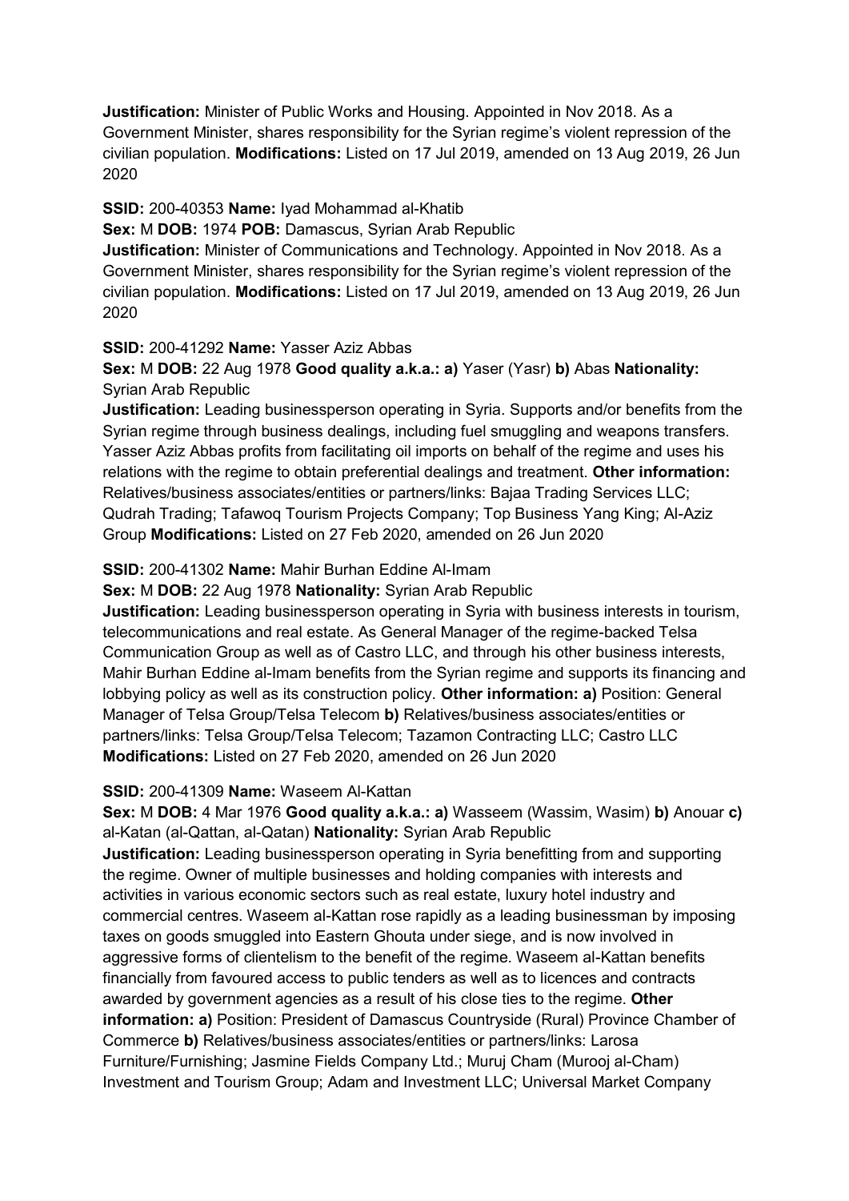**Justification:** Minister of Public Works and Housing. Appointed in Nov 2018. As a Government Minister, shares responsibility for the Syrian regime's violent repression of the civilian population. **Modifications:** Listed on 17 Jul 2019, amended on 13 Aug 2019, 26 Jun 2020

**SSID:** 200-40353 **Name:** Iyad Mohammad al-Khatib

**Sex:** M **DOB:** 1974 **POB:** Damascus, Syrian Arab Republic

**Justification:** Minister of Communications and Technology. Appointed in Nov 2018. As a Government Minister, shares responsibility for the Syrian regime's violent repression of the civilian population. **Modifications:** Listed on 17 Jul 2019, amended on 13 Aug 2019, 26 Jun 2020

**SSID:** 200-41292 **Name:** Yasser Aziz Abbas

**Sex:** M **DOB:** 22 Aug 1978 **Good quality a.k.a.: a)** Yaser (Yasr) **b)** Abas **Nationality:** Syrian Arab Republic

**Justification:** Leading businessperson operating in Syria. Supports and/or benefits from the Syrian regime through business dealings, including fuel smuggling and weapons transfers. Yasser Aziz Abbas profits from facilitating oil imports on behalf of the regime and uses his relations with the regime to obtain preferential dealings and treatment. **Other information:** Relatives/business associates/entities or partners/links: Bajaa Trading Services LLC; Qudrah Trading; Tafawoq Tourism Projects Company; Top Business Yang King; Al-Aziz Group **Modifications:** Listed on 27 Feb 2020, amended on 26 Jun 2020

**SSID:** 200-41302 **Name:** Mahir Burhan Eddine Al-Imam

**Sex:** M **DOB:** 22 Aug 1978 **Nationality:** Syrian Arab Republic

**Justification:** Leading businessperson operating in Syria with business interests in tourism, telecommunications and real estate. As General Manager of the regime-backed Telsa Communication Group as well as of Castro LLC, and through his other business interests, Mahir Burhan Eddine al-Imam benefits from the Syrian regime and supports its financing and lobbying policy as well as its construction policy. **Other information: a)** Position: General Manager of Telsa Group/Telsa Telecom **b)** Relatives/business associates/entities or partners/links: Telsa Group/Telsa Telecom; Tazamon Contracting LLC; Castro LLC **Modifications:** Listed on 27 Feb 2020, amended on 26 Jun 2020

**SSID:** 200-41309 **Name:** Waseem Al-Kattan

**Sex:** M **DOB:** 4 Mar 1976 **Good quality a.k.a.: a)** Wasseem (Wassim, Wasim) **b)** Anouar **c)** al-Katan (al-Qattan, al-Qatan) **Nationality:** Syrian Arab Republic

**Justification:** Leading businessperson operating in Syria benefitting from and supporting the regime. Owner of multiple businesses and holding companies with interests and activities in various economic sectors such as real estate, luxury hotel industry and commercial centres. Waseem al-Kattan rose rapidly as a leading businessman by imposing taxes on goods smuggled into Eastern Ghouta under siege, and is now involved in aggressive forms of clientelism to the benefit of the regime. Waseem al-Kattan benefits financially from favoured access to public tenders as well as to licences and contracts awarded by government agencies as a result of his close ties to the regime. **Other information: a)** Position: President of Damascus Countryside (Rural) Province Chamber of Commerce **b)** Relatives/business associates/entities or partners/links: Larosa Furniture/Furnishing; Jasmine Fields Company Ltd.; Muruj Cham (Murooj al-Cham) Investment and Tourism Group; Adam and Investment LLC; Universal Market Company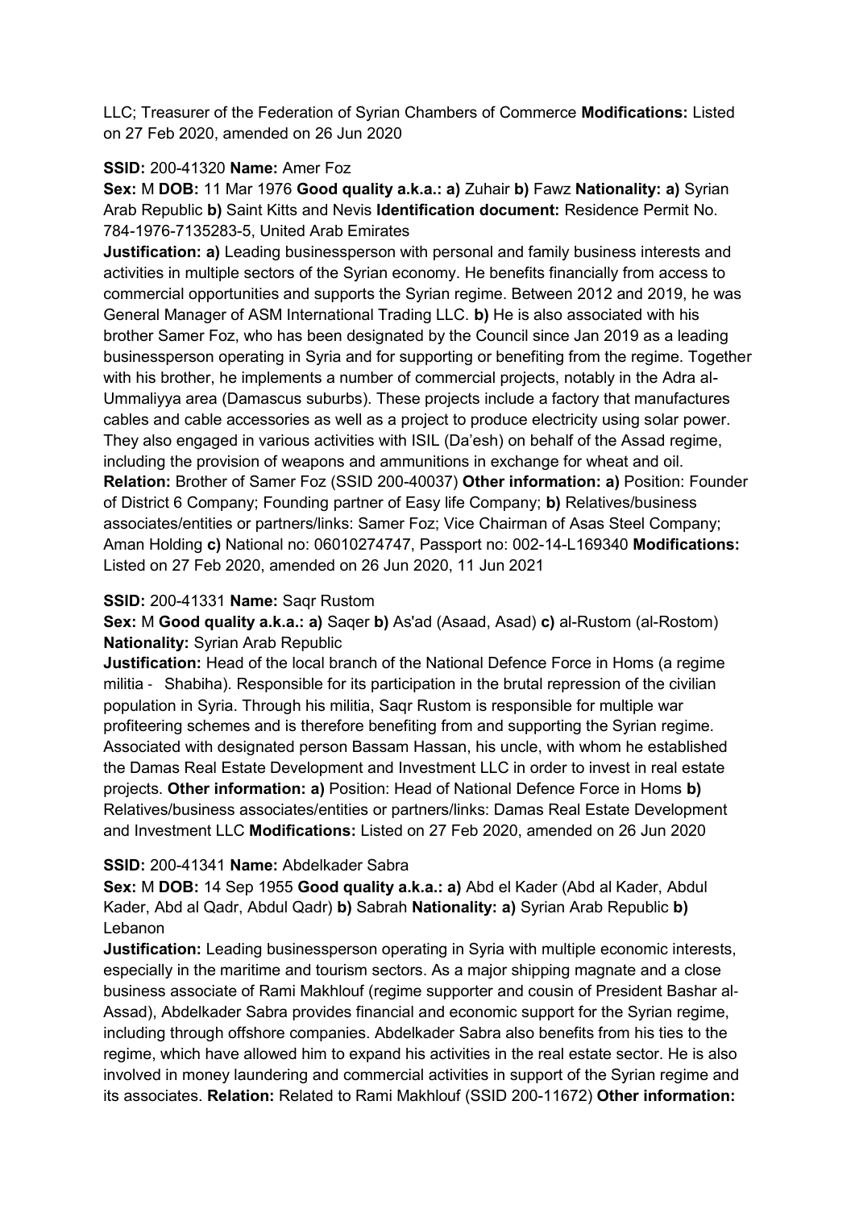LLC; Treasurer of the Federation of Syrian Chambers of Commerce **Modifications:** Listed on 27 Feb 2020, amended on 26 Jun 2020

**SSID:** 200-41320 **Name:** Amer Foz

**Sex:** M **DOB:** 11 Mar 1976 **Good quality a.k.a.: a)** Zuhair **b)** Fawz **Nationality: a)** Syrian Arab Republic **b)** Saint Kitts and Nevis **Identification document:** Residence Permit No. 784-1976-7135283-5, United Arab Emirates

**Justification: a)** Leading businessperson with personal and family business interests and activities in multiple sectors of the Syrian economy. He benefits financially from access to commercial opportunities and supports the Syrian regime. Between 2012 and 2019, he was General Manager of ASM International Trading LLC. **b)** He is also associated with his brother Samer Foz, who has been designated by the Council since Jan 2019 as a leading businessperson operating in Syria and for supporting or benefiting from the regime. Together with his brother, he implements a number of commercial projects, notably in the Adra al-Ummaliyya area (Damascus suburbs). These projects include a factory that manufactures cables and cable accessories as well as a project to produce electricity using solar power. They also engaged in various activities with ISIL (Da'esh) on behalf of the Assad regime, including the provision of weapons and ammunitions in exchange for wheat and oil. **Relation:** Brother of Samer Foz (SSID 200-40037) **Other information: a)** Position: Founder of District 6 Company; Founding partner of Easy life Company; **b)** Relatives/business associates/entities or partners/links: Samer Foz; Vice Chairman of Asas Steel Company; Aman Holding **c)** National no: 06010274747, Passport no: 002-14-L169340 **Modifications:** Listed on 27 Feb 2020, amended on 26 Jun 2020, 11 Jun 2021

**SSID:** 200-41331 **Name:** Saqr Rustom

**Sex:** M **Good quality a.k.a.: a)** Saqer **b)** As'ad (Asaad, Asad) **c)** al-Rustom (al-Rostom) **Nationality:** Syrian Arab Republic

**Justification:** Head of the local branch of the National Defence Force in Homs (a regime militia - Shabiha). Responsible for its participation in the brutal repression of the civilian population in Syria. Through his militia, Saqr Rustom is responsible for multiple war profiteering schemes and is therefore benefiting from and supporting the Syrian regime. Associated with designated person Bassam Hassan, his uncle, with whom he established the Damas Real Estate Development and Investment LLC in order to invest in real estate projects. **Other information: a)** Position: Head of National Defence Force in Homs **b)** Relatives/business associates/entities or partners/links: Damas Real Estate Development and Investment LLC **Modifications:** Listed on 27 Feb 2020, amended on 26 Jun 2020

**SSID:** 200-41341 **Name:** Abdelkader Sabra

**Sex:** M **DOB:** 14 Sep 1955 **Good quality a.k.a.: a)** Abd el Kader (Abd al Kader, Abdul Kader, Abd al Qadr, Abdul Qadr) **b)** Sabrah **Nationality: a)** Syrian Arab Republic **b)** Lebanon

**Justification:** Leading businessperson operating in Syria with multiple economic interests, especially in the maritime and tourism sectors. As a major shipping magnate and a close business associate of Rami Makhlouf (regime supporter and cousin of President Bashar al-Assad), Abdelkader Sabra provides financial and economic support for the Syrian regime, including through offshore companies. Abdelkader Sabra also benefits from his ties to the regime, which have allowed him to expand his activities in the real estate sector. He is also involved in money laundering and commercial activities in support of the Syrian regime and its associates. **Relation:** Related to Rami Makhlouf (SSID 200-11672) **Other information:**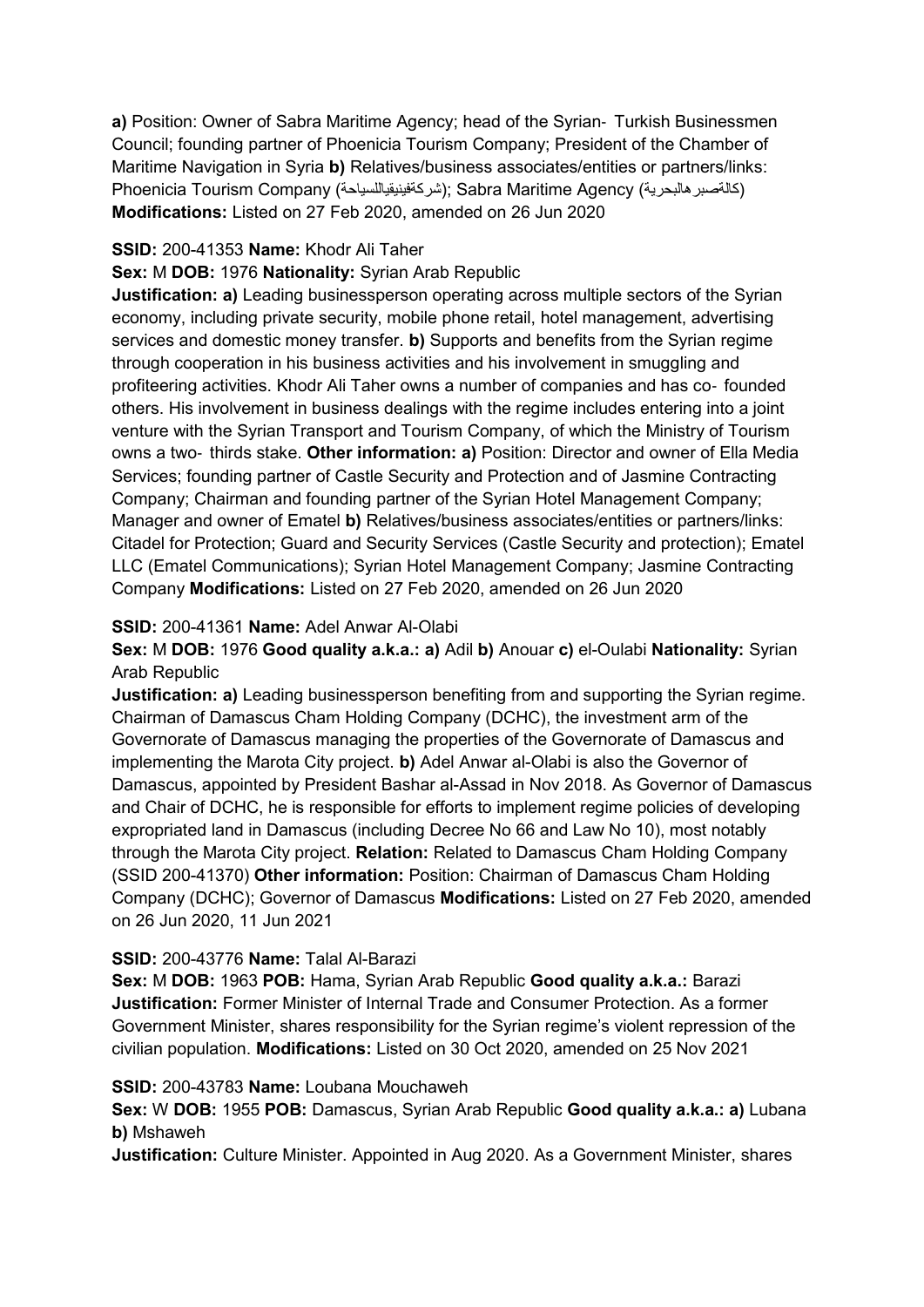**a)** Position: Owner of Sabra Maritime Agency; head of the Syrian‐ Turkish Businessmen Council; founding partner of Phoenicia Tourism Company; President of the Chamber of Maritime Navigation in Syria **b)** Relatives/business associates/entities or partners/links: Phoenicia Tourism Company (شركةفينيقياللسياحة); Sabra Maritime Agency (كالةصبرهالبحرية) **Modifications:** Listed on 27 Feb 2020, amended on 26 Jun 2020

**SSID:** 200-41353 **Name:** Khodr Ali Taher

**Sex:** M **DOB:** 1976 **Nationality:** Syrian Arab Republic

**Justification: a)** Leading businessperson operating across multiple sectors of the Syrian economy, including private security, mobile phone retail, hotel management, advertising services and domestic money transfer. **b)** Supports and benefits from the Syrian regime through cooperation in his business activities and his involvement in smuggling and profiteering activities. Khodr Ali Taher owns a number of companies and has co‐ founded others. His involvement in business dealings with the regime includes entering into a joint venture with the Syrian Transport and Tourism Company, of which the Ministry of Tourism owns a two‐ thirds stake. **Other information: a)** Position: Director and owner of Ella Media Services; founding partner of Castle Security and Protection and of Jasmine Contracting Company; Chairman and founding partner of the Syrian Hotel Management Company; Manager and owner of Ematel **b)** Relatives/business associates/entities or partners/links: Citadel for Protection; Guard and Security Services (Castle Security and protection); Ematel LLC (Ematel Communications); Syrian Hotel Management Company; Jasmine Contracting Company **Modifications:** Listed on 27 Feb 2020, amended on 26 Jun 2020

**SSID:** 200-41361 **Name:** Adel Anwar Al-Olabi

**Sex:** M **DOB:** 1976 **Good quality a.k.a.: a)** Adil **b)** Anouar **c)** el-Oulabi **Nationality:** Syrian Arab Republic

**Justification: a)** Leading businessperson benefiting from and supporting the Syrian regime. Chairman of Damascus Cham Holding Company (DCHC), the investment arm of the Governorate of Damascus managing the properties of the Governorate of Damascus and implementing the Marota City project. **b)** Adel Anwar al-Olabi is also the Governor of Damascus, appointed by President Bashar al-Assad in Nov 2018. As Governor of Damascus and Chair of DCHC, he is responsible for efforts to implement regime policies of developing expropriated land in Damascus (including Decree No 66 and Law No 10), most notably through the Marota City project. **Relation:** Related to Damascus Cham Holding Company (SSID 200-41370) **Other information:** Position: Chairman of Damascus Cham Holding Company (DCHC); Governor of Damascus **Modifications:** Listed on 27 Feb 2020, amended on 26 Jun 2020, 11 Jun 2021

**SSID:** 200-43776 **Name:** Talal Al-Barazi

**Sex:** M **DOB:** 1963 **POB:** Hama, Syrian Arab Republic **Good quality a.k.a.:** Barazi **Justification:** Former Minister of Internal Trade and Consumer Protection. As a former Government Minister, shares responsibility for the Syrian regime's violent repression of the civilian population. **Modifications:** Listed on 30 Oct 2020, amended on 25 Nov 2021

**SSID:** 200-43783 **Name:** Loubana Mouchaweh

**Sex:** W **DOB:** 1955 **POB:** Damascus, Syrian Arab Republic **Good quality a.k.a.: a)** Lubana **b)** Mshaweh

**Justification:** Culture Minister. Appointed in Aug 2020. As a Government Minister, shares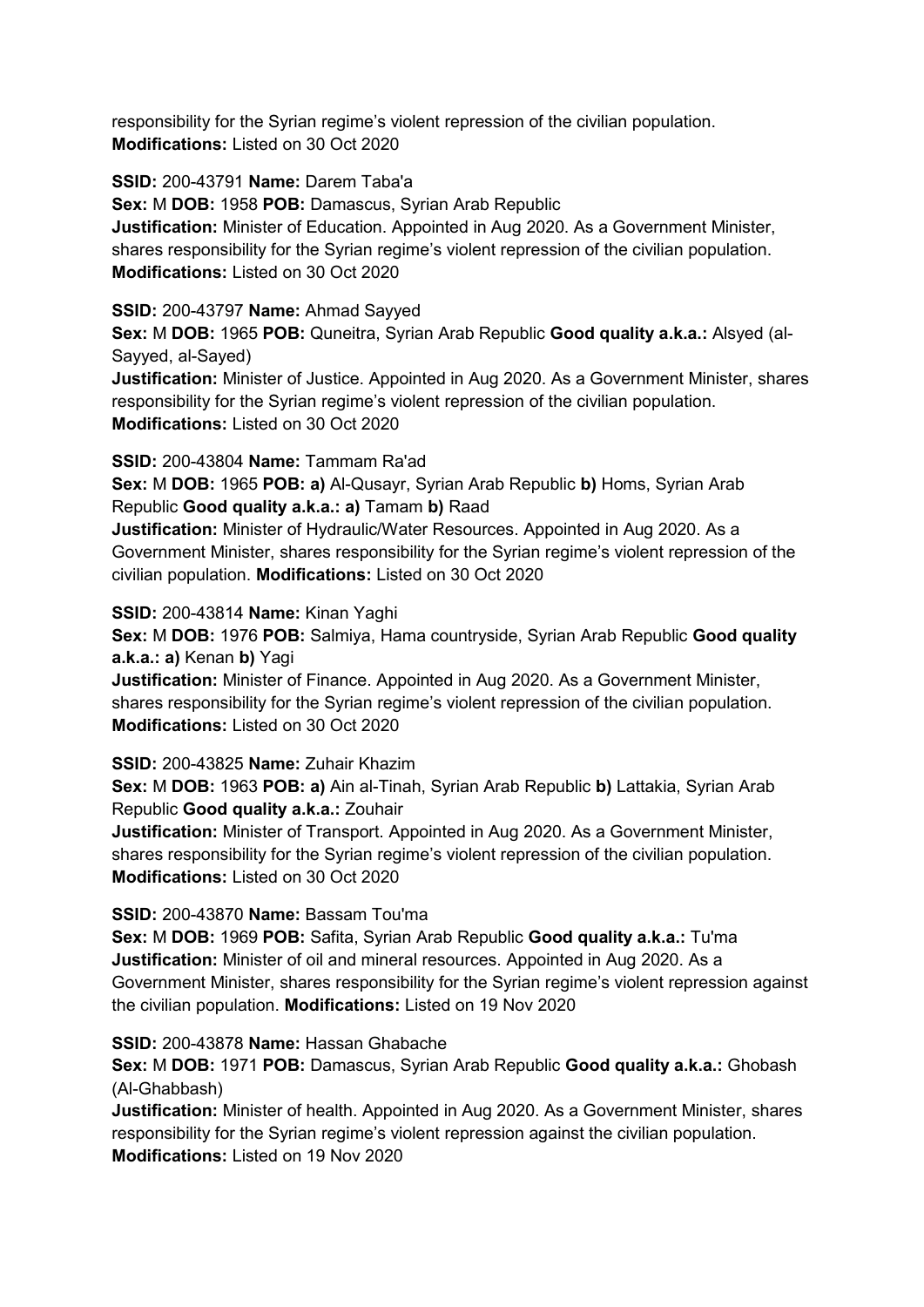responsibility for the Syrian regime's violent repression of the civilian population.
**Modifications:** Listed on 30 Oct 2020

**SSID:** 200-43791 **Name:** Darem Taba'a
**Sex:** M **DOB:** 1958 **POB:** Damascus, Syrian Arab Republic
**Justification:** Minister of Education. Appointed in Aug 2020. As a Government Minister, shares responsibility for the Syrian regime's violent repression of the civilian population.
**Modifications:** Listed on 30 Oct 2020

**SSID:** 200-43797 **Name:** Ahmad Sayyed
**Sex:** M **DOB:** 1965 **POB:** Quneitra, Syrian Arab Republic **Good quality a.k.a.:** Alsyed (al-Sayyed, al-Sayed)
**Justification:** Minister of Justice. Appointed in Aug 2020. As a Government Minister, shares responsibility for the Syrian regime's violent repression of the civilian population.
**Modifications:** Listed on 30 Oct 2020

**SSID:** 200-43804 **Name:** Tammam Ra'ad
**Sex:** M **DOB:** 1965 **POB: a)** Al-Qusayr, Syrian Arab Republic **b)** Homs, Syrian Arab Republic **Good quality a.k.a.: a)** Tamam **b)** Raad
**Justification:** Minister of Hydraulic/Water Resources. Appointed in Aug 2020. As a Government Minister, shares responsibility for the Syrian regime's violent repression of the civilian population. **Modifications:** Listed on 30 Oct 2020

**SSID:** 200-43814 **Name:** Kinan Yaghi
**Sex:** M **DOB:** 1976 **POB:** Salmiya, Hama countryside, Syrian Arab Republic **Good quality a.k.a.: a)** Kenan **b)** Yagi
**Justification:** Minister of Finance. Appointed in Aug 2020. As a Government Minister, shares responsibility for the Syrian regime's violent repression of the civilian population.
**Modifications:** Listed on 30 Oct 2020

**SSID:** 200-43825 **Name:** Zuhair Khazim
**Sex:** M **DOB:** 1963 **POB: a)** Ain al-Tinah, Syrian Arab Republic **b)** Lattakia, Syrian Arab Republic **Good quality a.k.a.:** Zouhair
**Justification:** Minister of Transport. Appointed in Aug 2020. As a Government Minister, shares responsibility for the Syrian regime's violent repression of the civilian population.
**Modifications:** Listed on 30 Oct 2020

**SSID:** 200-43870 **Name:** Bassam Tou'ma
**Sex:** M **DOB:** 1969 **POB:** Safita, Syrian Arab Republic **Good quality a.k.a.:** Tu'ma
**Justification:** Minister of oil and mineral resources. Appointed in Aug 2020. As a Government Minister, shares responsibility for the Syrian regime's violent repression against the civilian population. **Modifications:** Listed on 19 Nov 2020

**SSID:** 200-43878 **Name:** Hassan Ghabache
**Sex:** M **DOB:** 1971 **POB:** Damascus, Syrian Arab Republic **Good quality a.k.a.:** Ghobash (Al-Ghabbash)
**Justification:** Minister of health. Appointed in Aug 2020. As a Government Minister, shares responsibility for the Syrian regime's violent repression against the civilian population.
**Modifications:** Listed on 19 Nov 2020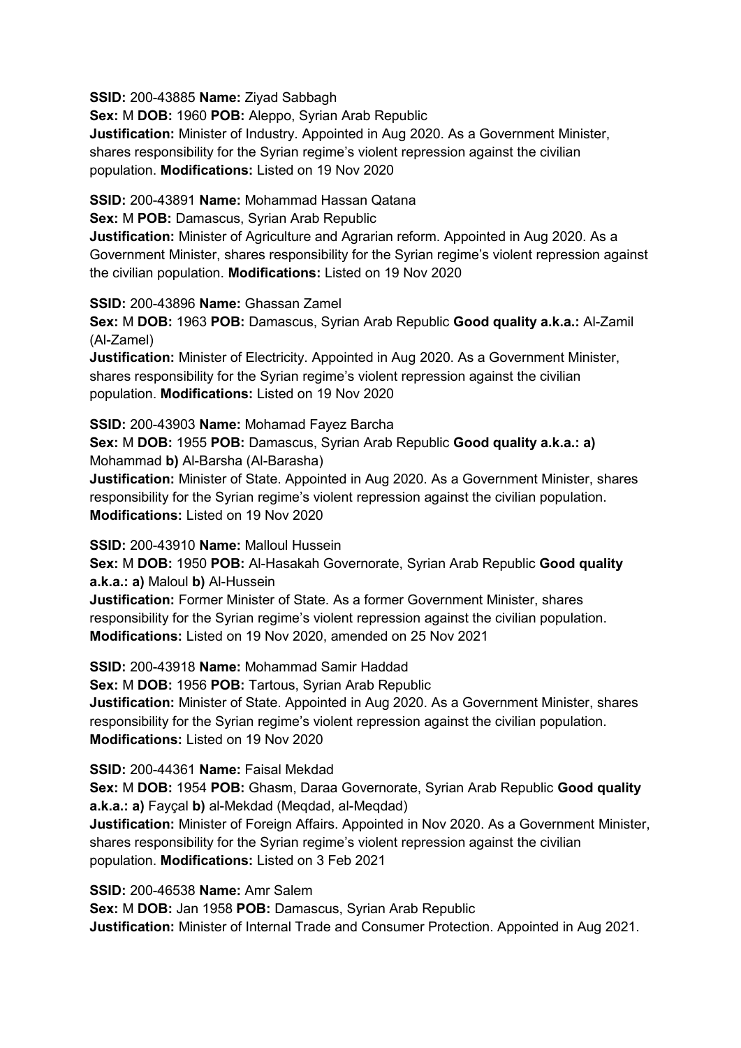**SSID:** 200-43885 **Name:** Ziyad Sabbagh
**Sex:** M **DOB:** 1960 **POB:** Aleppo, Syrian Arab Republic
**Justification:** Minister of Industry. Appointed in Aug 2020. As a Government Minister, shares responsibility for the Syrian regime's violent repression against the civilian population. **Modifications:** Listed on 19 Nov 2020

**SSID:** 200-43891 **Name:** Mohammad Hassan Qatana
**Sex:** M **POB:** Damascus, Syrian Arab Republic
**Justification:** Minister of Agriculture and Agrarian reform. Appointed in Aug 2020. As a Government Minister, shares responsibility for the Syrian regime's violent repression against the civilian population. **Modifications:** Listed on 19 Nov 2020

**SSID:** 200-43896 **Name:** Ghassan Zamel
**Sex:** M **DOB:** 1963 **POB:** Damascus, Syrian Arab Republic **Good quality a.k.a.:** Al-Zamil (Al-Zamel)
**Justification:** Minister of Electricity. Appointed in Aug 2020. As a Government Minister, shares responsibility for the Syrian regime's violent repression against the civilian population. **Modifications:** Listed on 19 Nov 2020

**SSID:** 200-43903 **Name:** Mohamad Fayez Barcha
**Sex:** M **DOB:** 1955 **POB:** Damascus, Syrian Arab Republic **Good quality a.k.a.: a)** Mohammad **b)** Al-Barsha (Al-Barasha)
**Justification:** Minister of State. Appointed in Aug 2020. As a Government Minister, shares responsibility for the Syrian regime's violent repression against the civilian population. **Modifications:** Listed on 19 Nov 2020

**SSID:** 200-43910 **Name:** Malloul Hussein
**Sex:** M **DOB:** 1950 **POB:** Al-Hasakah Governorate, Syrian Arab Republic **Good quality a.k.a.: a)** Maloul **b)** Al-Hussein
**Justification:** Former Minister of State. As a former Government Minister, shares responsibility for the Syrian regime's violent repression against the civilian population. **Modifications:** Listed on 19 Nov 2020, amended on 25 Nov 2021

**SSID:** 200-43918 **Name:** Mohammad Samir Haddad
**Sex:** M **DOB:** 1956 **POB:** Tartous, Syrian Arab Republic
**Justification:** Minister of State. Appointed in Aug 2020. As a Government Minister, shares responsibility for the Syrian regime's violent repression against the civilian population. **Modifications:** Listed on 19 Nov 2020

**SSID:** 200-44361 **Name:** Faisal Mekdad
**Sex:** M **DOB:** 1954 **POB:** Ghasm, Daraa Governorate, Syrian Arab Republic **Good quality a.k.a.: a)** Fayçal **b)** al-Mekdad (Meqdad, al-Meqdad)
**Justification:** Minister of Foreign Affairs. Appointed in Nov 2020. As a Government Minister, shares responsibility for the Syrian regime's violent repression against the civilian population. **Modifications:** Listed on 3 Feb 2021

**SSID:** 200-46538 **Name:** Amr Salem
**Sex:** M **DOB:** Jan 1958 **POB:** Damascus, Syrian Arab Republic
**Justification:** Minister of Internal Trade and Consumer Protection. Appointed in Aug 2021.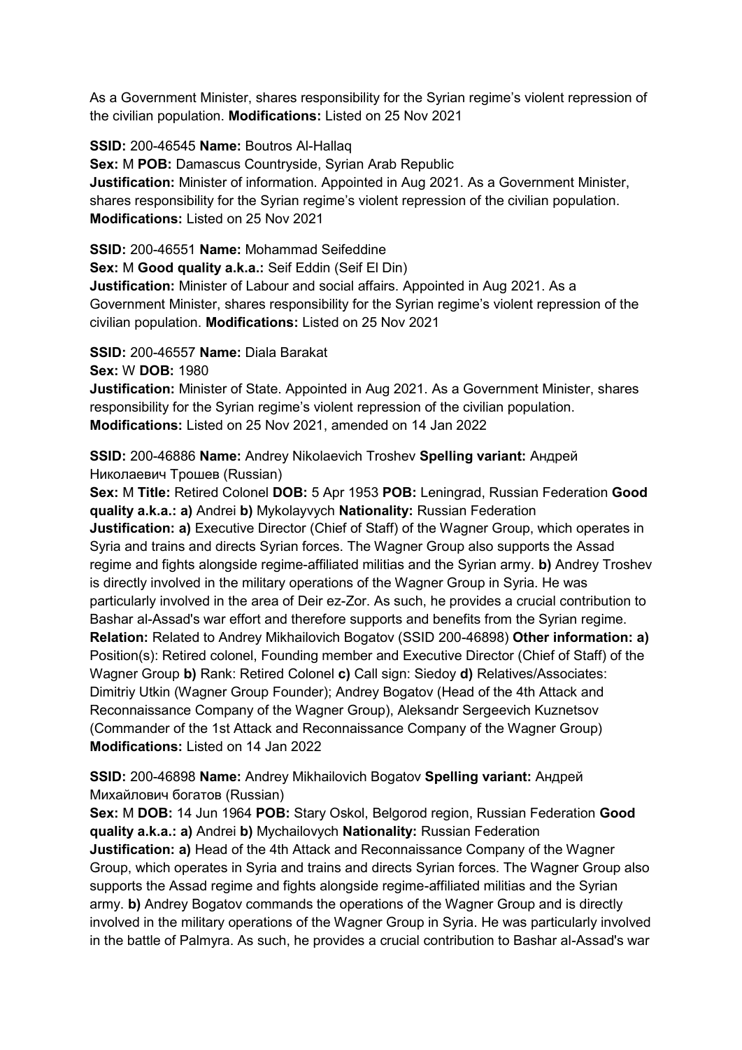As a Government Minister, shares responsibility for the Syrian regime's violent repression of the civilian population. **Modifications:** Listed on 25 Nov 2021

**SSID:** 200-46545 **Name:** Boutros Al-Hallaq
**Sex:** M **POB:** Damascus Countryside, Syrian Arab Republic
**Justification:** Minister of information. Appointed in Aug 2021. As a Government Minister, shares responsibility for the Syrian regime's violent repression of the civilian population. **Modifications:** Listed on 25 Nov 2021

**SSID:** 200-46551 **Name:** Mohammad Seifeddine
**Sex:** M **Good quality a.k.a.:** Seif Eddin (Seif El Din)
**Justification:** Minister of Labour and social affairs. Appointed in Aug 2021. As a Government Minister, shares responsibility for the Syrian regime's violent repression of the civilian population. **Modifications:** Listed on 25 Nov 2021

**SSID:** 200-46557 **Name:** Diala Barakat
**Sex:** W **DOB:** 1980
**Justification:** Minister of State. Appointed in Aug 2021. As a Government Minister, shares responsibility for the Syrian regime's violent repression of the civilian population. **Modifications:** Listed on 25 Nov 2021, amended on 14 Jan 2022

**SSID:** 200-46886 **Name:** Andrey Nikolaevich Troshev **Spelling variant:** Андрей Николаевич Трошев (Russian)
**Sex:** M **Title:** Retired Colonel **DOB:** 5 Apr 1953 **POB:** Leningrad, Russian Federation **Good quality a.k.a.: a)** Andrei **b)** Mykolayvych **Nationality:** Russian Federation
**Justification: a)** Executive Director (Chief of Staff) of the Wagner Group, which operates in Syria and trains and directs Syrian forces. The Wagner Group also supports the Assad regime and fights alongside regime-affiliated militias and the Syrian army. **b)** Andrey Troshev is directly involved in the military operations of the Wagner Group in Syria. He was particularly involved in the area of Deir ez-Zor. As such, he provides a crucial contribution to Bashar al-Assad's war effort and therefore supports and benefits from the Syrian regime. **Relation:** Related to Andrey Mikhailovich Bogatov (SSID 200-46898) **Other information: a)** Position(s): Retired colonel, Founding member and Executive Director (Chief of Staff) of the Wagner Group **b)** Rank: Retired Colonel **c)** Call sign: Siedoy **d)** Relatives/Associates: Dimitriy Utkin (Wagner Group Founder); Andrey Bogatov (Head of the 4th Attack and Reconnaissance Company of the Wagner Group), Aleksandr Sergeevich Kuznetsov (Commander of the 1st Attack and Reconnaissance Company of the Wagner Group) **Modifications:** Listed on 14 Jan 2022

**SSID:** 200-46898 **Name:** Andrey Mikhailovich Bogatov **Spelling variant:** Андрей Михайлович богатов (Russian)
**Sex:** M **DOB:** 14 Jun 1964 **POB:** Stary Oskol, Belgorod region, Russian Federation **Good quality a.k.a.: a)** Andrei **b)** Mychailovych **Nationality:** Russian Federation
**Justification: a)** Head of the 4th Attack and Reconnaissance Company of the Wagner Group, which operates in Syria and trains and directs Syrian forces. The Wagner Group also supports the Assad regime and fights alongside regime-affiliated militias and the Syrian army. **b)** Andrey Bogatov commands the operations of the Wagner Group and is directly involved in the military operations of the Wagner Group in Syria. He was particularly involved in the battle of Palmyra. As such, he provides a crucial contribution to Bashar al-Assad's war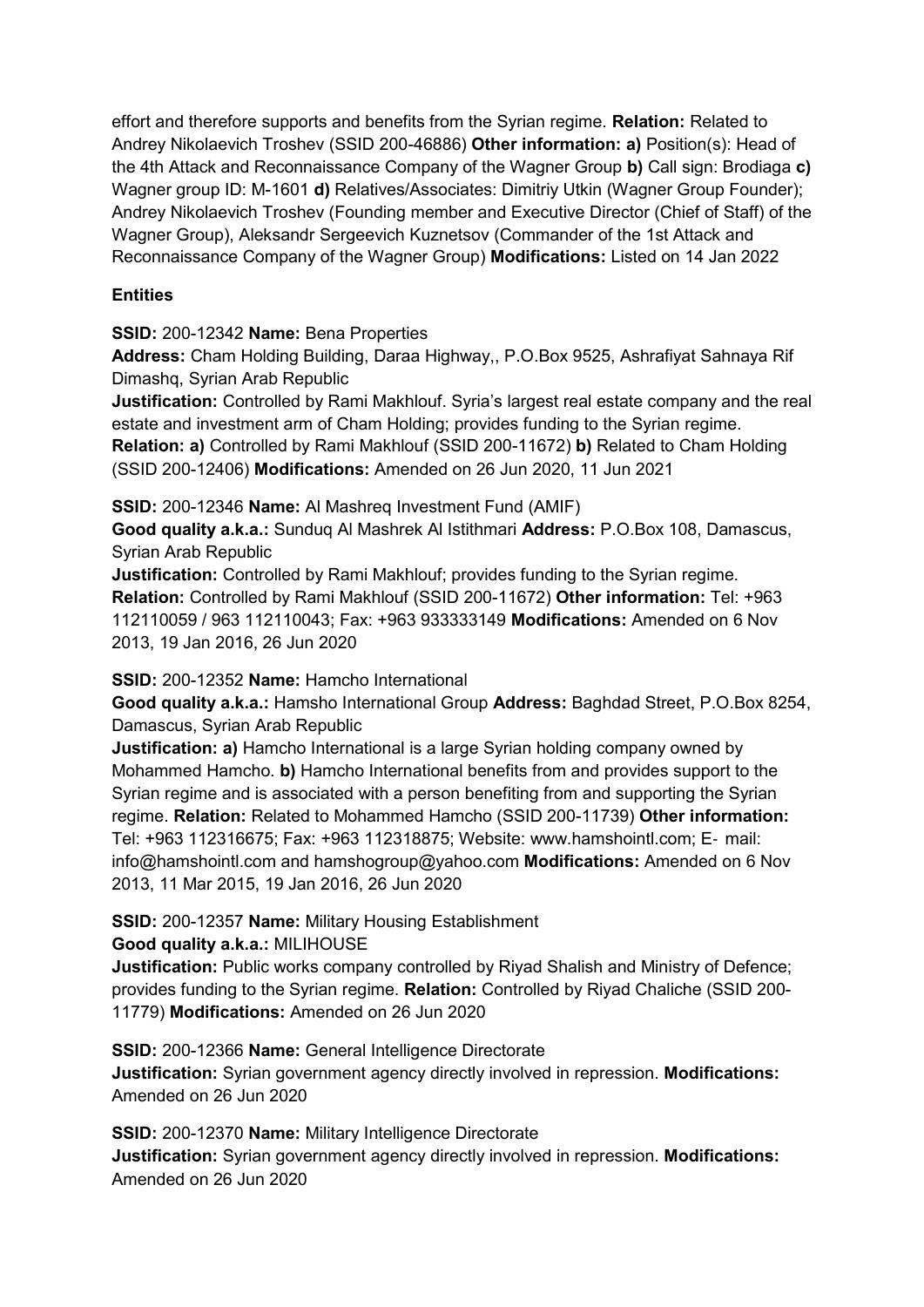effort and therefore supports and benefits from the Syrian regime. **Relation:** Related to Andrey Nikolaevich Troshev (SSID 200-46886) **Other information: a)** Position(s): Head of the 4th Attack and Reconnaissance Company of the Wagner Group **b)** Call sign: Brodiaga **c)** Wagner group ID: M-1601 **d)** Relatives/Associates: Dimitriy Utkin (Wagner Group Founder); Andrey Nikolaevich Troshev (Founding member and Executive Director (Chief of Staff) of the Wagner Group), Aleksandr Sergeevich Kuznetsov (Commander of the 1st Attack and Reconnaissance Company of the Wagner Group) **Modifications:** Listed on 14 Jan 2022

**Entities**

**SSID:** 200-12342 **Name:** Bena Properties
**Address:** Cham Holding Building, Daraa Highway,, P.O.Box 9525, Ashrafiyat Sahnaya Rif Dimashq, Syrian Arab Republic
**Justification:** Controlled by Rami Makhlouf. Syria's largest real estate company and the real estate and investment arm of Cham Holding; provides funding to the Syrian regime. **Relation: a)** Controlled by Rami Makhlouf (SSID 200-11672) **b)** Related to Cham Holding (SSID 200-12406) **Modifications:** Amended on 26 Jun 2020, 11 Jun 2021

**SSID:** 200-12346 **Name:** Al Mashreq Investment Fund (AMIF)
**Good quality a.k.a.:** Sunduq Al Mashrek Al Istithmari **Address:** P.O.Box 108, Damascus, Syrian Arab Republic
**Justification:** Controlled by Rami Makhlouf; provides funding to the Syrian regime. **Relation:** Controlled by Rami Makhlouf (SSID 200-11672) **Other information:** Tel: +963 112110059 / 963 112110043; Fax: +963 933333149 **Modifications:** Amended on 6 Nov 2013, 19 Jan 2016, 26 Jun 2020

**SSID:** 200-12352 **Name:** Hamcho International
**Good quality a.k.a.:** Hamsho International Group **Address:** Baghdad Street, P.O.Box 8254, Damascus, Syrian Arab Republic
**Justification: a)** Hamcho International is a large Syrian holding company owned by Mohammed Hamcho. **b)** Hamcho International benefits from and provides support to the Syrian regime and is associated with a person benefiting from and supporting the Syrian regime. **Relation:** Related to Mohammed Hamcho (SSID 200-11739) **Other information:** Tel: +963 112316675; Fax: +963 112318875; Website: www.hamshointl.com; E- mail: info@hamshointl.com and hamshogroup@yahoo.com **Modifications:** Amended on 6 Nov 2013, 11 Mar 2015, 19 Jan 2016, 26 Jun 2020

**SSID:** 200-12357 **Name:** Military Housing Establishment
**Good quality a.k.a.:** MILIHOUSE
**Justification:** Public works company controlled by Riyad Shalish and Ministry of Defence; provides funding to the Syrian regime. **Relation:** Controlled by Riyad Chaliche (SSID 200-11779) **Modifications:** Amended on 26 Jun 2020

**SSID:** 200-12366 **Name:** General Intelligence Directorate
**Justification:** Syrian government agency directly involved in repression. **Modifications:** Amended on 26 Jun 2020

**SSID:** 200-12370 **Name:** Military Intelligence Directorate
**Justification:** Syrian government agency directly involved in repression. **Modifications:** Amended on 26 Jun 2020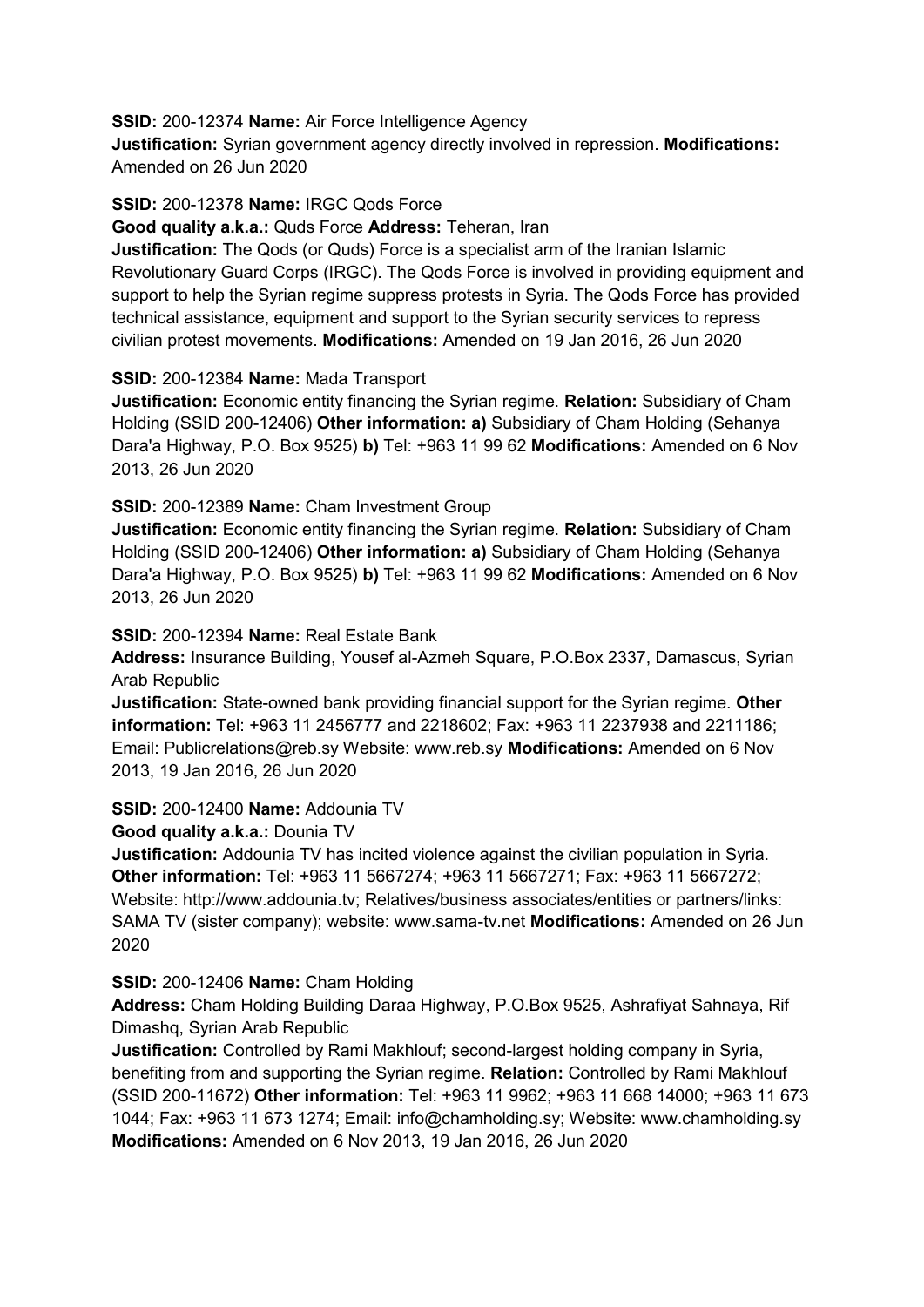**SSID:** 200-12374 **Name:** Air Force Intelligence Agency
**Justification:** Syrian government agency directly involved in repression. **Modifications:** Amended on 26 Jun 2020

**SSID:** 200-12378 **Name:** IRGC Qods Force
**Good quality a.k.a.:** Quds Force **Address:** Teheran, Iran
**Justification:** The Qods (or Quds) Force is a specialist arm of the Iranian Islamic Revolutionary Guard Corps (IRGC). The Qods Force is involved in providing equipment and support to help the Syrian regime suppress protests in Syria. The Qods Force has provided technical assistance, equipment and support to the Syrian security services to repress civilian protest movements. **Modifications:** Amended on 19 Jan 2016, 26 Jun 2020

**SSID:** 200-12384 **Name:** Mada Transport
**Justification:** Economic entity financing the Syrian regime. **Relation:** Subsidiary of Cham Holding (SSID 200-12406) **Other information: a)** Subsidiary of Cham Holding (Sehanya Dara'a Highway, P.O. Box 9525) **b)** Tel: +963 11 99 62 **Modifications:** Amended on 6 Nov 2013, 26 Jun 2020

**SSID:** 200-12389 **Name:** Cham Investment Group
**Justification:** Economic entity financing the Syrian regime. **Relation:** Subsidiary of Cham Holding (SSID 200-12406) **Other information: a)** Subsidiary of Cham Holding (Sehanya Dara'a Highway, P.O. Box 9525) **b)** Tel: +963 11 99 62 **Modifications:** Amended on 6 Nov 2013, 26 Jun 2020

**SSID:** 200-12394 **Name:** Real Estate Bank
**Address:** Insurance Building, Yousef al-Azmeh Square, P.O.Box 2337, Damascus, Syrian Arab Republic
**Justification:** State-owned bank providing financial support for the Syrian regime. **Other information:** Tel: +963 11 2456777 and 2218602; Fax: +963 11 2237938 and 2211186; Email: Publicrelations@reb.sy Website: www.reb.sy **Modifications:** Amended on 6 Nov 2013, 19 Jan 2016, 26 Jun 2020

**SSID:** 200-12400 **Name:** Addounia TV
**Good quality a.k.a.:** Dounia TV
**Justification:** Addounia TV has incited violence against the civilian population in Syria. **Other information:** Tel: +963 11 5667274; +963 11 5667271; Fax: +963 11 5667272; Website: http://www.addounia.tv; Relatives/business associates/entities or partners/links: SAMA TV (sister company); website: www.sama-tv.net **Modifications:** Amended on 26 Jun 2020

**SSID:** 200-12406 **Name:** Cham Holding
**Address:** Cham Holding Building Daraa Highway, P.O.Box 9525, Ashrafiyat Sahnaya, Rif Dimashq, Syrian Arab Republic
**Justification:** Controlled by Rami Makhlouf; second-largest holding company in Syria, benefiting from and supporting the Syrian regime. **Relation:** Controlled by Rami Makhlouf (SSID 200-11672) **Other information:** Tel: +963 11 9962; +963 11 668 14000; +963 11 673 1044; Fax: +963 11 673 1274; Email: info@chamholding.sy; Website: www.chamholding.sy **Modifications:** Amended on 6 Nov 2013, 19 Jan 2016, 26 Jun 2020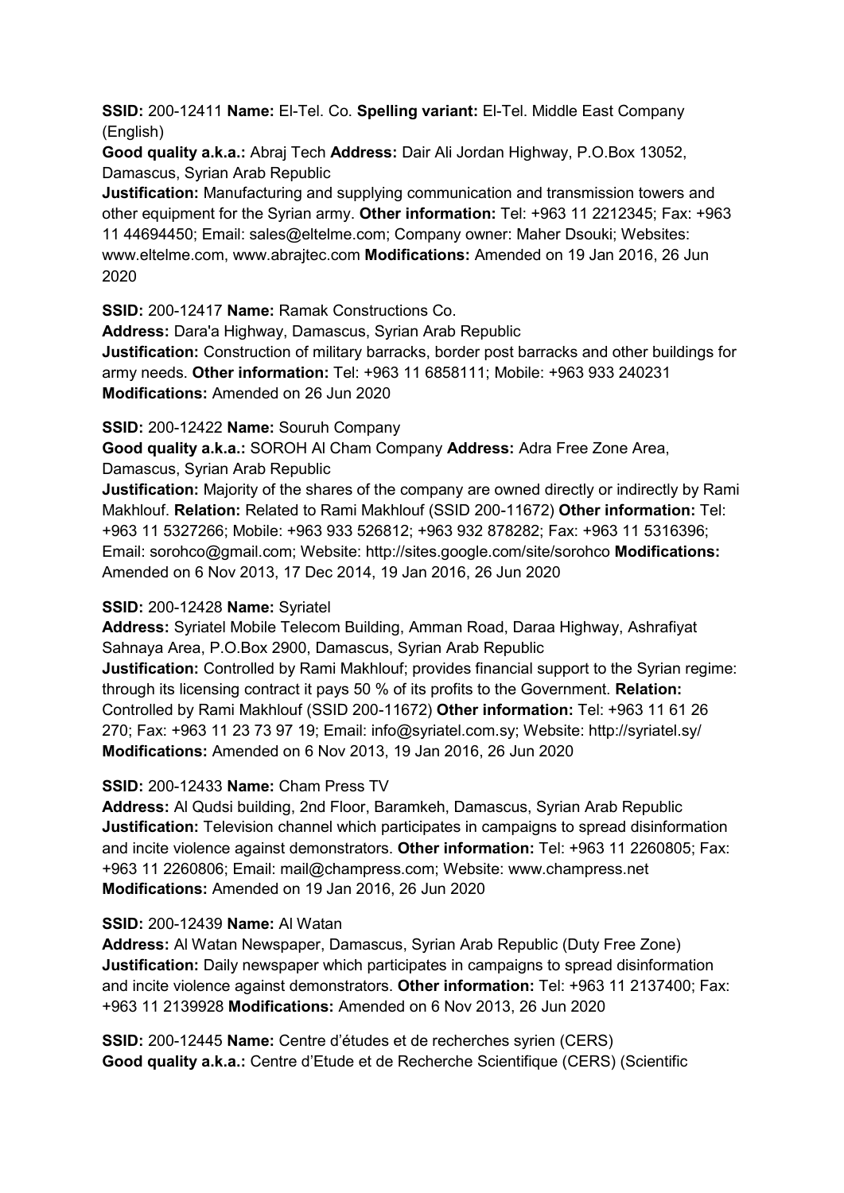**SSID:** 200-12411 **Name:** El-Tel. Co. **Spelling variant:** El-Tel. Middle East Company (English)
**Good quality a.k.a.:** Abraj Tech **Address:** Dair Ali Jordan Highway, P.O.Box 13052, Damascus, Syrian Arab Republic
**Justification:** Manufacturing and supplying communication and transmission towers and other equipment for the Syrian army. **Other information:** Tel: +963 11 2212345; Fax: +963 11 44694450; Email: sales@eltelme.com; Company owner: Maher Dsouki; Websites: www.eltelme.com, www.abrajtec.com **Modifications:** Amended on 19 Jan 2016, 26 Jun 2020

**SSID:** 200-12417 **Name:** Ramak Constructions Co.
**Address:** Dara'a Highway, Damascus, Syrian Arab Republic
**Justification:** Construction of military barracks, border post barracks and other buildings for army needs. **Other information:** Tel: +963 11 6858111; Mobile: +963 933 240231 **Modifications:** Amended on 26 Jun 2020

**SSID:** 200-12422 **Name:** Souruh Company
**Good quality a.k.a.:** SOROH Al Cham Company **Address:** Adra Free Zone Area, Damascus, Syrian Arab Republic
**Justification:** Majority of the shares of the company are owned directly or indirectly by Rami Makhlouf. **Relation:** Related to Rami Makhlouf (SSID 200-11672) **Other information:** Tel: +963 11 5327266; Mobile: +963 933 526812; +963 932 878282; Fax: +963 11 5316396; Email: sorohco@gmail.com; Website: http://sites.google.com/site/sorohco **Modifications:** Amended on 6 Nov 2013, 17 Dec 2014, 19 Jan 2016, 26 Jun 2020

**SSID:** 200-12428 **Name:** Syriatel
**Address:** Syriatel Mobile Telecom Building, Amman Road, Daraa Highway, Ashrafiyat Sahnaya Area, P.O.Box 2900, Damascus, Syrian Arab Republic
**Justification:** Controlled by Rami Makhlouf; provides financial support to the Syrian regime: through its licensing contract it pays 50 % of its profits to the Government. **Relation:** Controlled by Rami Makhlouf (SSID 200-11672) **Other information:** Tel: +963 11 61 26 270; Fax: +963 11 23 73 97 19; Email: info@syriatel.com.sy; Website: http://syriatel.sy/ **Modifications:** Amended on 6 Nov 2013, 19 Jan 2016, 26 Jun 2020

**SSID:** 200-12433 **Name:** Cham Press TV
**Address:** Al Qudsi building, 2nd Floor, Baramkeh, Damascus, Syrian Arab Republic
**Justification:** Television channel which participates in campaigns to spread disinformation and incite violence against demonstrators. **Other information:** Tel: +963 11 2260805; Fax: +963 11 2260806; Email: mail@champress.com; Website: www.champress.net **Modifications:** Amended on 19 Jan 2016, 26 Jun 2020

**SSID:** 200-12439 **Name:** Al Watan
**Address:** Al Watan Newspaper, Damascus, Syrian Arab Republic (Duty Free Zone)
**Justification:** Daily newspaper which participates in campaigns to spread disinformation and incite violence against demonstrators. **Other information:** Tel: +963 11 2137400; Fax: +963 11 2139928 **Modifications:** Amended on 6 Nov 2013, 26 Jun 2020

**SSID:** 200-12445 **Name:** Centre d'études et de recherches syrien (CERS)
**Good quality a.k.a.:** Centre d'Etude et de Recherche Scientifique (CERS) (Scientific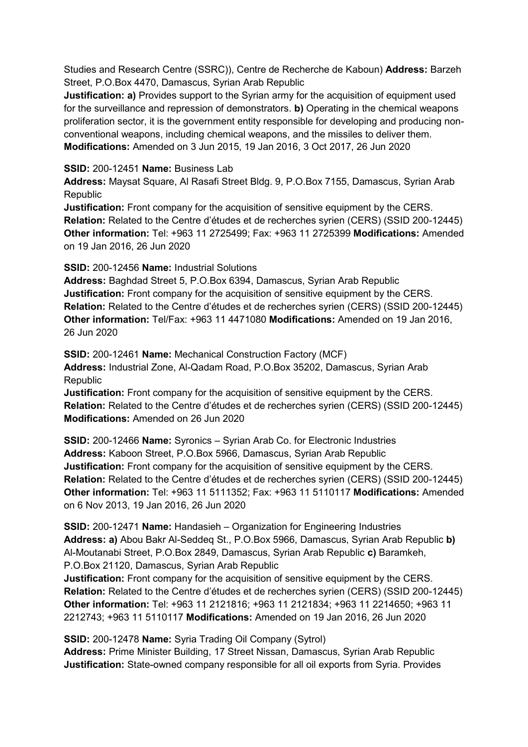Studies and Research Centre (SSRC)), Centre de Recherche de Kaboun) **Address:** Barzeh Street, P.O.Box 4470, Damascus, Syrian Arab Republic
**Justification: a)** Provides support to the Syrian army for the acquisition of equipment used for the surveillance and repression of demonstrators. **b)** Operating in the chemical weapons proliferation sector, it is the government entity responsible for developing and producing non-conventional weapons, including chemical weapons, and the missiles to deliver them.
**Modifications:** Amended on 3 Jun 2015, 19 Jan 2016, 3 Oct 2017, 26 Jun 2020

**SSID:** 200-12451 **Name:** Business Lab
**Address:** Maysat Square, Al Rasafi Street Bldg. 9, P.O.Box 7155, Damascus, Syrian Arab Republic
**Justification:** Front company for the acquisition of sensitive equipment by the CERS.
**Relation:** Related to the Centre d'études et de recherches syrien (CERS) (SSID 200-12445)
**Other information:** Tel: +963 11 2725499; Fax: +963 11 2725399 **Modifications:** Amended on 19 Jan 2016, 26 Jun 2020

**SSID:** 200-12456 **Name:** Industrial Solutions
**Address:** Baghdad Street 5, P.O.Box 6394, Damascus, Syrian Arab Republic
**Justification:** Front company for the acquisition of sensitive equipment by the CERS.
**Relation:** Related to the Centre d'études et de recherches syrien (CERS) (SSID 200-12445)
**Other information:** Tel/Fax: +963 11 4471080 **Modifications:** Amended on 19 Jan 2016, 26 Jun 2020

**SSID:** 200-12461 **Name:** Mechanical Construction Factory (MCF)
**Address:** Industrial Zone, Al-Qadam Road, P.O.Box 35202, Damascus, Syrian Arab Republic
**Justification:** Front company for the acquisition of sensitive equipment by the CERS.
**Relation:** Related to the Centre d'études et de recherches syrien (CERS) (SSID 200-12445)
**Modifications:** Amended on 26 Jun 2020

**SSID:** 200-12466 **Name:** Syronics – Syrian Arab Co. for Electronic Industries
**Address:** Kaboon Street, P.O.Box 5966, Damascus, Syrian Arab Republic
**Justification:** Front company for the acquisition of sensitive equipment by the CERS.
**Relation:** Related to the Centre d'études et de recherches syrien (CERS) (SSID 200-12445)
**Other information:** Tel: +963 11 5111352; Fax: +963 11 5110117 **Modifications:** Amended on 6 Nov 2013, 19 Jan 2016, 26 Jun 2020

**SSID:** 200-12471 **Name:** Handasieh – Organization for Engineering Industries
**Address: a)** Abou Bakr Al-Seddeq St., P.O.Box 5966, Damascus, Syrian Arab Republic **b)** Al-Moutanabi Street, P.O.Box 2849, Damascus, Syrian Arab Republic **c)** Baramkeh, P.O.Box 21120, Damascus, Syrian Arab Republic
**Justification:** Front company for the acquisition of sensitive equipment by the CERS.
**Relation:** Related to the Centre d'études et de recherches syrien (CERS) (SSID 200-12445)
**Other information:** Tel: +963 11 2121816; +963 11 2121834; +963 11 2214650; +963 11 2212743; +963 11 5110117 **Modifications:** Amended on 19 Jan 2016, 26 Jun 2020

**SSID:** 200-12478 **Name:** Syria Trading Oil Company (Sytrol)
**Address:** Prime Minister Building, 17 Street Nissan, Damascus, Syrian Arab Republic
**Justification:** State-owned company responsible for all oil exports from Syria. Provides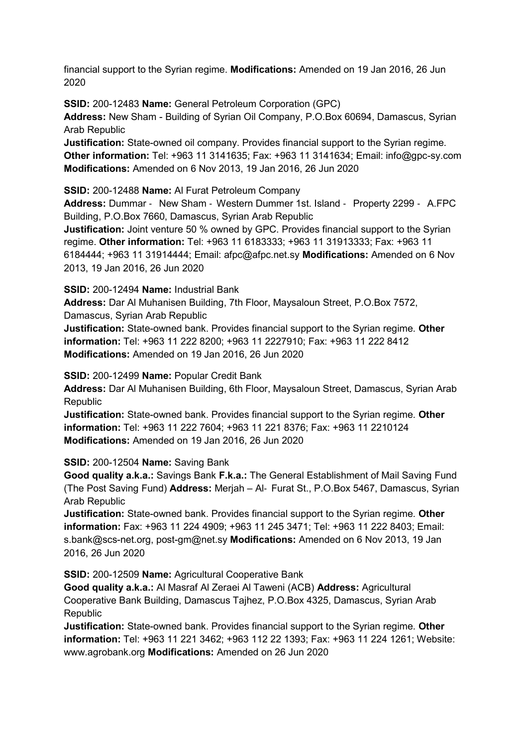financial support to the Syrian regime. **Modifications:** Amended on 19 Jan 2016, 26 Jun 2020

**SSID:** 200-12483 **Name:** General Petroleum Corporation (GPC)
**Address:** New Sham - Building of Syrian Oil Company, P.O.Box 60694, Damascus, Syrian Arab Republic
**Justification:** State-owned oil company. Provides financial support to the Syrian regime. **Other information:** Tel: +963 11 3141635; Fax: +963 11 3141634; Email: info@gpc-sy.com **Modifications:** Amended on 6 Nov 2013, 19 Jan 2016, 26 Jun 2020

**SSID:** 200-12488 **Name:** Al Furat Petroleum Company
**Address:** Dummar - New Sham - Western Dummer 1st. Island - Property 2299 - A.FPC Building, P.O.Box 7660, Damascus, Syrian Arab Republic
**Justification:** Joint venture 50 % owned by GPC. Provides financial support to the Syrian regime. **Other information:** Tel: +963 11 6183333; +963 11 31913333; Fax: +963 11 6184444; +963 11 31914444; Email: afpc@afpc.net.sy **Modifications:** Amended on 6 Nov 2013, 19 Jan 2016, 26 Jun 2020

**SSID:** 200-12494 **Name:** Industrial Bank
**Address:** Dar Al Muhanisen Building, 7th Floor, Maysaloun Street, P.O.Box 7572, Damascus, Syrian Arab Republic
**Justification:** State-owned bank. Provides financial support to the Syrian regime. **Other information:** Tel: +963 11 222 8200; +963 11 2227910; Fax: +963 11 222 8412 **Modifications:** Amended on 19 Jan 2016, 26 Jun 2020

**SSID:** 200-12499 **Name:** Popular Credit Bank
**Address:** Dar Al Muhanisen Building, 6th Floor, Maysaloun Street, Damascus, Syrian Arab Republic
**Justification:** State-owned bank. Provides financial support to the Syrian regime. **Other information:** Tel: +963 11 222 7604; +963 11 221 8376; Fax: +963 11 2210124 **Modifications:** Amended on 19 Jan 2016, 26 Jun 2020

**SSID:** 200-12504 **Name:** Saving Bank
**Good quality a.k.a.:** Savings Bank **F.k.a.:** The General Establishment of Mail Saving Fund (The Post Saving Fund) **Address:** Merjah – Al- Furat St., P.O.Box 5467, Damascus, Syrian Arab Republic
**Justification:** State-owned bank. Provides financial support to the Syrian regime. **Other information:** Fax: +963 11 224 4909; +963 11 245 3471; Tel: +963 11 222 8403; Email: s.bank@scs-net.org, post-gm@net.sy **Modifications:** Amended on 6 Nov 2013, 19 Jan 2016, 26 Jun 2020

**SSID:** 200-12509 **Name:** Agricultural Cooperative Bank
**Good quality a.k.a.:** Al Masraf Al Zeraei Al Taweni (ACB) **Address:** Agricultural Cooperative Bank Building, Damascus Tajhez, P.O.Box 4325, Damascus, Syrian Arab Republic
**Justification:** State-owned bank. Provides financial support to the Syrian regime. **Other information:** Tel: +963 11 221 3462; +963 112 22 1393; Fax: +963 11 224 1261; Website: www.agrobank.org **Modifications:** Amended on 26 Jun 2020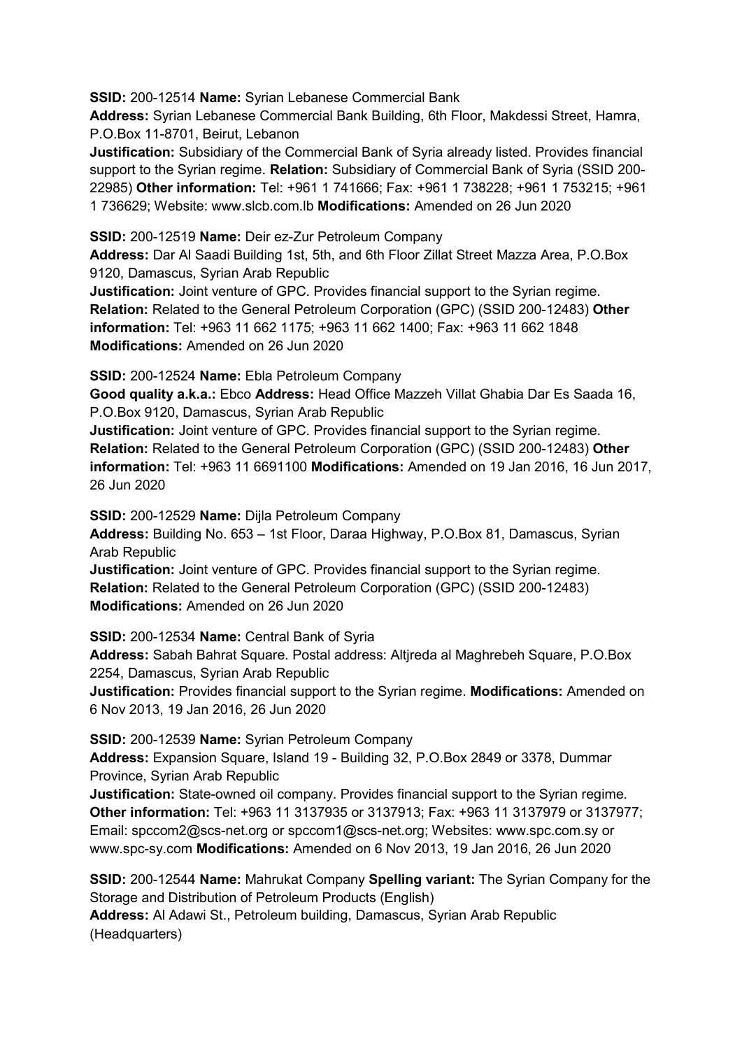**SSID:** 200-12514 **Name:** Syrian Lebanese Commercial Bank
**Address:** Syrian Lebanese Commercial Bank Building, 6th Floor, Makdessi Street, Hamra, P.O.Box 11-8701, Beirut, Lebanon
**Justification:** Subsidiary of the Commercial Bank of Syria already listed. Provides financial support to the Syrian regime. **Relation:** Subsidiary of Commercial Bank of Syria (SSID 200-22985) **Other information:** Tel: +961 1 741666; Fax: +961 1 738228; +961 1 753215; +961 1 736629; Website: www.slcb.com.lb **Modifications:** Amended on 26 Jun 2020

**SSID:** 200-12519 **Name:** Deir ez-Zur Petroleum Company
**Address:** Dar Al Saadi Building 1st, 5th, and 6th Floor Zillat Street Mazza Area, P.O.Box 9120, Damascus, Syrian Arab Republic
**Justification:** Joint venture of GPC. Provides financial support to the Syrian regime. **Relation:** Related to the General Petroleum Corporation (GPC) (SSID 200-12483) **Other information:** Tel: +963 11 662 1175; +963 11 662 1400; Fax: +963 11 662 1848 **Modifications:** Amended on 26 Jun 2020

**SSID:** 200-12524 **Name:** Ebla Petroleum Company
**Good quality a.k.a.:** Ebco **Address:** Head Office Mazzeh Villat Ghabia Dar Es Saada 16, P.O.Box 9120, Damascus, Syrian Arab Republic
**Justification:** Joint venture of GPC. Provides financial support to the Syrian regime. **Relation:** Related to the General Petroleum Corporation (GPC) (SSID 200-12483) **Other information:** Tel: +963 11 6691100 **Modifications:** Amended on 19 Jan 2016, 16 Jun 2017, 26 Jun 2020

**SSID:** 200-12529 **Name:** Dijla Petroleum Company
**Address:** Building No. 653 – 1st Floor, Daraa Highway, P.O.Box 81, Damascus, Syrian Arab Republic
**Justification:** Joint venture of GPC. Provides financial support to the Syrian regime. **Relation:** Related to the General Petroleum Corporation (GPC) (SSID 200-12483) **Modifications:** Amended on 26 Jun 2020

**SSID:** 200-12534 **Name:** Central Bank of Syria
**Address:** Sabah Bahrat Square. Postal address: Altjreda al Maghrebeh Square, P.O.Box 2254, Damascus, Syrian Arab Republic
**Justification:** Provides financial support to the Syrian regime. **Modifications:** Amended on 6 Nov 2013, 19 Jan 2016, 26 Jun 2020

**SSID:** 200-12539 **Name:** Syrian Petroleum Company
**Address:** Expansion Square, Island 19 - Building 32, P.O.Box 2849 or 3378, Dummar Province, Syrian Arab Republic
**Justification:** State-owned oil company. Provides financial support to the Syrian regime. **Other information:** Tel: +963 11 3137935 or 3137913; Fax: +963 11 3137979 or 3137977; Email: spccom2@scs-net.org or spccom1@scs-net.org; Websites: www.spc.com.sy or www.spc-sy.com **Modifications:** Amended on 6 Nov 2013, 19 Jan 2016, 26 Jun 2020

**SSID:** 200-12544 **Name:** Mahrukat Company **Spelling variant:** The Syrian Company for the Storage and Distribution of Petroleum Products (English)
**Address:** Al Adawi St., Petroleum building, Damascus, Syrian Arab Republic (Headquarters)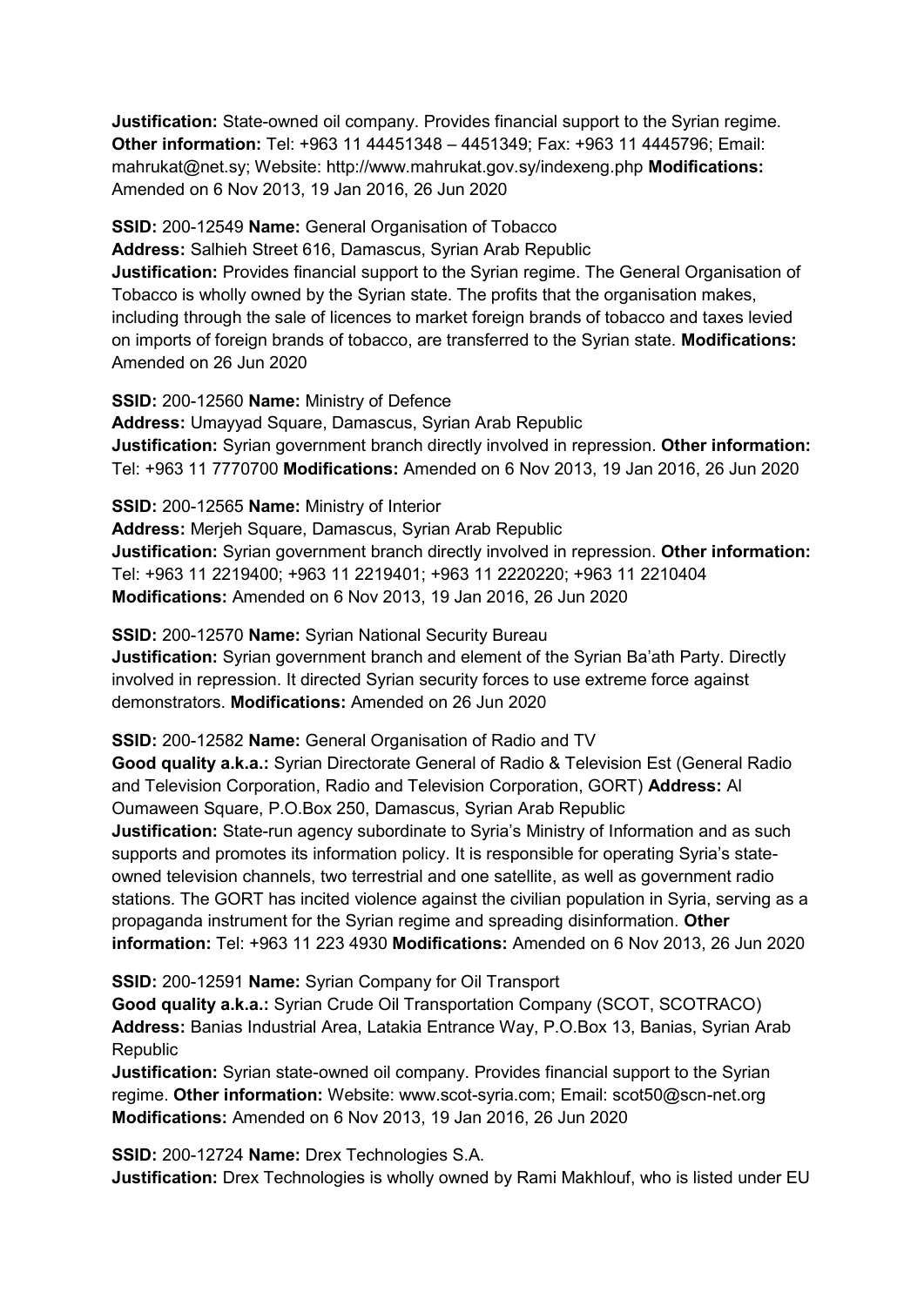**Justification:** State-owned oil company. Provides financial support to the Syrian regime. **Other information:** Tel: +963 11 44451348 – 4451349; Fax: +963 11 4445796; Email: mahrukat@net.sy; Website: http://www.mahrukat.gov.sy/indexeng.php **Modifications:** Amended on 6 Nov 2013, 19 Jan 2016, 26 Jun 2020

**SSID:** 200-12549 **Name:** General Organisation of Tobacco
**Address:** Salhieh Street 616, Damascus, Syrian Arab Republic
**Justification:** Provides financial support to the Syrian regime. The General Organisation of Tobacco is wholly owned by the Syrian state. The profits that the organisation makes, including through the sale of licences to market foreign brands of tobacco and taxes levied on imports of foreign brands of tobacco, are transferred to the Syrian state. **Modifications:** Amended on 26 Jun 2020

**SSID:** 200-12560 **Name:** Ministry of Defence
**Address:** Umayyad Square, Damascus, Syrian Arab Republic
**Justification:** Syrian government branch directly involved in repression. **Other information:** Tel: +963 11 7770700 **Modifications:** Amended on 6 Nov 2013, 19 Jan 2016, 26 Jun 2020

**SSID:** 200-12565 **Name:** Ministry of Interior
**Address:** Merjeh Square, Damascus, Syrian Arab Republic
**Justification:** Syrian government branch directly involved in repression. **Other information:** Tel: +963 11 2219400; +963 11 2219401; +963 11 2220220; +963 11 2210404
**Modifications:** Amended on 6 Nov 2013, 19 Jan 2016, 26 Jun 2020

**SSID:** 200-12570 **Name:** Syrian National Security Bureau
**Justification:** Syrian government branch and element of the Syrian Ba'ath Party. Directly involved in repression. It directed Syrian security forces to use extreme force against demonstrators. **Modifications:** Amended on 26 Jun 2020

**SSID:** 200-12582 **Name:** General Organisation of Radio and TV
**Good quality a.k.a.:** Syrian Directorate General of Radio & Television Est (General Radio and Television Corporation, Radio and Television Corporation, GORT) **Address:** Al Oumaween Square, P.O.Box 250, Damascus, Syrian Arab Republic
**Justification:** State-run agency subordinate to Syria's Ministry of Information and as such supports and promotes its information policy. It is responsible for operating Syria's state-owned television channels, two terrestrial and one satellite, as well as government radio stations. The GORT has incited violence against the civilian population in Syria, serving as a propaganda instrument for the Syrian regime and spreading disinformation. **Other information:** Tel: +963 11 223 4930 **Modifications:** Amended on 6 Nov 2013, 26 Jun 2020

**SSID:** 200-12591 **Name:** Syrian Company for Oil Transport
**Good quality a.k.a.:** Syrian Crude Oil Transportation Company (SCOT, SCOTRACO)
**Address:** Banias Industrial Area, Latakia Entrance Way, P.O.Box 13, Banias, Syrian Arab Republic
**Justification:** Syrian state-owned oil company. Provides financial support to the Syrian regime. **Other information:** Website: www.scot-syria.com; Email: scot50@scn-net.org
**Modifications:** Amended on 6 Nov 2013, 19 Jan 2016, 26 Jun 2020

**SSID:** 200-12724 **Name:** Drex Technologies S.A.
**Justification:** Drex Technologies is wholly owned by Rami Makhlouf, who is listed under EU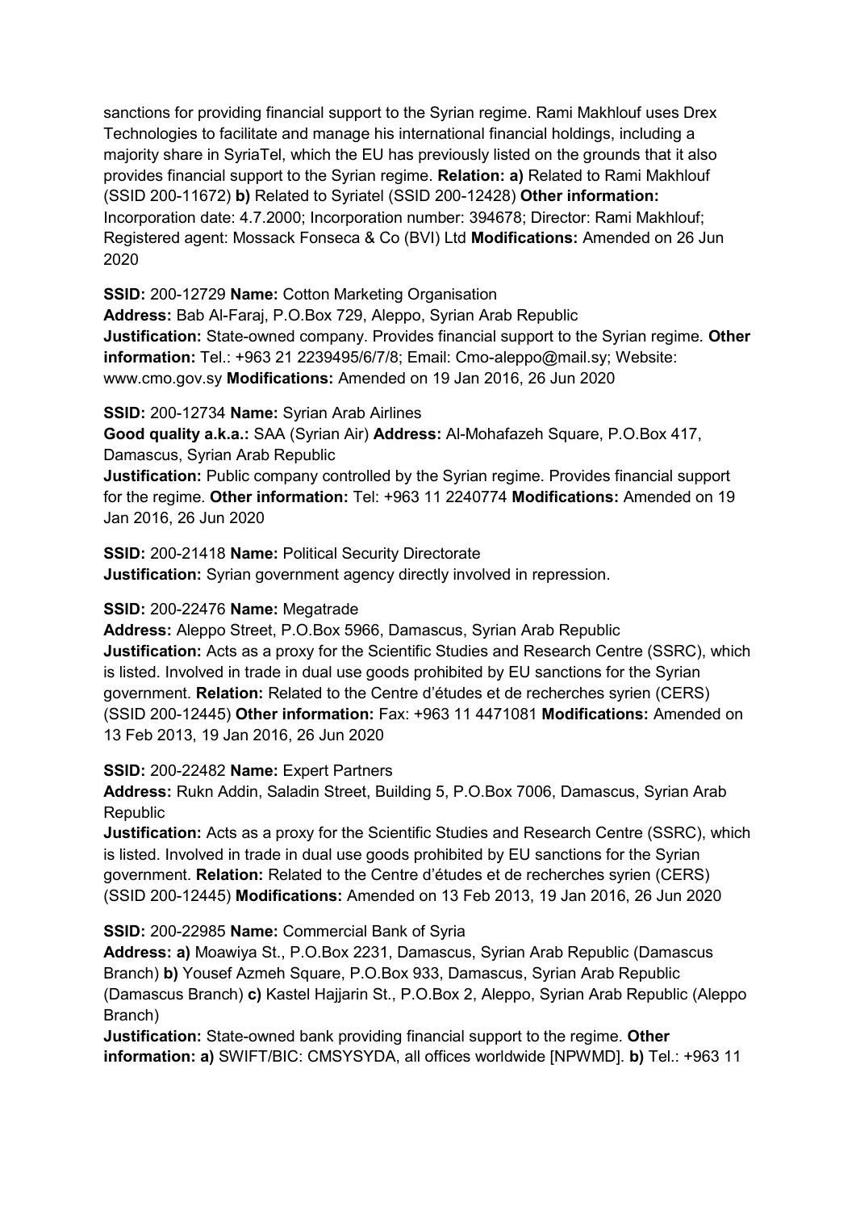sanctions for providing financial support to the Syrian regime. Rami Makhlouf uses Drex Technologies to facilitate and manage his international financial holdings, including a majority share in SyriaTel, which the EU has previously listed on the grounds that it also provides financial support to the Syrian regime. **Relation: a)** Related to Rami Makhlouf (SSID 200-11672) **b)** Related to Syriatel (SSID 200-12428) **Other information:** Incorporation date: 4.7.2000; Incorporation number: 394678; Director: Rami Makhlouf; Registered agent: Mossack Fonseca & Co (BVI) Ltd **Modifications:** Amended on 26 Jun 2020

**SSID:** 200-12729 **Name:** Cotton Marketing Organisation
**Address:** Bab Al-Faraj, P.O.Box 729, Aleppo, Syrian Arab Republic
**Justification:** State-owned company. Provides financial support to the Syrian regime. **Other information:** Tel.: +963 21 2239495/6/7/8; Email: Cmo-aleppo@mail.sy; Website: www.cmo.gov.sy **Modifications:** Amended on 19 Jan 2016, 26 Jun 2020

**SSID:** 200-12734 **Name:** Syrian Arab Airlines
**Good quality a.k.a.:** SAA (Syrian Air) **Address:** Al-Mohafazeh Square, P.O.Box 417, Damascus, Syrian Arab Republic
**Justification:** Public company controlled by the Syrian regime. Provides financial support for the regime. **Other information:** Tel: +963 11 2240774 **Modifications:** Amended on 19 Jan 2016, 26 Jun 2020

**SSID:** 200-21418 **Name:** Political Security Directorate
**Justification:** Syrian government agency directly involved in repression.

**SSID:** 200-22476 **Name:** Megatrade
**Address:** Aleppo Street, P.O.Box 5966, Damascus, Syrian Arab Republic
**Justification:** Acts as a proxy for the Scientific Studies and Research Centre (SSRC), which is listed. Involved in trade in dual use goods prohibited by EU sanctions for the Syrian government. **Relation:** Related to the Centre d'études et de recherches syrien (CERS) (SSID 200-12445) **Other information:** Fax: +963 11 4471081 **Modifications:** Amended on 13 Feb 2013, 19 Jan 2016, 26 Jun 2020

**SSID:** 200-22482 **Name:** Expert Partners
**Address:** Rukn Addin, Saladin Street, Building 5, P.O.Box 7006, Damascus, Syrian Arab Republic
**Justification:** Acts as a proxy for the Scientific Studies and Research Centre (SSRC), which is listed. Involved in trade in dual use goods prohibited by EU sanctions for the Syrian government. **Relation:** Related to the Centre d'études et de recherches syrien (CERS) (SSID 200-12445) **Modifications:** Amended on 13 Feb 2013, 19 Jan 2016, 26 Jun 2020

**SSID:** 200-22985 **Name:** Commercial Bank of Syria
**Address: a)** Moawiya St., P.O.Box 2231, Damascus, Syrian Arab Republic (Damascus Branch) **b)** Yousef Azmeh Square, P.O.Box 933, Damascus, Syrian Arab Republic (Damascus Branch) **c)** Kastel Hajjarin St., P.O.Box 2, Aleppo, Syrian Arab Republic (Aleppo Branch)
**Justification:** State-owned bank providing financial support to the regime. **Other information: a)** SWIFT/BIC: CMSYSYDA, all offices worldwide [NPWMD]. **b)** Tel.: +963 11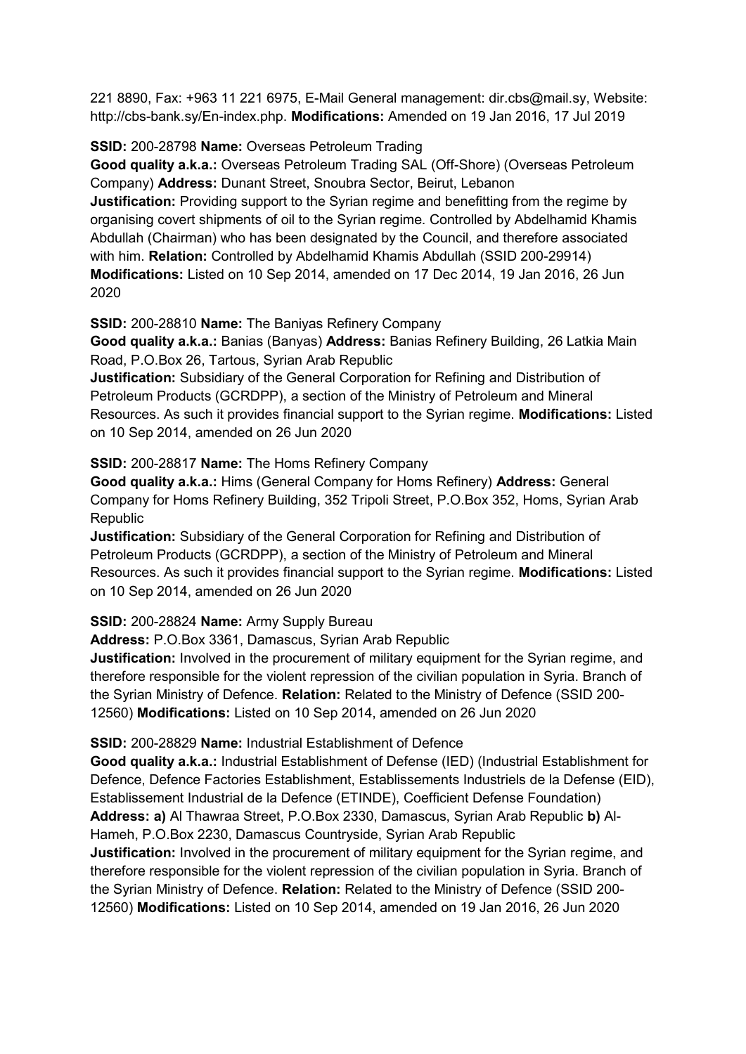221 8890, Fax: +963 11 221 6975, E-Mail General management: dir.cbs@mail.sy, Website: http://cbs-bank.sy/En-index.php. **Modifications:** Amended on 19 Jan 2016, 17 Jul 2019

**SSID:** 200-28798 **Name:** Overseas Petroleum Trading
**Good quality a.k.a.:** Overseas Petroleum Trading SAL (Off-Shore) (Overseas Petroleum Company) **Address:** Dunant Street, Snoubra Sector, Beirut, Lebanon
**Justification:** Providing support to the Syrian regime and benefitting from the regime by organising covert shipments of oil to the Syrian regime. Controlled by Abdelhamid Khamis Abdullah (Chairman) who has been designated by the Council, and therefore associated with him. **Relation:** Controlled by Abdelhamid Khamis Abdullah (SSID 200-29914) **Modifications:** Listed on 10 Sep 2014, amended on 17 Dec 2014, 19 Jan 2016, 26 Jun 2020

**SSID:** 200-28810 **Name:** The Baniyas Refinery Company
**Good quality a.k.a.:** Banias (Banyas) **Address:** Banias Refinery Building, 26 Latkia Main Road, P.O.Box 26, Tartous, Syrian Arab Republic
**Justification:** Subsidiary of the General Corporation for Refining and Distribution of Petroleum Products (GCRDPP), a section of the Ministry of Petroleum and Mineral Resources. As such it provides financial support to the Syrian regime. **Modifications:** Listed on 10 Sep 2014, amended on 26 Jun 2020

**SSID:** 200-28817 **Name:** The Homs Refinery Company
**Good quality a.k.a.:** Hims (General Company for Homs Refinery) **Address:** General Company for Homs Refinery Building, 352 Tripoli Street, P.O.Box 352, Homs, Syrian Arab Republic
**Justification:** Subsidiary of the General Corporation for Refining and Distribution of Petroleum Products (GCRDPP), a section of the Ministry of Petroleum and Mineral Resources. As such it provides financial support to the Syrian regime. **Modifications:** Listed on 10 Sep 2014, amended on 26 Jun 2020

**SSID:** 200-28824 **Name:** Army Supply Bureau
**Address:** P.O.Box 3361, Damascus, Syrian Arab Republic
**Justification:** Involved in the procurement of military equipment for the Syrian regime, and therefore responsible for the violent repression of the civilian population in Syria. Branch of the Syrian Ministry of Defence. **Relation:** Related to the Ministry of Defence (SSID 200-12560) **Modifications:** Listed on 10 Sep 2014, amended on 26 Jun 2020

**SSID:** 200-28829 **Name:** Industrial Establishment of Defence
**Good quality a.k.a.:** Industrial Establishment of Defense (IED) (Industrial Establishment for Defence, Defence Factories Establishment, Establissements Industriels de la Defense (EID), Establissement Industrial de la Defence (ETINDE), Coefficient Defense Foundation)
**Address: a)** Al Thawraa Street, P.O.Box 2330, Damascus, Syrian Arab Republic **b)** Al-Hameh, P.O.Box 2230, Damascus Countryside, Syrian Arab Republic
**Justification:** Involved in the procurement of military equipment for the Syrian regime, and therefore responsible for the violent repression of the civilian population in Syria. Branch of the Syrian Ministry of Defence. **Relation:** Related to the Ministry of Defence (SSID 200-12560) **Modifications:** Listed on 10 Sep 2014, amended on 19 Jan 2016, 26 Jun 2020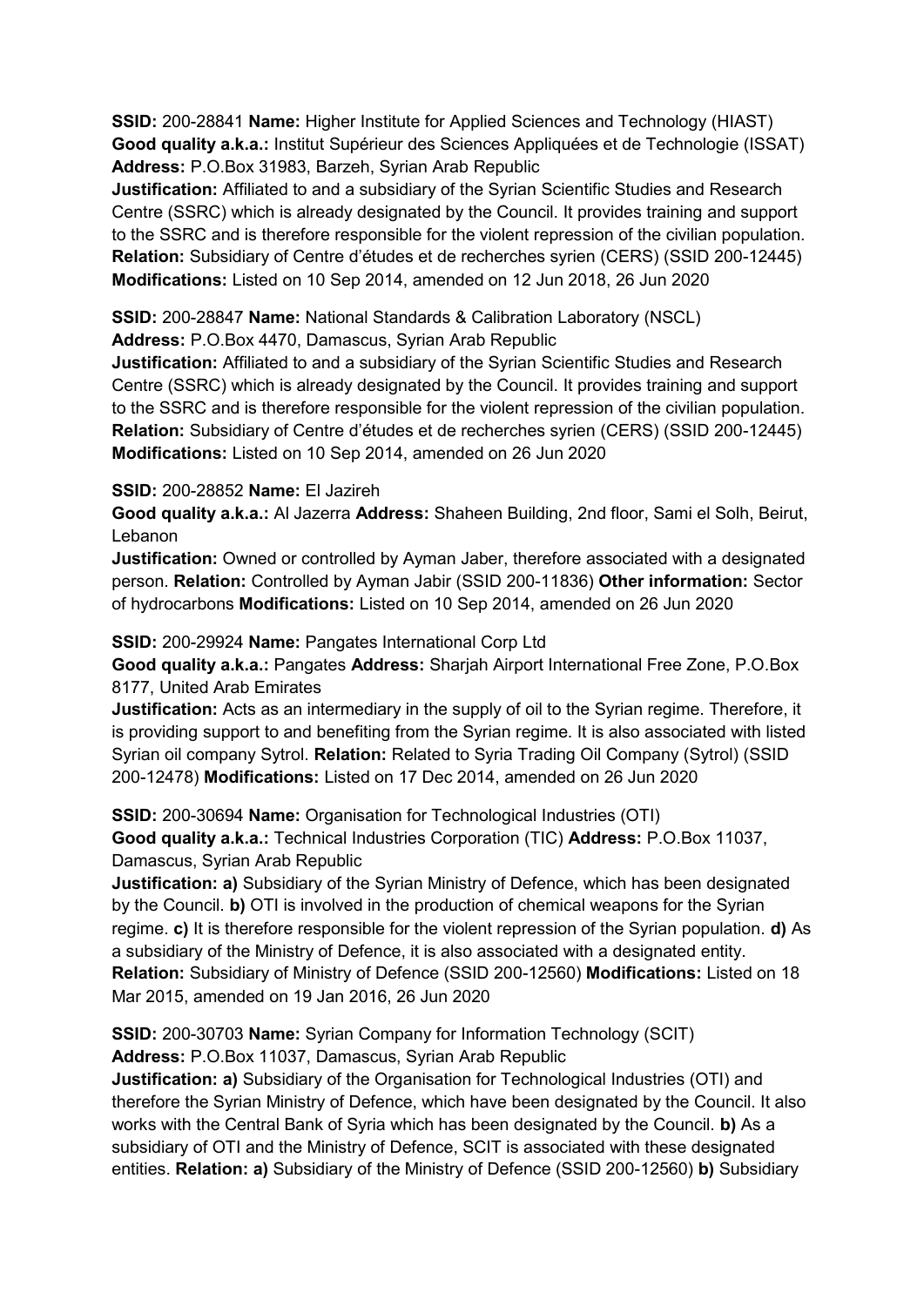**SSID:** 200-28841 **Name:** Higher Institute for Applied Sciences and Technology (HIAST)
**Good quality a.k.a.:** Institut Supérieur des Sciences Appliquées et de Technologie (ISSAT)
**Address:** P.O.Box 31983, Barzeh, Syrian Arab Republic
**Justification:** Affiliated to and a subsidiary of the Syrian Scientific Studies and Research Centre (SSRC) which is already designated by the Council. It provides training and support to the SSRC and is therefore responsible for the violent repression of the civilian population.
**Relation:** Subsidiary of Centre d'études et de recherches syrien (CERS) (SSID 200-12445)
**Modifications:** Listed on 10 Sep 2014, amended on 12 Jun 2018, 26 Jun 2020

**SSID:** 200-28847 **Name:** National Standards & Calibration Laboratory (NSCL)
**Address:** P.O.Box 4470, Damascus, Syrian Arab Republic
**Justification:** Affiliated to and a subsidiary of the Syrian Scientific Studies and Research Centre (SSRC) which is already designated by the Council. It provides training and support to the SSRC and is therefore responsible for the violent repression of the civilian population.
**Relation:** Subsidiary of Centre d'études et de recherches syrien (CERS) (SSID 200-12445)
**Modifications:** Listed on 10 Sep 2014, amended on 26 Jun 2020

**SSID:** 200-28852 **Name:** El Jazireh
**Good quality a.k.a.:** Al Jazerra **Address:** Shaheen Building, 2nd floor, Sami el Solh, Beirut, Lebanon
**Justification:** Owned or controlled by Ayman Jaber, therefore associated with a designated person. **Relation:** Controlled by Ayman Jabir (SSID 200-11836) **Other information:** Sector of hydrocarbons **Modifications:** Listed on 10 Sep 2014, amended on 26 Jun 2020

**SSID:** 200-29924 **Name:** Pangates International Corp Ltd
**Good quality a.k.a.:** Pangates **Address:** Sharjah Airport International Free Zone, P.O.Box 8177, United Arab Emirates
**Justification:** Acts as an intermediary in the supply of oil to the Syrian regime. Therefore, it is providing support to and benefiting from the Syrian regime. It is also associated with listed Syrian oil company Sytrol. **Relation:** Related to Syria Trading Oil Company (Sytrol) (SSID 200-12478) **Modifications:** Listed on 17 Dec 2014, amended on 26 Jun 2020

**SSID:** 200-30694 **Name:** Organisation for Technological Industries (OTI)
**Good quality a.k.a.:** Technical Industries Corporation (TIC) **Address:** P.O.Box 11037, Damascus, Syrian Arab Republic
**Justification:** **a)** Subsidiary of the Syrian Ministry of Defence, which has been designated by the Council. **b)** OTI is involved in the production of chemical weapons for the Syrian regime. **c)** It is therefore responsible for the violent repression of the Syrian population. **d)** As a subsidiary of the Ministry of Defence, it is also associated with a designated entity.
**Relation:** Subsidiary of Ministry of Defence (SSID 200-12560) **Modifications:** Listed on 18 Mar 2015, amended on 19 Jan 2016, 26 Jun 2020

**SSID:** 200-30703 **Name:** Syrian Company for Information Technology (SCIT)
**Address:** P.O.Box 11037, Damascus, Syrian Arab Republic
**Justification:** **a)** Subsidiary of the Organisation for Technological Industries (OTI) and therefore the Syrian Ministry of Defence, which have been designated by the Council. It also works with the Central Bank of Syria which has been designated by the Council. **b)** As a subsidiary of OTI and the Ministry of Defence, SCIT is associated with these designated entities. **Relation:** **a)** Subsidiary of the Ministry of Defence (SSID 200-12560) **b)** Subsidiary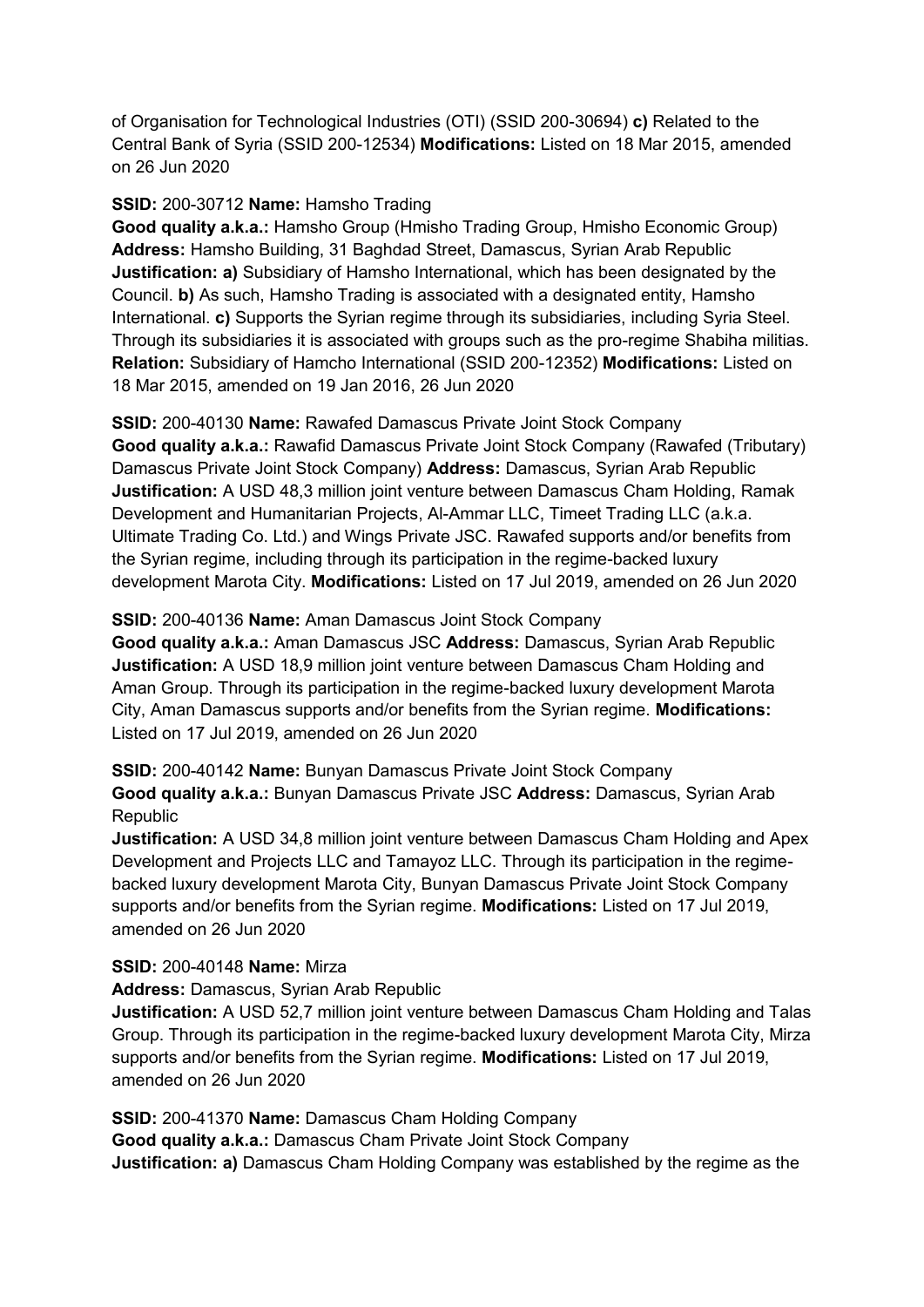of Organisation for Technological Industries (OTI) (SSID 200-30694) **c)** Related to the Central Bank of Syria (SSID 200-12534) **Modifications:** Listed on 18 Mar 2015, amended on 26 Jun 2020

**SSID:** 200-30712 **Name:** Hamsho Trading
**Good quality a.k.a.:** Hamsho Group (Hmisho Trading Group, Hmisho Economic Group) **Address:** Hamsho Building, 31 Baghdad Street, Damascus, Syrian Arab Republic **Justification: a)** Subsidiary of Hamsho International, which has been designated by the Council. **b)** As such, Hamsho Trading is associated with a designated entity, Hamsho International. **c)** Supports the Syrian regime through its subsidiaries, including Syria Steel. Through its subsidiaries it is associated with groups such as the pro-regime Shabiha militias. **Relation:** Subsidiary of Hamcho International (SSID 200-12352) **Modifications:** Listed on 18 Mar 2015, amended on 19 Jan 2016, 26 Jun 2020

**SSID:** 200-40130 **Name:** Rawafed Damascus Private Joint Stock Company
**Good quality a.k.a.:** Rawafid Damascus Private Joint Stock Company (Rawafed (Tributary) Damascus Private Joint Stock Company) **Address:** Damascus, Syrian Arab Republic **Justification:** A USD 48,3 million joint venture between Damascus Cham Holding, Ramak Development and Humanitarian Projects, Al-Ammar LLC, Timeet Trading LLC (a.k.a. Ultimate Trading Co. Ltd.) and Wings Private JSC. Rawafed supports and/or benefits from the Syrian regime, including through its participation in the regime-backed luxury development Marota City. **Modifications:** Listed on 17 Jul 2019, amended on 26 Jun 2020

**SSID:** 200-40136 **Name:** Aman Damascus Joint Stock Company
**Good quality a.k.a.:** Aman Damascus JSC **Address:** Damascus, Syrian Arab Republic **Justification:** A USD 18,9 million joint venture between Damascus Cham Holding and Aman Group. Through its participation in the regime-backed luxury development Marota City, Aman Damascus supports and/or benefits from the Syrian regime. **Modifications:** Listed on 17 Jul 2019, amended on 26 Jun 2020

**SSID:** 200-40142 **Name:** Bunyan Damascus Private Joint Stock Company
**Good quality a.k.a.:** Bunyan Damascus Private JSC **Address:** Damascus, Syrian Arab Republic
**Justification:** A USD 34,8 million joint venture between Damascus Cham Holding and Apex Development and Projects LLC and Tamayoz LLC. Through its participation in the regime-backed luxury development Marota City, Bunyan Damascus Private Joint Stock Company supports and/or benefits from the Syrian regime. **Modifications:** Listed on 17 Jul 2019, amended on 26 Jun 2020

**SSID:** 200-40148 **Name:** Mirza
**Address:** Damascus, Syrian Arab Republic
**Justification:** A USD 52,7 million joint venture between Damascus Cham Holding and Talas Group. Through its participation in the regime-backed luxury development Marota City, Mirza supports and/or benefits from the Syrian regime. **Modifications:** Listed on 17 Jul 2019, amended on 26 Jun 2020

**SSID:** 200-41370 **Name:** Damascus Cham Holding Company
**Good quality a.k.a.:** Damascus Cham Private Joint Stock Company
**Justification: a)** Damascus Cham Holding Company was established by the regime as the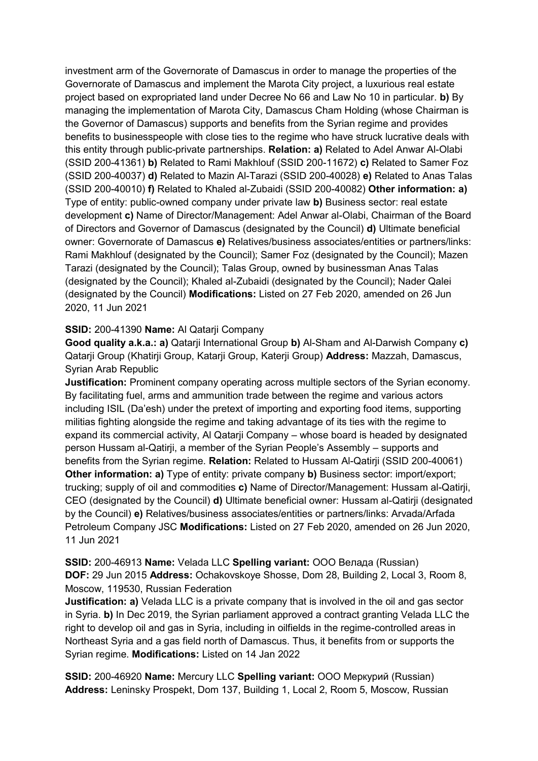investment arm of the Governorate of Damascus in order to manage the properties of the Governorate of Damascus and implement the Marota City project, a luxurious real estate project based on expropriated land under Decree No 66 and Law No 10 in particular. **b)** By managing the implementation of Marota City, Damascus Cham Holding (whose Chairman is the Governor of Damascus) supports and benefits from the Syrian regime and provides benefits to businesspeople with close ties to the regime who have struck lucrative deals with this entity through public-private partnerships. **Relation: a)** Related to Adel Anwar Al-Olabi (SSID 200-41361) **b)** Related to Rami Makhlouf (SSID 200-11672) **c)** Related to Samer Foz (SSID 200-40037) **d)** Related to Mazin Al-Tarazi (SSID 200-40028) **e)** Related to Anas Talas (SSID 200-40010) **f)** Related to Khaled al-Zubaidi (SSID 200-40082) **Other information: a)** Type of entity: public-owned company under private law **b)** Business sector: real estate development **c)** Name of Director/Management: Adel Anwar al-Olabi, Chairman of the Board of Directors and Governor of Damascus (designated by the Council) **d)** Ultimate beneficial owner: Governorate of Damascus **e)** Relatives/business associates/entities or partners/links: Rami Makhlouf (designated by the Council); Samer Foz (designated by the Council); Mazen Tarazi (designated by the Council); Talas Group, owned by businessman Anas Talas (designated by the Council); Khaled al-Zubaidi (designated by the Council); Nader Qalei (designated by the Council) **Modifications:** Listed on 27 Feb 2020, amended on 26 Jun 2020, 11 Jun 2021

**SSID:** 200-41390 **Name:** Al Qatarji Company
**Good quality a.k.a.: a)** Qatarji International Group **b)** Al-Sham and Al-Darwish Company **c)** Qatarji Group (Khatirji Group, Katarji Group, Katerji Group) **Address:** Mazzah, Damascus, Syrian Arab Republic
**Justification:** Prominent company operating across multiple sectors of the Syrian economy. By facilitating fuel, arms and ammunition trade between the regime and various actors including ISIL (Da'esh) under the pretext of importing and exporting food items, supporting militias fighting alongside the regime and taking advantage of its ties with the regime to expand its commercial activity, Al Qatarji Company – whose board is headed by designated person Hussam al-Qatirji, a member of the Syrian People's Assembly – supports and benefits from the Syrian regime. **Relation:** Related to Hussam Al-Qatirji (SSID 200-40061) **Other information: a)** Type of entity: private company **b)** Business sector: import/export; trucking; supply of oil and commodities **c)** Name of Director/Management: Hussam al-Qatirji, CEO (designated by the Council) **d)** Ultimate beneficial owner: Hussam al-Qatirji (designated by the Council) **e)** Relatives/business associates/entities or partners/links: Arvada/Arfada Petroleum Company JSC **Modifications:** Listed on 27 Feb 2020, amended on 26 Jun 2020, 11 Jun 2021

**SSID:** 200-46913 **Name:** Velada LLC **Spelling variant:** ООО Велада (Russian)
**DOF:** 29 Jun 2015 **Address:** Ochakovskoye Shosse, Dom 28, Building 2, Local 3, Room 8, Moscow, 119530, Russian Federation
**Justification: a)** Velada LLC is a private company that is involved in the oil and gas sector in Syria. **b)** In Dec 2019, the Syrian parliament approved a contract granting Velada LLC the right to develop oil and gas in Syria, including in oilfields in the regime-controlled areas in Northeast Syria and a gas field north of Damascus. Thus, it benefits from or supports the Syrian regime. **Modifications:** Listed on 14 Jan 2022

**SSID:** 200-46920 **Name:** Mercury LLC **Spelling variant:** ООО Меркурий (Russian)
**Address:** Leninsky Prospekt, Dom 137, Building 1, Local 2, Room 5, Moscow, Russian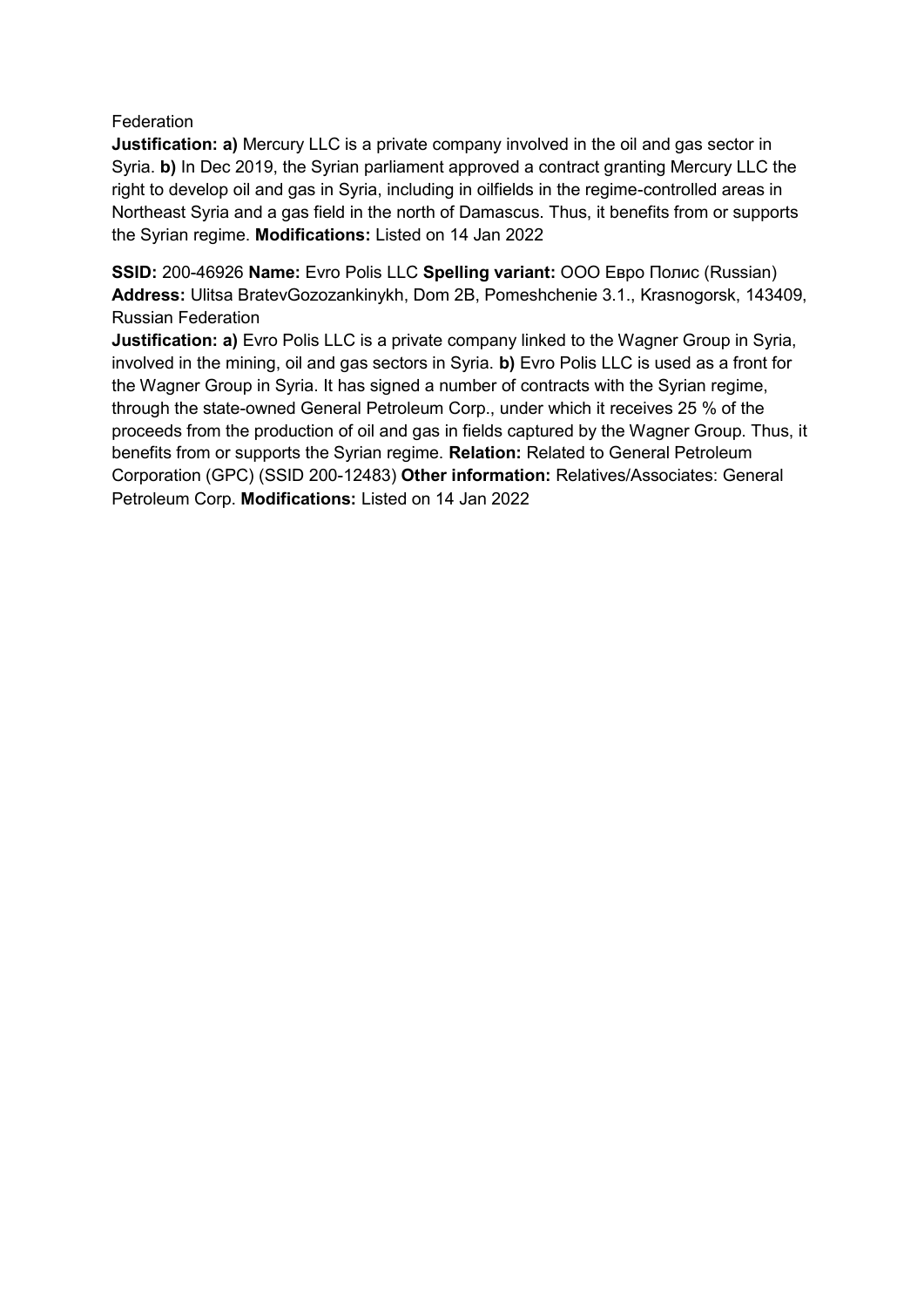Federation

**Justification: a)** Mercury LLC is a private company involved in the oil and gas sector in Syria. **b)** In Dec 2019, the Syrian parliament approved a contract granting Mercury LLC the right to develop oil and gas in Syria, including in oilfields in the regime-controlled areas in Northeast Syria and a gas field in the north of Damascus. Thus, it benefits from or supports the Syrian regime. **Modifications:** Listed on 14 Jan 2022

**SSID:** 200-46926 **Name:** Evro Polis LLC **Spelling variant:** ООО Евро Полис (Russian) **Address:** Ulitsa BratevGozozankinykh, Dom 2B, Pomeshchenie 3.1., Krasnogorsk, 143409, Russian Federation

**Justification: a)** Evro Polis LLC is a private company linked to the Wagner Group in Syria, involved in the mining, oil and gas sectors in Syria. **b)** Evro Polis LLC is used as a front for the Wagner Group in Syria. It has signed a number of contracts with the Syrian regime, through the state-owned General Petroleum Corp., under which it receives 25 % of the proceeds from the production of oil and gas in fields captured by the Wagner Group. Thus, it benefits from or supports the Syrian regime. **Relation:** Related to General Petroleum Corporation (GPC) (SSID 200-12483) **Other information:** Relatives/Associates: General Petroleum Corp. **Modifications:** Listed on 14 Jan 2022